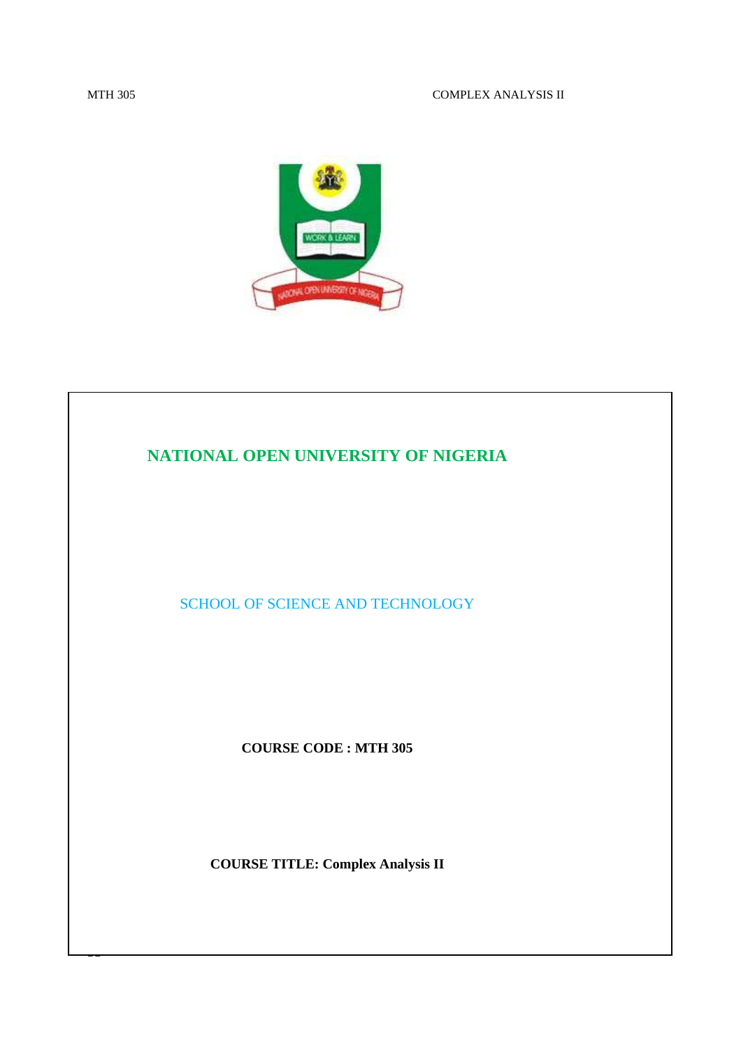# NATIONAL OPEN UNIVERSITY OF NIGERIA

SCHOOL OF SCIENCE AND TECHNOLOGY

**COURSE CODE : MTH 305**

**COURSE TITLE: Complex Analysis II**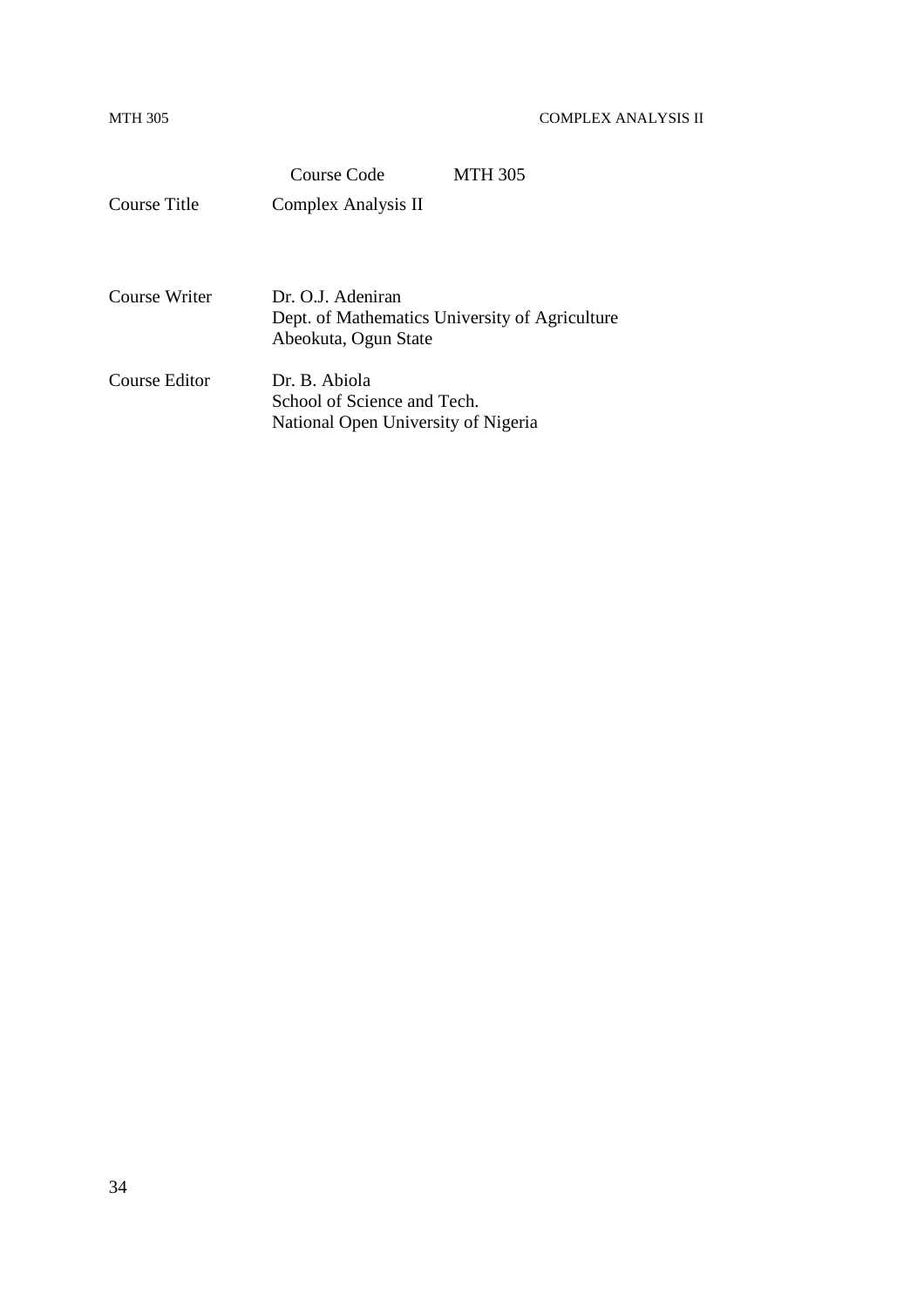| | |
|---|---|
| Course Code | MTH 305 |
| Course Title | Complex Analysis II |
| Course Writer | Dr. O.J. Adeniran<br>Dept. of Mathematics University of Agriculture<br>Abeokuta, Ogun State |
| Course Editor | Dr. B. Abiola<br>School of Science and Tech.<br>National Open University of Nigeria |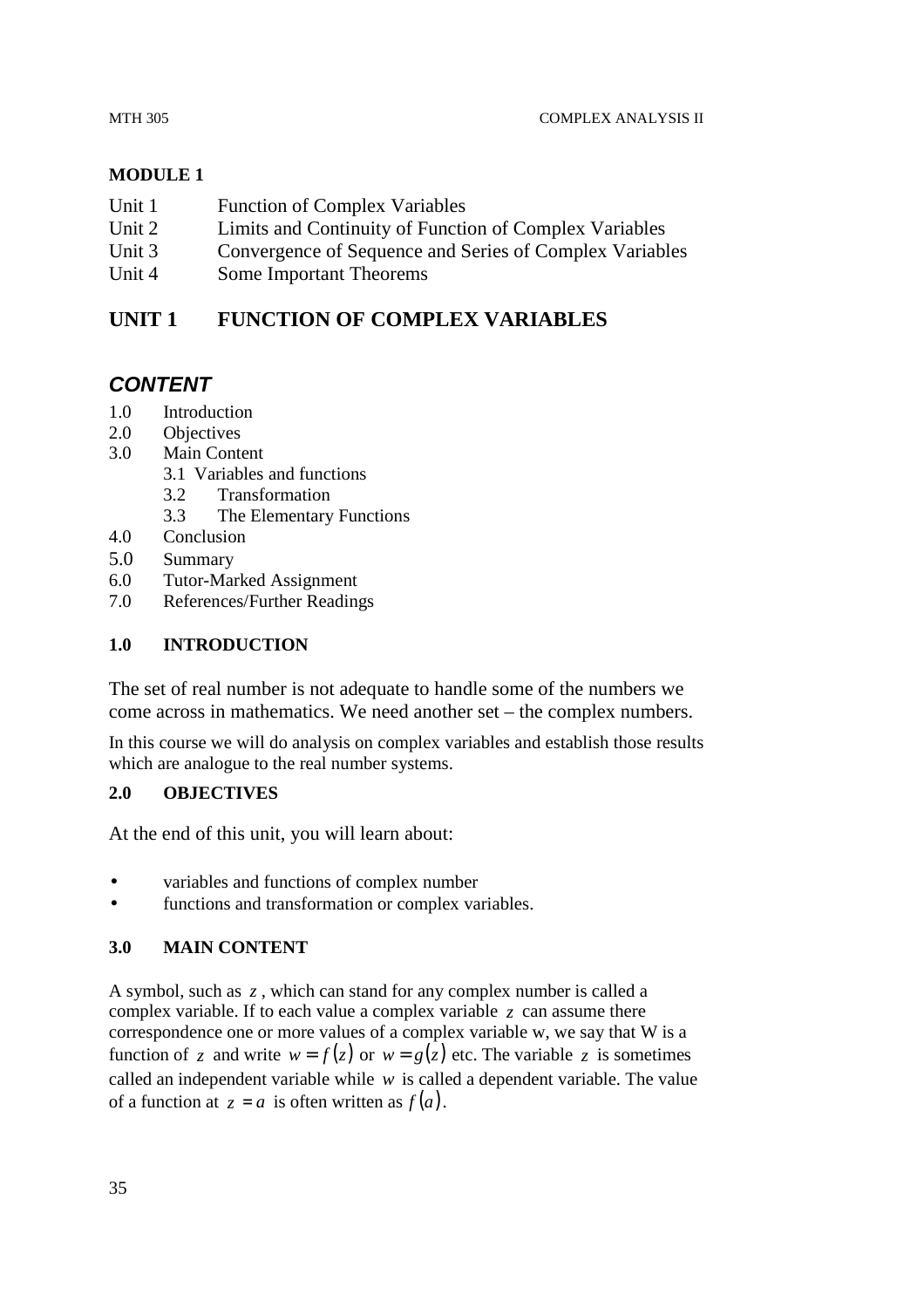## MODULE 1

- Unit 1 Function of Complex Variables
- Unit 2 Limits and Continuity of Function of Complex Variables
- Unit 3 Convergence of Sequence and Series of Complex Variables
- Unit 4 Some Important Theorems

# UNIT 1 FUNCTION OF COMPLEX VARIABLES

## *CONTENT*

- 1.0 Introduction
- 2.0 Objectives
- 3.0 Main Content
  - 3.1 Variables and functions
  - 3.2 Transformation
  - 3.3 The Elementary Functions
- 4.0 Conclusion
- 5.0 Summary
- 6.0 Tutor-Marked Assignment
- 7.0 References/Further Readings

### 1.0 INTRODUCTION

The set of real number is not adequate to handle some of the numbers we come across in mathematics. We need another set – the complex numbers.

In this course we will do analysis on complex variables and establish those results which are analogue to the real number systems.

### 2.0 OBJECTIVES

At the end of this unit, you will learn about:

- variables and functions of complex number
- functions and transformation or complex variables.

### 3.0 MAIN CONTENT

A symbol, such as $z$, which can stand for any complex number is called a complex variable. If to each value a complex variable $z$ can assume there correspondence one or more values of a complex variable w, we say that W is a function of $z$ and write $w = f(z)$ or $w = g(z)$ etc. The variable $z$ is sometimes called an independent variable while $w$ is called a dependent variable. The value of a function at $z = a$ is often written as $f(a)$.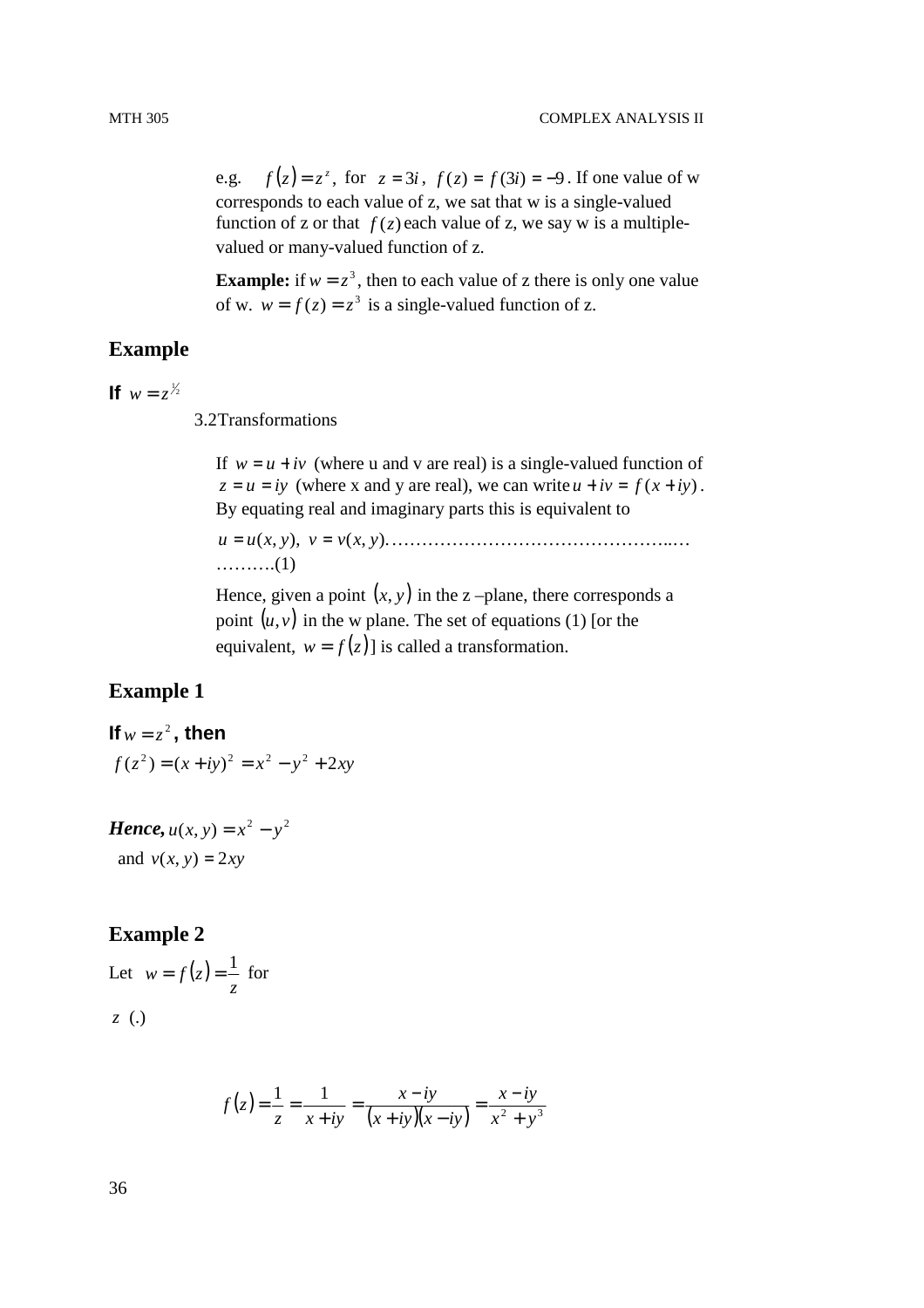e.g. $f(z) = z^z$, for $z = 3i$, $f(z) = f(3i) = -9$. If one value of w corresponds to each value of z, we sat that w is a single-valued function of z or that $f(z)$ each value of z, we say w is a multiple-valued or many-valued function of z.

**Example:** if $w = z^3$, then to each value of z there is only one value of w. $w = f(z) = z^3$ is a single-valued function of z.

## Example

**If** $w = z^{1/2}$

3.2Transformations

If $w = u + iv$ (where u and v are real) is a single-valued function of $z = u = iy$ (where x and y are real), we can write $u + iv = f(x + iy)$. By equating real and imaginary parts this is equivalent to

$u = u(x, y),\ v = v(x, y)$…………………………………………..… ……….(1)

Hence, given a point $(x, y)$ in the z –plane, there corresponds a point $(u, v)$ in the w plane. The set of equations (1) [or the equivalent, $w = f(z)$] is called a transformation.

## Example 1

**If** $w = z^2$**, then**

$f(z^2) = (x + iy)^2 = x^2 - y^2 + 2xy$

***Hence,*** $u(x, y) = x^2 - y^2$

and $v(x, y) = 2xy$

## Example 2

Let $w = f(z) = \dfrac{1}{z}$ for

$z$ (.)

$$f(z) = \frac{1}{z} = \frac{1}{x + iy} = \frac{x - iy}{(x + iy)(x - iy)} = \frac{x - iy}{x^2 + y^3}$$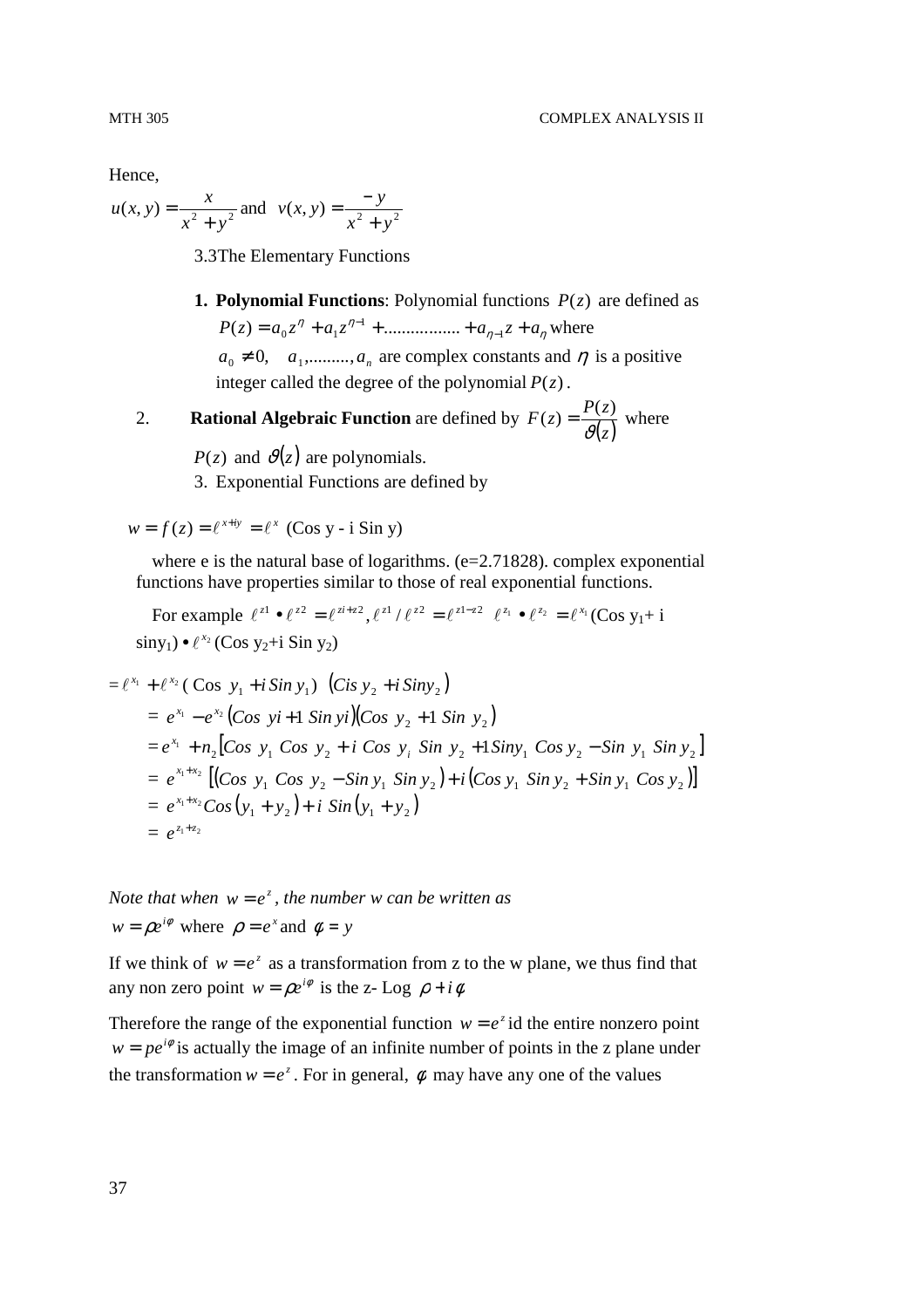Hence,

$u(x,y) = \frac{x}{x^2 + y^2}$ and $v(x,y) = \frac{-y}{x^2 + y^2}$

3.3The Elementary Functions

1. **Polynomial Functions**: Polynomial functions $P(z)$ are defined as $P(z) = a_0 z^{\eta} + a_1 z^{\eta-1} + ................ + a_{\eta-1} z + a_{\eta}$ where $a_0 \neq 0, \quad a_1, ........., a_n$ are complex constants and $\eta$ is a positive integer called the degree of the polynomial $P(z)$.

2. **Rational Algebraic Function** are defined by $F(z) = \frac{P(z)}{\vartheta(z)}$ where $P(z)$ and $\vartheta(z)$ are polynomials.

3. Exponential Functions are defined by

$w = f(z) = \ell^{x+iy} = \ell^{x}$ (Cos y - i Sin y)

where e is the natural base of logarithms. (e=2.71828). complex exponential functions have properties similar to those of real exponential functions.

For example $\ell^{z1} \bullet \ell^{z2} = \ell^{zi+z2}, \ell^{z1} / \ell^{z2} = \ell^{z1-z2}$ $\ell^{z_1} \bullet \ell^{z_2} = \ell^{x_1}$ (Cos $y_1$+ i $\sin y_1$) $\bullet \ell^{x_2}$ (Cos $y_2$+i Sin $y_2$)

$$= \ell^{x_1} + \ell^{x_2} ( \text{Cos } y_1 + i \, Sin \, y_1) \quad (Cis \, y_2 + i \, Siny_2)$$

$$= e^{x_1} - e^{x_2} (Cos \ yi + 1 \ Sin \ yi)(Cos \ y_2 + 1 \ Sin \ y_2)$$

$$= e^{x_1} + n_2 \left[ Cos \ y_1 \ Cos \ y_2 + i \ Cos \ y_i \ Sin \ y_2 + 1 Siny_1 \ Cos \ y_2 - Sin \ y_1 \ Sin \ y_2 \right]$$

$$= e^{x_1+x_2} \left[ (Cos \ y_1 \ Cos \ y_2 - Sin \ y_1 \ Sin \ y_2) + i (Cos \ y_1 \ Sin \ y_2 + Sin \ y_1 \ Cos \ y_2) \right]$$

$$= e^{x_1+x_2} Cos (y_1 + y_2) + i \ Sin (y_1 + y_2)$$

$$= e^{z_1+z_2}$$

*Note that when* $w = e^z$*, the number w can be written as*

$w = \rho e^{i\varphi}$ where $\rho = e^x$ and $\phi = y$

If we think of $w = e^z$ as a transformation from z to the w plane, we thus find that any non zero point $w = \rho e^{i\varphi}$ is the z- Log $\rho + i\phi$

Therefore the range of the exponential function $w = e^z$ id the entire nonzero point $w = pe^{i\varphi}$ is actually the image of an infinite number of points in the z plane under the transformation $w = e^z$. For in general, $\phi$ may have any one of the values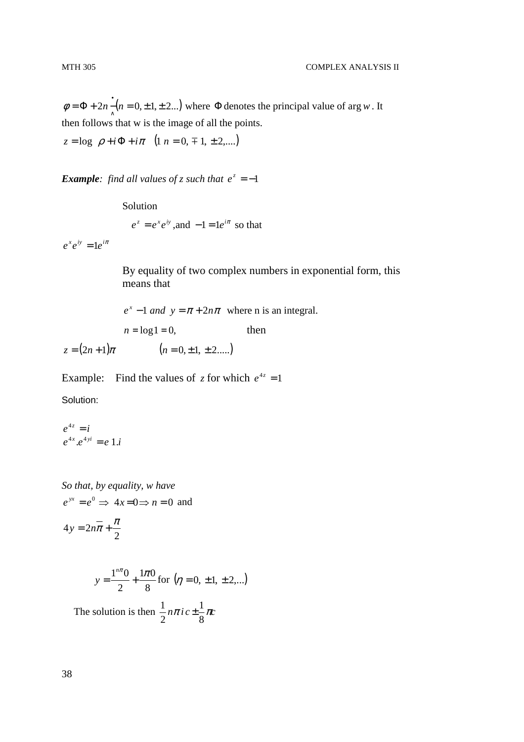$\phi = \Phi + 2n\overset{\bullet}{\underset{\wedge}{-}}(n = 0, \pm 1, \pm 2...)$ where $\Phi$ denotes the principal value of $\arg w$. It then follows that w is the image of all the points.

$z = \log\ \rho + i\Phi + i\pi \quad (1\ n = 0, \mp 1, \pm 2,....)$

***Example***: *find all values of z such that* $e^{z} = -1$

Solution

$e^{z} = e^{x}e^{iy}$, and $-1 = 1e^{i\pi}$ so that

$e^{x}e^{iy} = 1e^{i\pi}$

By equality of two complex numbers in exponential form, this means that

$e^{x} - 1$ *and* $y = \pi + 2n\pi$ where n is an integral.

$n = \log 1 = 0,$ then

$z = (2n+1)\pi \qquad (n = 0, \pm 1, \pm 2.....)$

Example: Find the values of $z$ for which $e^{4z} = 1$

Solution:

$e^{4z} = i$
$e^{4x}.e^{4yi} = e\ 1.i$

*So that, by equality, w have*
$e^{yx} = e^{0} \Rightarrow 4x = 0 \Rightarrow n = 0$ and

$4y = 2n\overline{\pi} + \dfrac{\pi}{2}$

$y = \dfrac{1^{n\pi}0}{2} + \dfrac{1\pi 0}{8}$ for $(\eta = 0, \pm 1, \pm 2,...)$

The solution is then $\dfrac{1}{2}n\pi\, i\, c \pm \dfrac{1}{8}\pi c$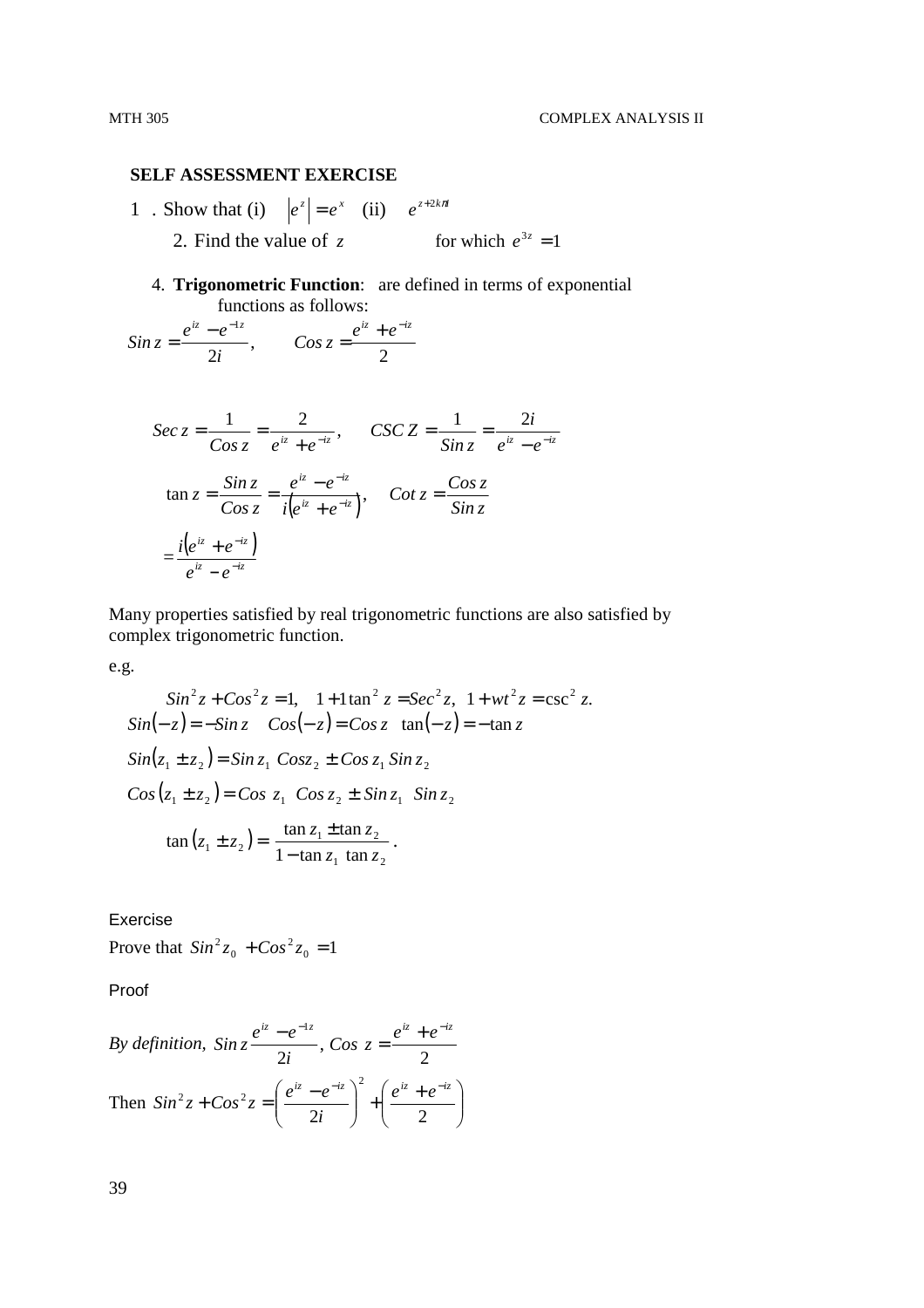**SELF ASSESSMENT EXERCISE**

1 . Show that (i) $\left|e^z\right| = e^x$ (ii) $e^{z+2k\pi i}$

2. Find the value of $z$ for which $e^{3z} = 1$

4. **Trigonometric Function**: are defined in terms of exponential functions as follows:

$$Sin\, z = \frac{e^{iz} - e^{-1z}}{2i}, \qquad Cos\, z = \frac{e^{iz} + e^{-iz}}{2}$$

$$Sec\, z = \frac{1}{Cos\, z} = \frac{2}{e^{iz} + e^{-iz}}, \qquad CSC\, Z = \frac{1}{Sin\, z} = \frac{2i}{e^{iz} - e^{-iz}}$$

$$\tan z = \frac{Sin\, z}{Cos\, z} = \frac{e^{iz} - e^{-iz}}{i\left(e^{iz} + e^{-iz}\right)}, \qquad Cot\, z = \frac{Cos\, z}{Sin\, z}$$

$$= \frac{i\left(e^{iz} + e^{-iz}\right)}{e^{iz} - e^{-iz}}$$

Many properties satisfied by real trigonometric functions are also satisfied by complex trigonometric function.

e.g.

$$Sin^2 z + Cos^2 z = 1, \quad 1 + 1\tan^2 z = Sec^2 z, \quad 1 + wt^2 z = \csc^2 z.$$

$$Sin(-z) = -Sin\, z \quad Cos(-z) = Cos\, z \quad \tan(-z) = -\tan z$$

$$Sin(z_1 \pm z_2) = Sin\, z_1\ Cos z_2 \pm Cos\, z_1\, Sin\, z_2$$

$$Cos\,(z_1 \pm z_2) = Cos\ z_1\ \ Cos\, z_2 \pm Sin\, z_1\ \ Sin\, z_2$$

$$\tan\,(z_1 \pm z_2) = \frac{\tan z_1 \pm \tan z_2}{1 - \tan z_1\ \tan z_2}.$$

Exercise

Prove that $Sin^2 z_0 + Cos^2 z_0 = 1$

Proof

*By definition,* $Sin\, z \dfrac{e^{iz} - e^{-1z}}{2i}$, $Cos\ z = \dfrac{e^{iz} + e^{-iz}}{2}$

Then $Sin^2 z + Cos^2 z = \left(\dfrac{e^{iz} - e^{-iz}}{2i}\right)^2 + \left(\dfrac{e^{iz} + e^{-iz}}{2}\right)$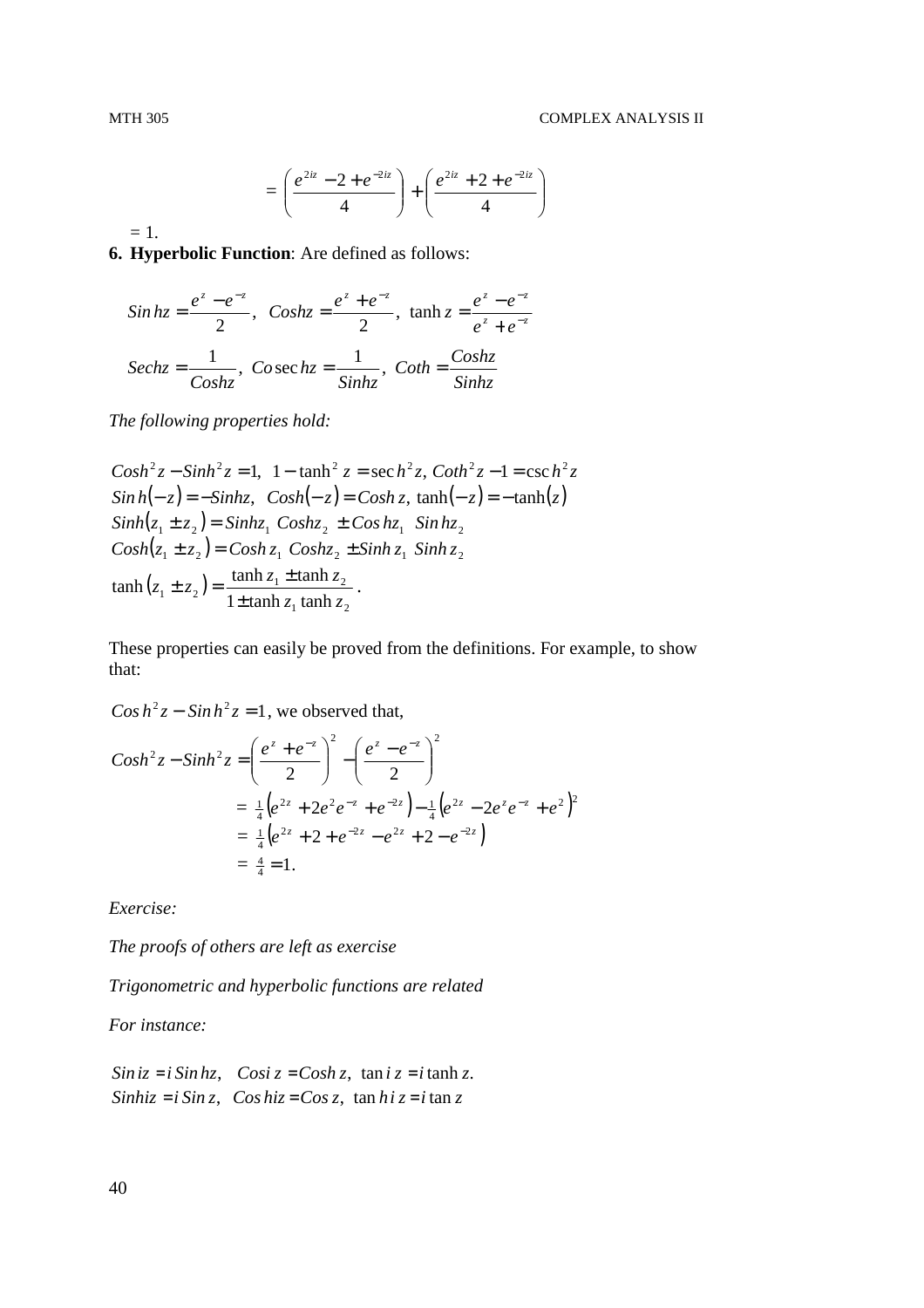$$= \left(\frac{e^{2iz} - 2 + e^{-2iz}}{4}\right) + \left(\frac{e^{2iz} + 2 + e^{-2iz}}{4}\right)$$

$= 1.$

**6. Hyperbolic Function**: Are defined as follows:

$$Sin\,hz = \frac{e^{z} - e^{-z}}{2},\;\; Coshz = \frac{e^{z} + e^{-z}}{2},\;\; \tanh z = \frac{e^{z} - e^{-z}}{e^{z} + e^{-z}}$$

$$Sechz = \frac{1}{Coshz},\;\; Co\sec hz = \frac{1}{Sinhz},\;\; Coth = \frac{Coshz}{Sinhz}$$

*The following properties hold:*

$$Cosh^2 z - Sinh^2 z = 1,\;\; 1 - \tanh^2 z = \sec h^2 z,\; Coth^2 z - 1 = \csc h^2 z$$
$$Sin\,h(-z) = -Sinhz,\;\; Cosh(-z) = Cosh\,z,\; \tanh(-z) = -\tanh(z)$$
$$Sinh(z_1 \pm z_2) = Sinhz_1\; Coshz_2\; \pm Cos\,hz_1\;\; Sin\,hz_2$$
$$Cosh(z_1 \pm z_2) = Cosh\,z_1\; Coshz_2 \pm Sinh\,z_1\;\; Sinh\,z_2$$
$$\tanh(z_1 \pm z_2) = \frac{\tanh z_1 \pm \tanh z_2}{1 \pm \tanh z_1 \tanh z_2}.$$

These properties can easily be proved from the definitions. For example, to show that:

$Cos\,h^2 z - Sin\,h^2 z = 1$, we observed that,

$$Cosh^2 z - Sinh^2 z = \left(\frac{e^{z} + e^{-z}}{2}\right)^2 - \left(\frac{e^{z} - e^{-z}}{2}\right)^2$$
$$= \tfrac{1}{4}\left(e^{2z} + 2e^{2}e^{-z} + e^{-2z}\right) - \tfrac{1}{4}\left(e^{2z} - 2e^{z}e^{-z} + e^{2}\right)^2$$
$$= \tfrac{1}{4}\left(e^{2z} + 2 + e^{-2z} - e^{2z} + 2 - e^{-2z}\right)$$
$$= \tfrac{4}{4} = 1.$$

*Exercise:*

*The proofs of others are left as exercise*

*Trigonometric and hyperbolic functions are related*

*For instance:*

$$Sin\,iz = i\,Sin\,hz,\;\;\; Cosi\,z = Cosh\,z,\;\; \tan i\,z = i\tanh z.$$
$$Sinhiz = i\,Sin\,z,\;\;\; Cos\,hiz = Cos\,z,\;\; \tan h\,i\,z = i\tan z$$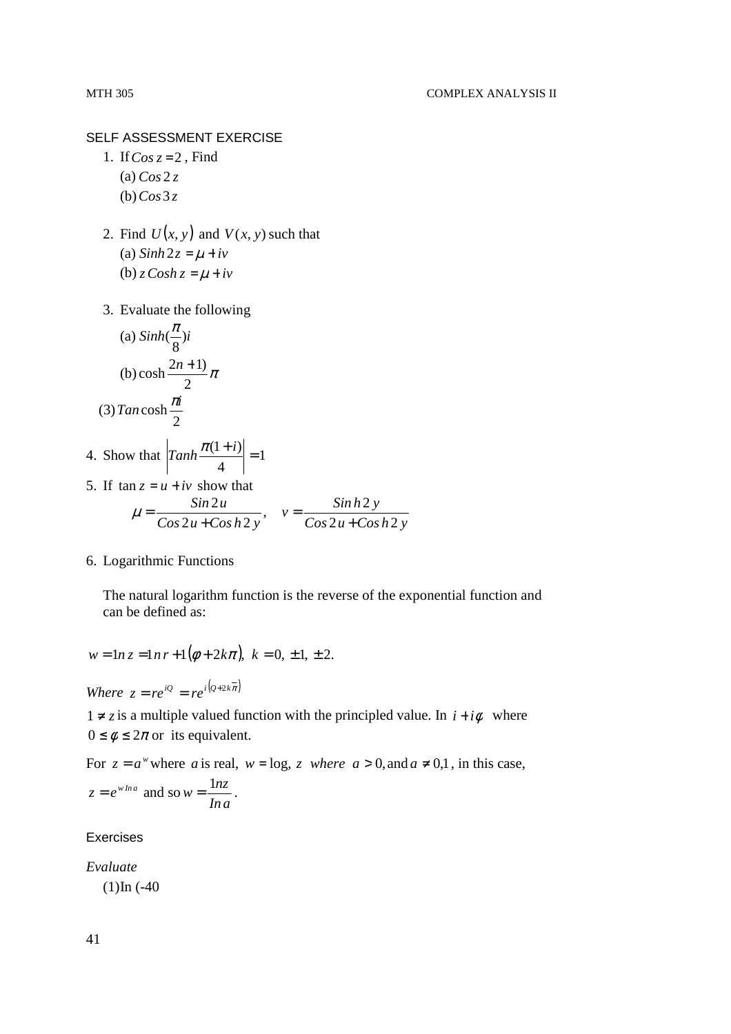SELF ASSESSMENT EXERCISE

1. If $Cos\, z = 2$ , Find

   (a) $Cos\, 2\, z$

   (b) $Cos\, 3\, z$

2. Find $U(x, y)$ and $V(x, y)$ such that

   (a) $Sinh\, 2z = \mu + iv$

   (b) $z\, Cosh\, z = \mu + iv$

3. Evaluate the following

   (a) $Sinh(\frac{\pi}{8})i$

   (b) $\cosh \frac{2n+1)}{2}\pi$

   (3) $Tan \cosh \frac{\pi i}{2}$

4. Show that $\left| Tanh \frac{\pi(1+i)}{4} \right| = 1$

5. If $\tan z = u + iv$ show that

$$\mu = \frac{Sin\, 2u}{Cos\, 2u + Cos\, h\, 2\, y}, \quad v = \frac{Sin\, h\, 2\, y}{Cos\, 2u + Cos\, h\, 2\, y}$$

6. Logarithmic Functions

   The natural logarithm function is the reverse of the exponential function and can be defined as:

$$w = 1n\, z = 1n\, r + 1(\phi + 2k\pi),\ k = 0,\ \pm 1,\ \pm 2.$$

*Where* $z = re^{iQ} = re^{i(Q+2k\overline{\pi})}$

$1 \neq z$ is a multiple valued function with the principled value. In $i + i\phi$ where $0 \leq \phi \leq 2\pi$ or its equivalent.

For $z = a^{w}$ where $a$ is real, $w = \log, z$ *where* $a > 0,$ and $a \neq 0,1$ , in this case, $z = e^{w\, In\, a}$ and so $w = \frac{1nz}{In\, a}$ .

Exercises

*Evaluate*

(1)In (-40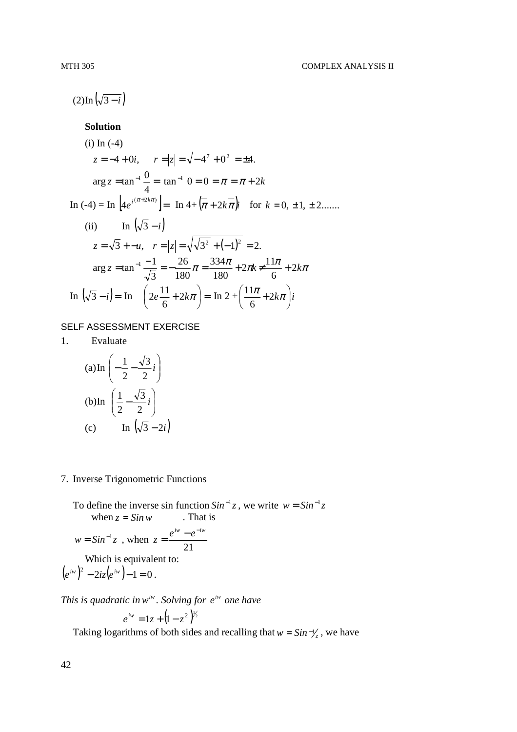(2) $\text{In}\left(\sqrt{3}-i\right)$

**Solution**

(i) In (-4)

$$z = -4 + 0i, \quad r = |z| = \sqrt{-4^7 + 0^2} = \pm 4.$$

$$\arg z = \tan^{-1}\frac{0}{4} = \tan^{-1} 0 = 0 = \pi = \pi + 2k$$

$$\text{In } (-4) = \text{In } \left[4e^{i(\pi + 2k\pi)}\right] = \text{ In } 4 + \left(\overline{\pi} + 2k\overline{\pi}\right)i \quad \text{for } k = 0, \pm 1, \pm 2.......$$

(ii) $\quad \text{In } \left(\sqrt{3} - i\right)$

$$z = \sqrt{3} + -u, \quad r = |z| = \sqrt{\sqrt{3^2} + (-1)^2} = 2.$$

$$\arg z = \tan^{-1}\frac{-1}{\sqrt{3}} = -\frac{26}{180}\pi = \frac{334\pi}{180} + 2\pi k \neq \frac{11\pi}{6} + 2k\pi$$

$$\text{In } \left(\sqrt{3} - i\right) = \text{In } \left(2e\frac{11}{6} + 2k\pi\right) = \text{In } 2 + \left(\frac{11\pi}{6} + 2k\pi\right)i$$

SELF ASSESSMENT EXERCISE

1. Evaluate

(a) $\text{In } \left(-\frac{1}{2} - \frac{\sqrt{3}}{2}i\right)$

(b) $\text{In } \left(\frac{1}{2} - \frac{\sqrt{3}}{2}i\right)$

(c) $\quad \text{In } \left(\sqrt{3} - 2i\right)$

7. Inverse Trigonometric Functions

To define the inverse sin function $Sin^{-1}z$, we write $w = Sin^{-1}z$ when $z = Sin\, w$ . That is

$$w = Sin^{-1}z \text{ , when } z = \frac{e^{iw} - e^{-iw}}{21}$$

Which is equivalent to:

$$\left(e^{iw}\right)^2 - 2iz\left(e^{iw}\right) - 1 = 0 .$$

*This is quadratic in* $w^{iw}$. *Solving for* $e^{iw}$ *one have*

$$e^{iw} = 1z + \left(1 - z^2\right)^{1/2}$$

Taking logarithms of both sides and recalling that $w = Sin^{-1}/_z$, we have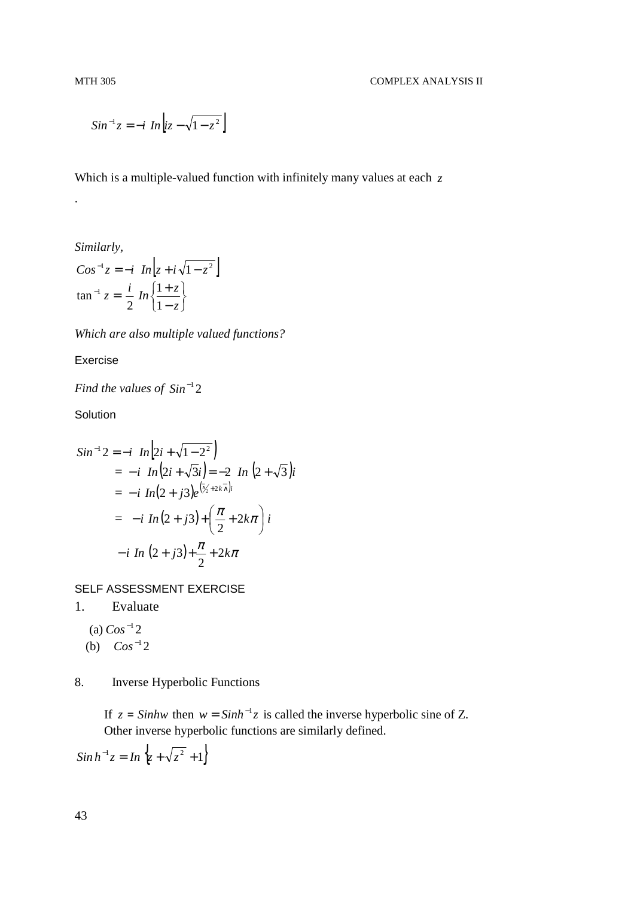$$Sin^{-1} z = -i \ In\left[iz - \sqrt{1-z^2}\right]$$

Which is a multiple-valued function with infinitely many values at each $z$

.

*Similarly,*

$$Cos^{-1} z = -i \ \ In\left[z + i\sqrt{1-z^2}\right]$$

$$\tan^{-1} z = \frac{i}{2} \ In\left\{\frac{1+z}{1-z}\right\}$$

*Which are also multiple valued functions?*

Exercise

*Find the values of* $Sin^{-1} 2$

Solution

$$\begin{aligned}
Sin^{-1} 2 &= -i \ \ In\left[2i + \sqrt{1-2^2}\right) \\
&= \ -i \ \ In\left(2i + \sqrt{3}i\right) = -2 \ \ In \ \left(2 + \sqrt{3}\right)i \\
&= \ -i \ In\left(2 + j3\right)e^{\left(\pi/2 + 2k\pi\right)i} \\
&= \ \ -i \ In\left(2 + j3\right) + \left(\frac{\pi}{2} + 2k\pi\right) i \\
& \ -i \ \ In \ \left(2 + j3\right) + \frac{\pi}{2} + 2k\pi
\end{aligned}$$

SELF ASSESSMENT EXERCISE

1. Evaluate

   (a) $Cos^{-1} 2$

   (b) $Cos^{-1} 2$

8. Inverse Hyperbolic Functions

If $z = Sinhw$ then $w = Sinh^{-1} z$ is called the inverse hyperbolic sine of Z. Other inverse hyperbolic functions are similarly defined.

$$Sin\,h^{-1} z = In \ \left\{z + \sqrt{z^2} \ + 1\right\}$$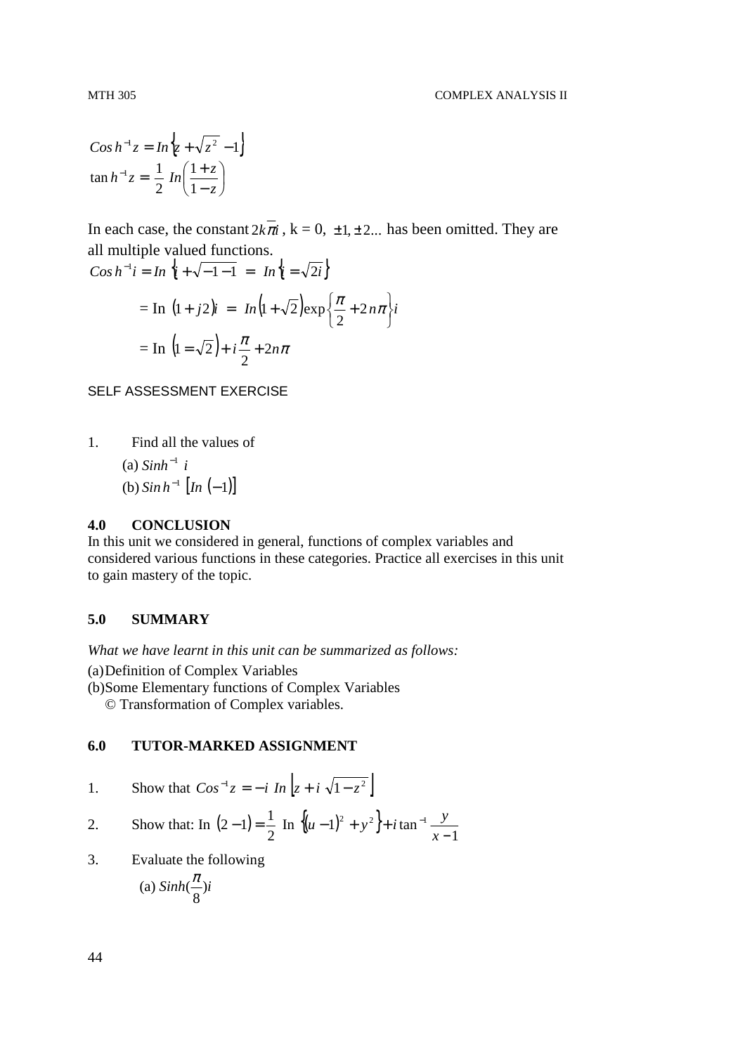$$Cos\,h^{-1}z = In\left\{z + \sqrt{z^2} - 1\right\}$$

$$\tan h^{-1}z = \frac{1}{2}\ In\left(\frac{1+z}{1-z}\right)$$

In each case, the constant $2k\overline{\pi}i$, k = 0, $\pm 1, \pm 2...$ has been omitted. They are all multiple valued functions.

$$Cos\,h^{-1}i = In\ \left\{i + \sqrt{-1-1}\right. \ = \ In\left\{i = \sqrt{2i}\right\}$$

$$= \text{In}\ (1 + j2)i \ = \ In\left(1 + \sqrt{2}\right)\exp\left\{\frac{\pi}{2} + 2n\pi\right\}i$$

$$= \text{In}\ \left(1 = \sqrt{2}\right) + i\frac{\pi}{2} + 2n\pi$$

SELF ASSESSMENT EXERCISE

1. Find all the values of

   (a) $Sinh^{-1}\ i$

   (b) $Sin\,h^{-1}\ \left[In\ (-1)\right]$

## 4.0 CONCLUSION

In this unit we considered in general, functions of complex variables and considered various functions in these categories. Practice all exercises in this unit to gain mastery of the topic.

## 5.0 SUMMARY

*What we have learnt in this unit can be summarized as follows:*

(a) Definition of Complex Variables

(b) Some Elementary functions of Complex Variables

© Transformation of Complex variables.

## 6.0 TUTOR-MARKED ASSIGNMENT

1. Show that $Cos^{-1}z = -i\ In\ \left[z + i\ \sqrt{1-z^2}\ \right]$

2. Show that: In $(2-1) = \frac{1}{2}$ In $\left\{(u-1)^2 + y^2\right\} + i\tan^{-1}\frac{y}{x-1}$

3. Evaluate the following

   (a) $Sinh(\frac{\pi}{8})i$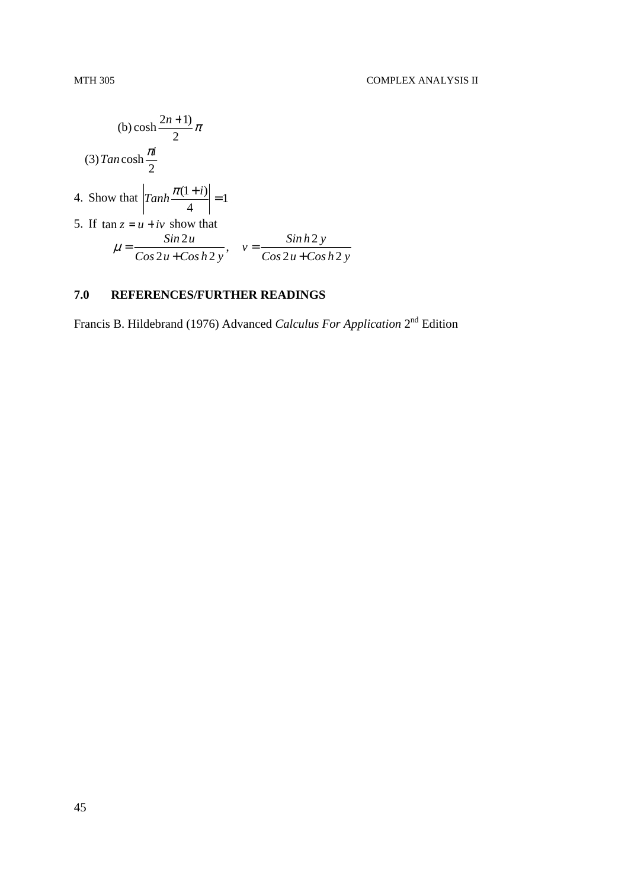(b) $\cosh \frac{2n+1)}{2}\pi$

(3) $Tan \cosh \frac{\pi i}{2}$

4. Show that $\left| Tanh \frac{\pi(1+i)}{4} \right| = 1$

5. If $\tan z = u + iv$ show that

$$\mu = \frac{Sin\,2u}{Cos\,2u + Cos\,h\,2\,y}, \quad v = \frac{Sin\,h\,2\,y}{Cos\,2u + Cos\,h\,2\,y}$$

## 7.0 REFERENCES/FURTHER READINGS

Francis B. Hildebrand (1976) Advanced *Calculus For Application* 2nd Edition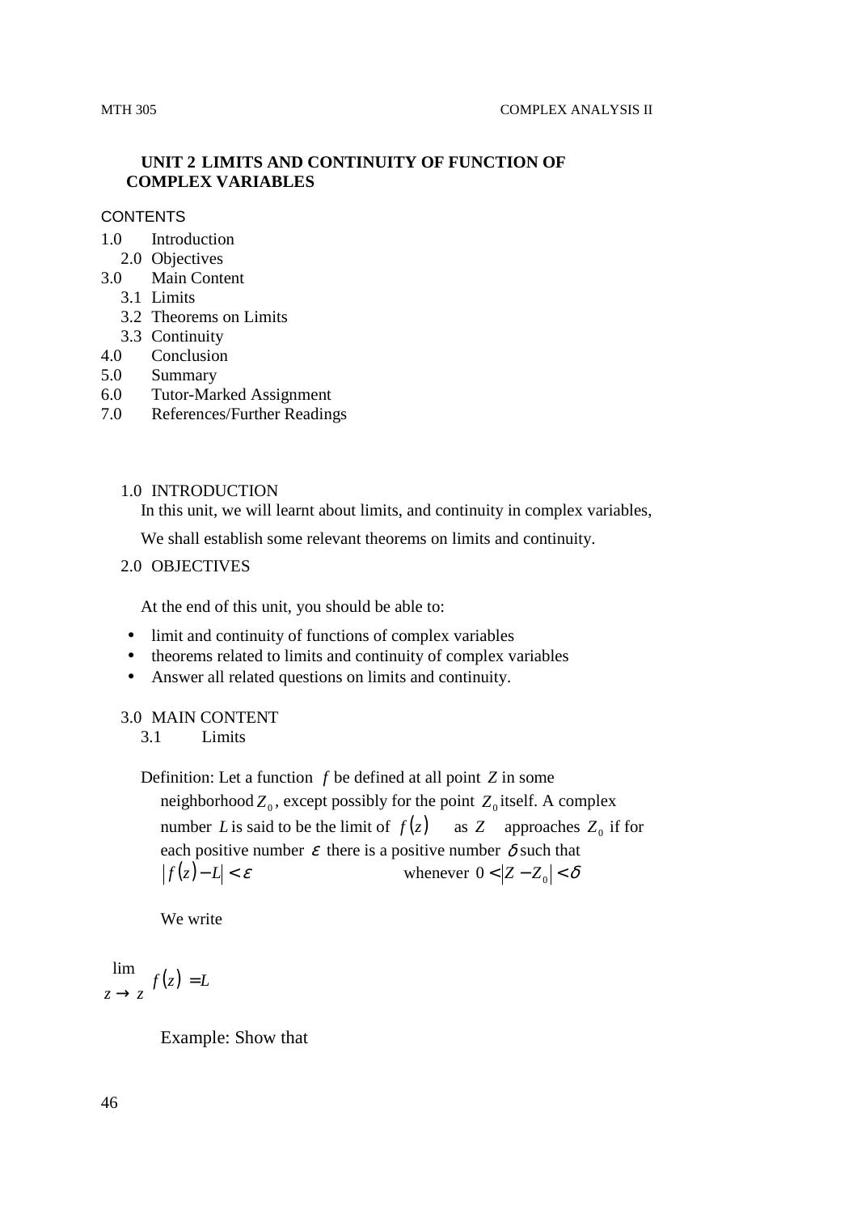## UNIT 2 LIMITS AND CONTINUITY OF FUNCTION OF COMPLEX VARIABLES

CONTENTS

1.0 Introduction
2.0 Objectives
3.0 Main Content
   3.1 Limits
   3.2 Theorems on Limits
   3.3 Continuity
4.0 Conclusion
5.0 Summary
6.0 Tutor-Marked Assignment
7.0 References/Further Readings

### 1.0 INTRODUCTION

In this unit, we will learnt about limits, and continuity in complex variables,

We shall establish some relevant theorems on limits and continuity.

### 2.0 OBJECTIVES

At the end of this unit, you should be able to:

- limit and continuity of functions of complex variables
- theorems related to limits and continuity of complex variables
- Answer all related questions on limits and continuity.

### 3.0 MAIN CONTENT

#### 3.1 Limits

Definition: Let a function $f$ be defined at all point $Z$ in some neighborhood $Z_0$, except possibly for the point $Z_0$ itself. A complex number $L$ is said to be the limit of $f(z)$ as $Z$ approaches $Z_0$ if for each positive number $\varepsilon$ there is a positive number $\delta$ such that

$$|f(z) - L| < \varepsilon \qquad \text{whenever } 0 < |Z - Z_0| < \delta$$

We write

$$\lim_{z \to z} f(z) = L$$

Example: Show that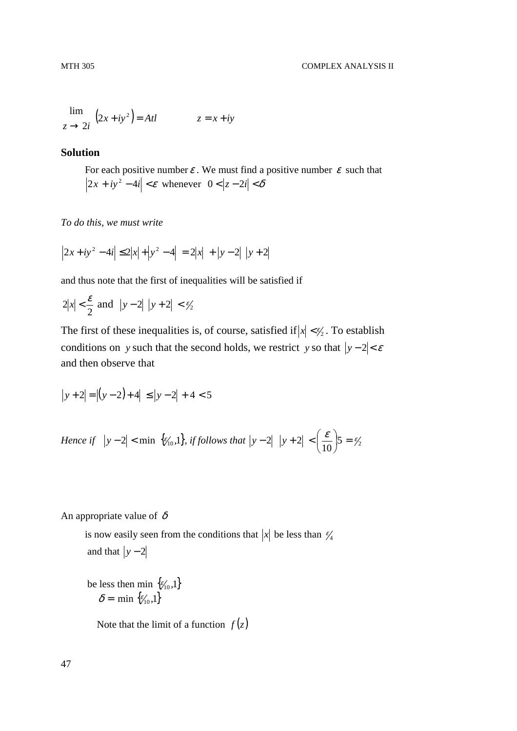$$\lim_{z \to 2i} \left(2x + iy^2\right) = Atl \qquad z = x + iy$$

**Solution**

For each positive number $\varepsilon$. We must find a positive number $\varepsilon$ such that $\left|2x + iy^2 - 4i\right| < \varepsilon$ whenever $0 < \left|z - 2i\right| < \delta$

*To do this, we must write*

$$\left|2x + iy^2 - 4i\right| \leq 2\left|x\right| + \left|y^2 - 4\right| = 2\left|x\right| + \left|y - 2\right| \left|y + 2\right|$$

and thus note that the first of inequalities will be satisfied if

$$2\left|x\right| < \frac{\varepsilon}{2} \text{ and } \left|y - 2\right| \left|y + 2\right| < \varepsilon/2$$

The first of these inequalities is, of course, satisfied if $\left|x\right| < \varepsilon/2$. To establish conditions on $y$ such that the second holds, we restrict $y$ so that $\left|y - 2\right| < \varepsilon$ and then observe that

$$\left|y + 2\right| = \left|(y - 2) + 4\right| \leq \left|y - 2\right| + 4 < 5$$

*Hence if* $\left|y - 2\right| < \min \left\{\varepsilon/10, 1\right\}$, *if follows that* $\left|y - 2\right| \left|y + 2\right| < \left(\frac{\varepsilon}{10}\right)5 = \varepsilon/2$

An appropriate value of $\delta$

is now easily seen from the conditions that $\left|x\right|$ be less than $\varepsilon/4$ and that $\left|y - 2\right|$

be less then min $\left\{\varepsilon/10, 1\right\}$

$\delta = \min \left\{\varepsilon/10, 1\right\}$

Note that the limit of a function $f(z)$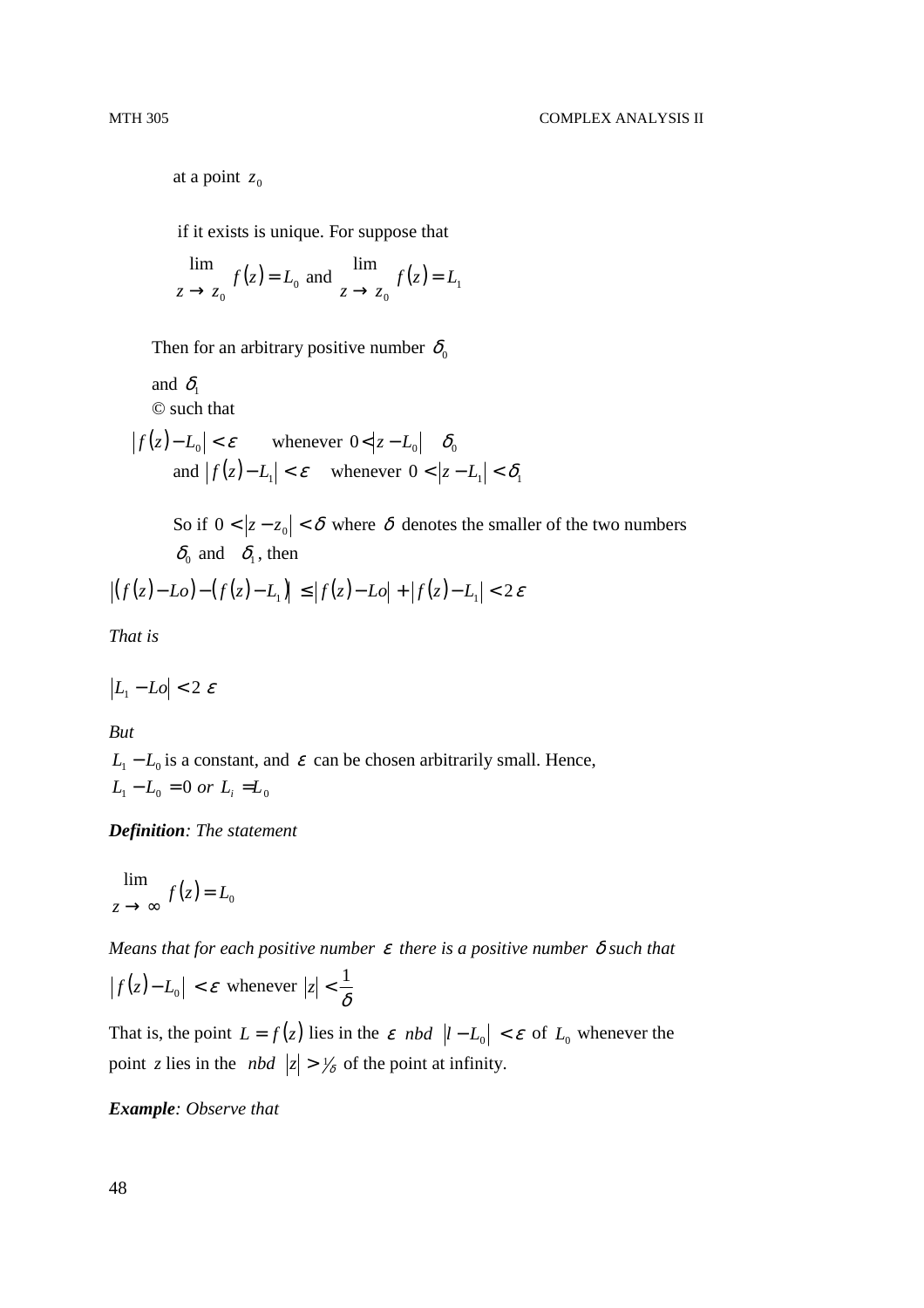at a point $z_0$

if it exists is unique. For suppose that

$$\lim_{z \to z_0} f(z) = L_0 \text{ and } \lim_{z \to z_0} f(z) = L_1$$

Then for an arbitrary positive number $\delta_0$

and $\delta_1$

© such that

$$|f(z) - L_0| < \varepsilon \quad \text{whenever } 0 < |z - L_0| \quad \delta_0$$

$$\text{and } |f(z) - L_1| < \varepsilon \quad \text{whenever } 0 < |z - L_1| < \delta_1$$

So if $0 < |z - z_0| < \delta$ where $\delta$ denotes the smaller of the two numbers $\delta_0$ and $\delta_1$, then

$$|(f(z) - Lo) - (f(z) - L_1)| \leq |f(z) - Lo| + |f(z) - L_1| < 2\varepsilon$$

*That is*

$$|L_1 - Lo| < 2\ \varepsilon$$

*But*

$L_1 - L_0$ is a constant, and $\varepsilon$ can be chosen arbitrarily small. Hence,
$L_1 - L_0 = 0$ *or* $L_i = L_0$

***Definition**: The statement*

$$\lim_{z \to \infty} f(z) = L_0$$

*Means that for each positive number $\varepsilon$ there is a positive number $\delta$ such that*

$$|f(z) - L_0| < \varepsilon \text{ whenever } |z| < \frac{1}{\delta}$$

That is, the point $L = f(z)$ lies in the $\varepsilon$ *nbd* $|l - L_0| < \varepsilon$ of $L_0$ whenever the point $z$ lies in the *nbd* $|z| > 1/\delta$ of the point at infinity.

***Example**: Observe that*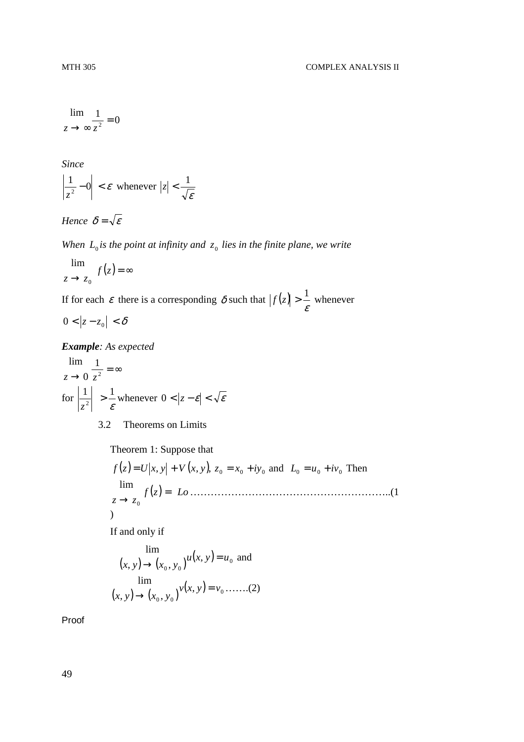$$\lim_{z \to \infty} \frac{1}{z^2} = 0$$

*Since*

$$\left| \frac{1}{z^2} - 0 \right| < \varepsilon \text{ whenever } |z| < \frac{1}{\sqrt{\varepsilon}}$$

*Hence* $\delta = \sqrt{\varepsilon}$

*When* $L_0$ *is the point at infinity and* $z_0$ *lies in the finite plane, we write*

$$\lim_{z \to z_0} f(z) = \infty$$

If for each $\varepsilon$ there is a corresponding $\delta$ such that $|f(z)| > \frac{1}{\varepsilon}$ whenever $0 < |z - z_0| < \delta$

***Example**: As expected*

$$\lim_{z \to 0} \frac{1}{z^2} = \infty$$

for $\left| \frac{1}{z^2} \right| > \frac{1}{\varepsilon}$ whenever $0 < |z - \varepsilon| < \sqrt{\varepsilon}$

## 3.2 Theorems on Limits

Theorem 1: Suppose that

$f(z) = U|x, y| + V(x, y)$, $z_0 = x_0 + iy_0$ and $L_0 = u_0 + iv_0$ Then

$$\lim_{z \to z_0} f(z) = Lo \text{ ………………………………………………….. (1)}$$

If and only if

$$\lim_{(x, y) \to (x_0, y_0)} u(x, y) = u_0 \text{ and}$$

$$\lim_{(x, y) \to (x_0, y_0)} v(x, y) = v_0 \text{ …….(2)}$$

Proof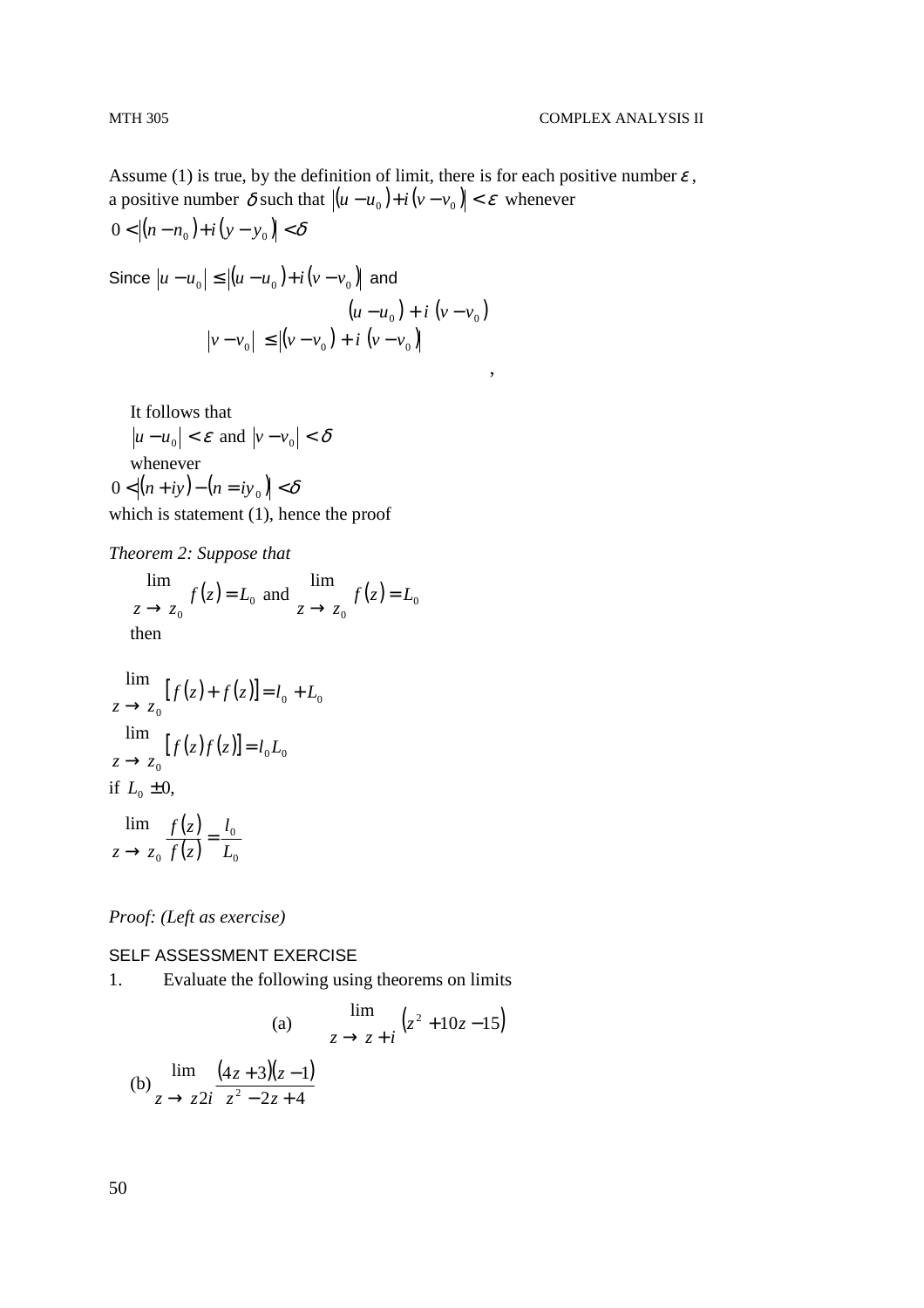Assume (1) is true, by the definition of limit, there is for each positive number $\varepsilon$, a positive number $\delta$ such that $\left|(u - u_0) + i(v - v_0)\right| < \varepsilon$ whenever

$$0 < \left|(n - n_0) + i(y - y_0)\right| < \delta$$

Since $\left|u - u_0\right| \leq \left|(u - u_0) + i(v - v_0)\right|$ and

$$(u - u_0) + i\ (v - v_0)$$

$$\left|v - v_0\right| \leq \left|(v - v_0) + i\ (v - v_0)\right|$$

,

It follows that

$\left|u - u_0\right| < \varepsilon$ and $\left|v - v_0\right| < \delta$

whenever

$$0 < \left|(n + iy) - (n = iy_0)\right| < \delta$$

which is statement (1), hence the proof

*Theorem 2: Suppose that*

$$\lim_{z \to z_0} f(z) = L_0 \text{ and } \lim_{z \to z_0} f(z) = L_0$$

then

$$\lim_{z \to z_0} \left[f(z) + f(z)\right] = l_0 + L_0$$

$$\lim_{z \to z_0} \left[f(z) f(z)\right] = l_0 L_0$$

if $L_0 \pm 0$,

$$\lim_{z \to z_0} \frac{f(z)}{f(z)} = \frac{l_0}{L_0}$$

*Proof: (Left as exercise)*

SELF ASSESSMENT EXERCISE

1. Evaluate the following using theorems on limits

(a) $\displaystyle \lim_{z \to z + i} \left(z^2 + 10z - 15\right)$

(b) $\displaystyle \lim_{z \to z2i} \frac{(4z + 3)(z - 1)}{z^2 - 2z + 4}$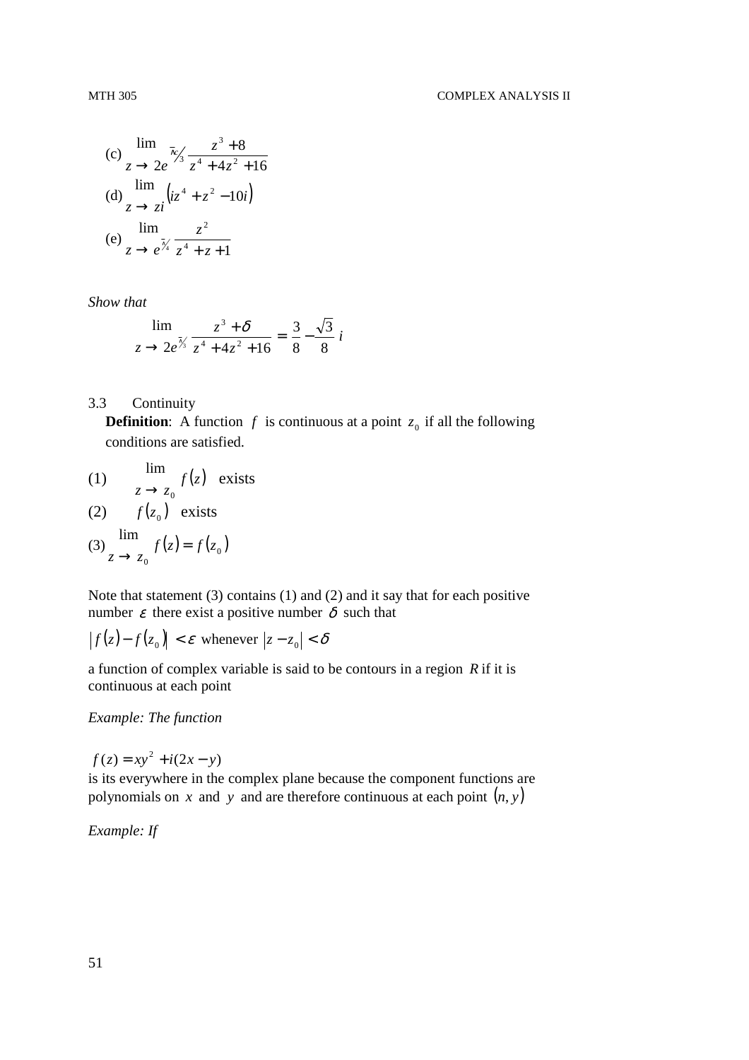(c) $\lim_{z \to 2e^{\pi i/3}} \frac{z^3 + 8}{z^4 + 4z^2 + 16}$

(d) $\lim_{z \to zi} \left(iz^4 + z^2 - 10i\right)$

(e) $\lim_{z \to e^{\pi/4}} \frac{z^2}{z^4 + z + 1}$

*Show that*

$$\lim_{z \to 2e^{\pi/3}} \frac{z^3 + \delta}{z^4 + 4z^2 + 16} = \frac{3}{8} - \frac{\sqrt{3}}{8} i$$

## 3.3 Continuity

**Definition**: A function $f$ is continuous at a point $z_0$ if all the following conditions are satisfied.

(1) $\lim_{z \to z_0} f(z)$ exists

(2) $f(z_0)$ exists

(3) $\lim_{z \to z_0} f(z) = f(z_0)$

Note that statement (3) contains (1) and (2) and it say that for each positive number $\varepsilon$ there exist a positive number $\delta$ such that

$|f(z) - f(z_0)| < \varepsilon$ whenever $|z - z_0| < \delta$

a function of complex variable is said to be contours in a region $R$ if it is continuous at each point

*Example: The function*

$f(z) = xy^2 + i(2x - y)$

is its everywhere in the complex plane because the component functions are polynomials on $x$ and $y$ and are therefore continuous at each point $(n, y)$

*Example: If*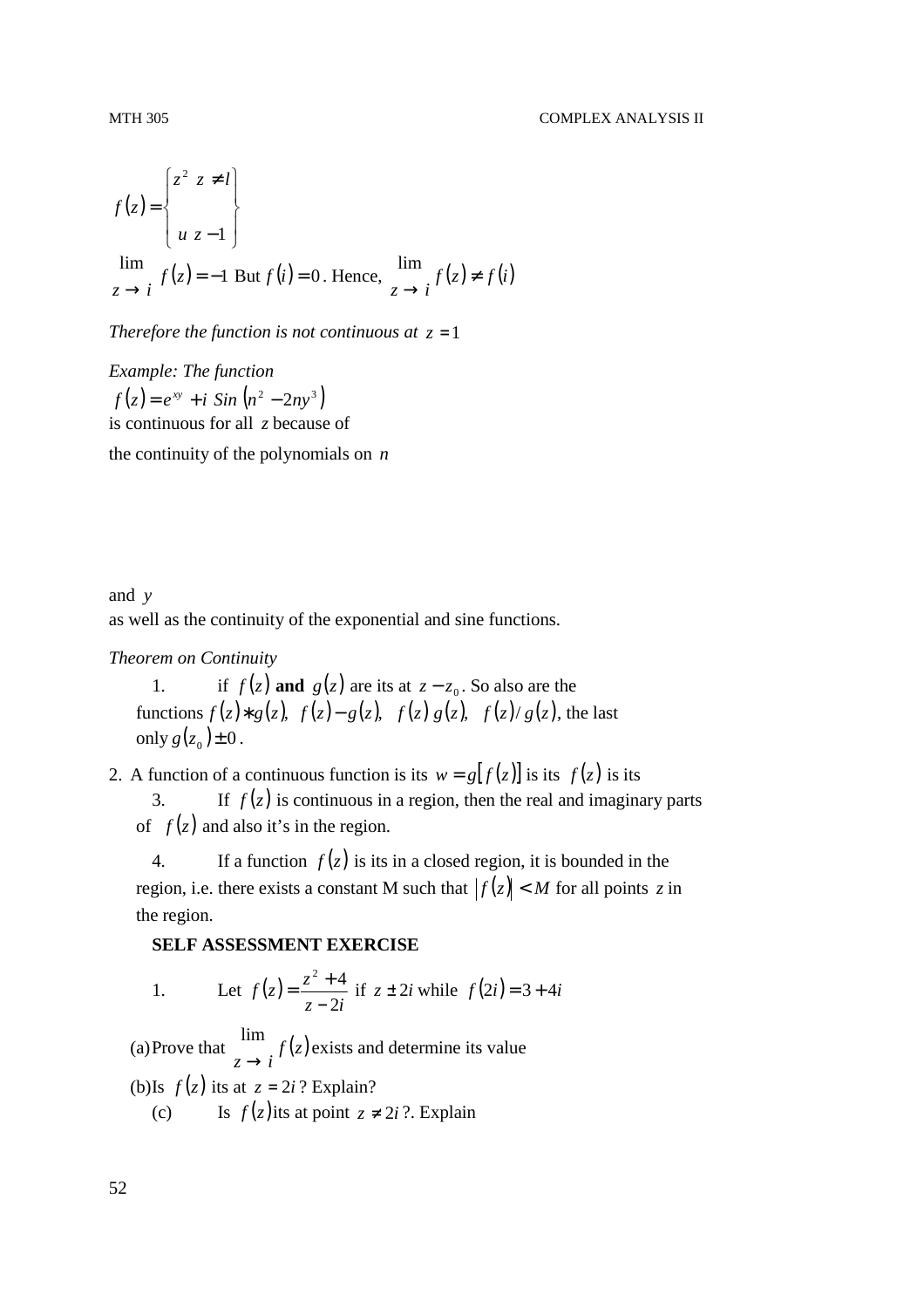$$f(z) = \begin{Bmatrix} z^2 & z \neq l \\ & \\ u & z - 1 \end{Bmatrix}$$

$\lim_{z \to i} f(z) = -1$ But $f(i) = 0$. Hence, $\lim_{z \to i} f(z) \neq f(i)$

*Therefore the function is not continuous at* $z = 1$

*Example: The function*

$f(z) = e^{xy} + i \ Sin\left(n^2 - 2ny^3\right)$

is continuous for all $z$ because of

the continuity of the polynomials on $n$

and $y$

as well as the continuity of the exponential and sine functions.

*Theorem on Continuity*

1. if $f(z)$ **and** $g(z)$ are its at $z - z_0$. So also are the functions $f(z) * g(z)$, $f(z) - g(z)$, $f(z)\, g(z)$, $f(z)/\,g(z)$, the last only $g(z_0) \pm 0$.
2. A function of a continuous function is its $w = g[f(z)]$ is its $f(z)$ is its
3. If $f(z)$ is continuous in a region, then the real and imaginary parts of $f(z)$ and also it's in the region.
4. If a function $f(z)$ is its in a closed region, it is bounded in the region, i.e. there exists a constant M such that $|f(z)| < M$ for all points $z$ in the region.

**SELF ASSESSMENT EXERCISE**

1. Let $f(z) = \dfrac{z^2 + 4}{z - 2i}$ if $z \pm 2i$ while $f(2i) = 3 + 4i$

(a) Prove that $\lim_{z \to i} f(z)$ exists and determine its value

(b) Is $f(z)$ its at $z = 2i$? Explain?

(c) Is $f(z)$ its at point $z \neq 2i$ ?. Explain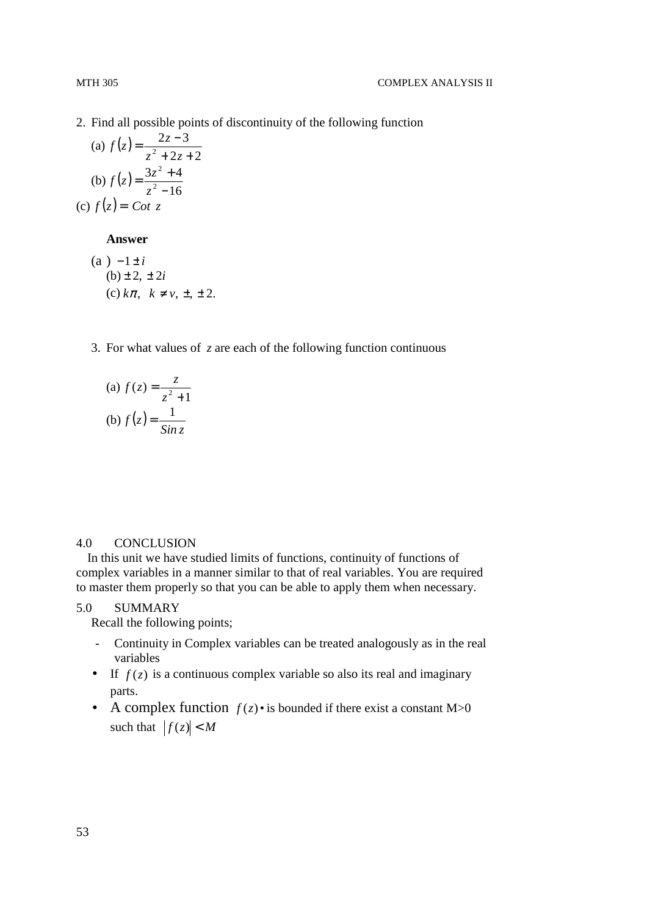2. Find all possible points of discontinuity of the following function

   (a) $f(z) = \dfrac{2z-3}{z^2+2z+2}$

   (b) $f(z) = \dfrac{3z^2+4}{z^2-16}$

   (c) $f(z) = Cot\ z$

   **Answer**

   (a) $-1 \pm i$

   (b) $\pm 2,\ \pm 2i$

   (c) $k\pi,\quad k \neq v,\ \pm,\ \pm 2.$

3. For what values of $z$ are each of the following function continuous

   (a) $f(z) = \dfrac{z}{z^2+1}$

   (b) $f(z) = \dfrac{1}{Sin\, z}$

## 4.0 CONCLUSION

In this unit we have studied limits of functions, continuity of functions of complex variables in a manner similar to that of real variables. You are required to master them properly so that you can be able to apply them when necessary.

## 5.0 SUMMARY

Recall the following points;

- Continuity in Complex variables can be treated analogously as in the real variables
- If $f(z)$ is a continuous complex variable so also its real and imaginary parts.
- A complex function $f(z)$• is bounded if there exist a constant M>0 such that $|f(z)| < M$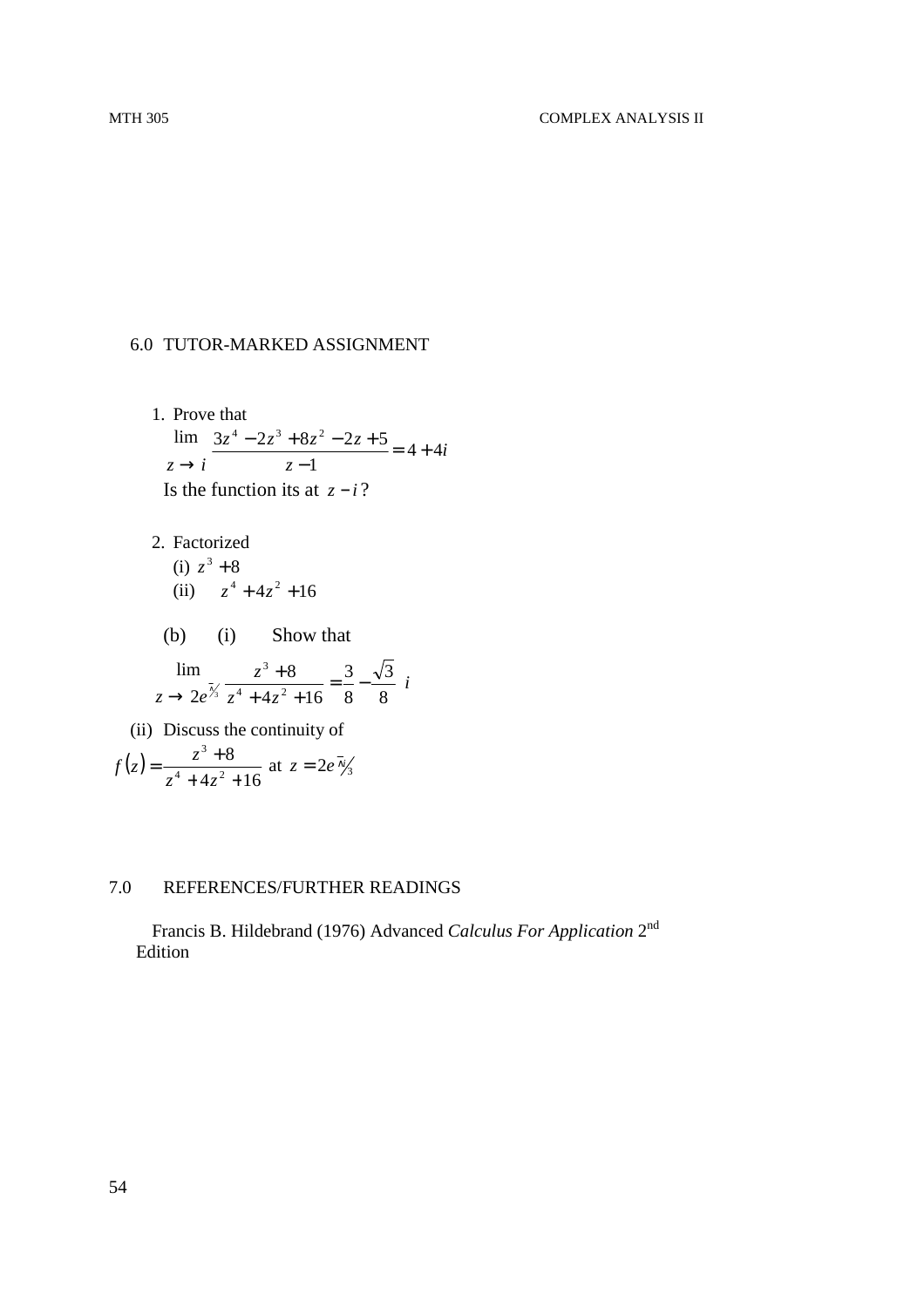## 6.0 TUTOR-MARKED ASSIGNMENT

1. Prove that

$$\lim_{z \to i} \frac{3z^4 - 2z^3 + 8z^2 - 2z + 5}{z - 1} = 4 + 4i$$

Is the function its at $z - i$?

2. Factorized
   (i) $z^3 + 8$
   (ii) $z^4 + 4z^2 + 16$

(b) (i) Show that

$$\lim_{z \to 2e^{\pi/3}} \frac{z^3 + 8}{z^4 + 4z^2 + 16} = \frac{3}{8} - \frac{\sqrt{3}}{8} i$$

(ii) Discuss the continuity of

$$f(z) = \frac{z^3 + 8}{z^4 + 4z^2 + 16} \text{ at } z = 2e^{\pi/3}$$

## 7.0 REFERENCES/FURTHER READINGS

Francis B. Hildebrand (1976) Advanced *Calculus For Application* 2nd Edition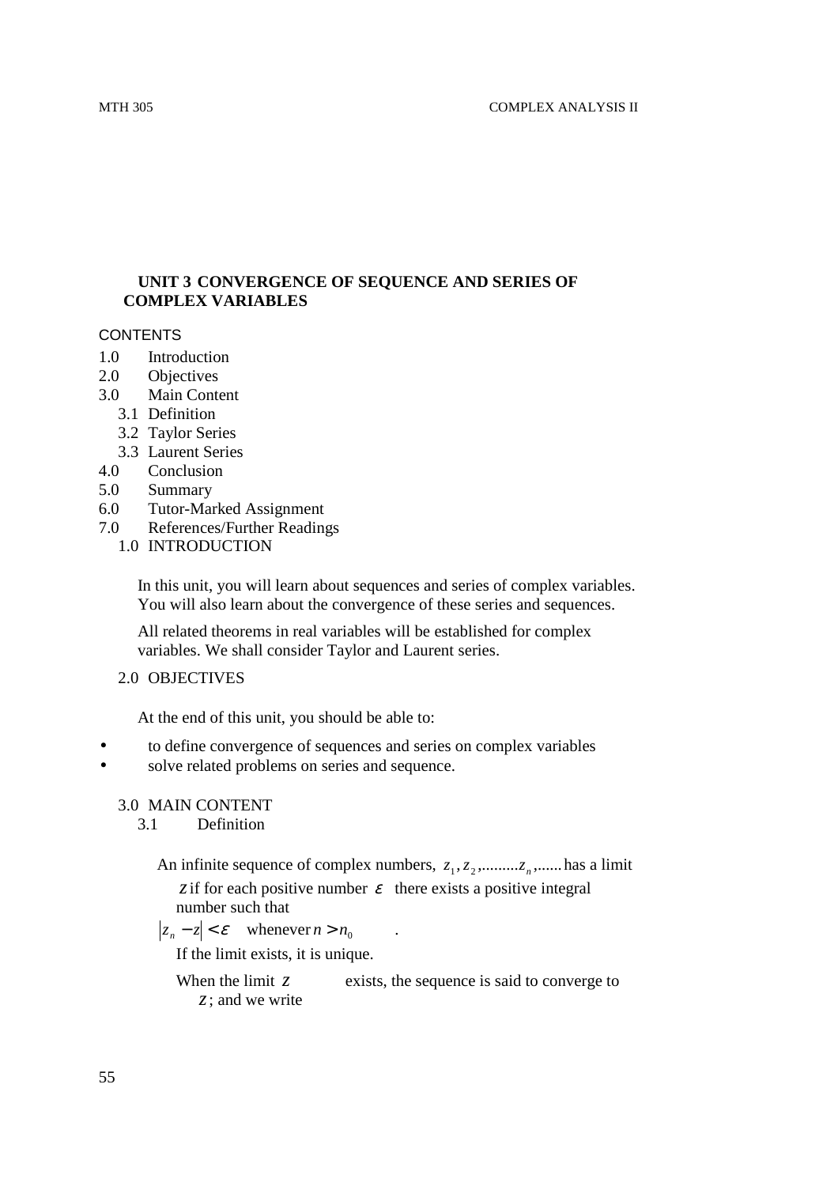## UNIT 3 CONVERGENCE OF SEQUENCE AND SERIES OF COMPLEX VARIABLES

CONTENTS

1.0 Introduction
2.0 Objectives
3.0 Main Content
   3.1 Definition
   3.2 Taylor Series
   3.3 Laurent Series
4.0 Conclusion
5.0 Summary
6.0 Tutor-Marked Assignment
7.0 References/Further Readings

### 1.0 INTRODUCTION

In this unit, you will learn about sequences and series of complex variables. You will also learn about the convergence of these series and sequences.

All related theorems in real variables will be established for complex variables. We shall consider Taylor and Laurent series.

### 2.0 OBJECTIVES

At the end of this unit, you should be able to:

- to define convergence of sequences and series on complex variables
- solve related problems on series and sequence.

### 3.0 MAIN CONTENT

#### 3.1 Definition

An infinite sequence of complex numbers, $z_1, z_2, .........z_n, ......$ has a limit $z$ if for each positive number $\varepsilon$ there exists a positive integral number such that

$|z_n - z| < \varepsilon$ whenever $n > n_0$ .

If the limit exists, it is unique.

When the limit $z$ exists, the sequence is said to converge to $z$; and we write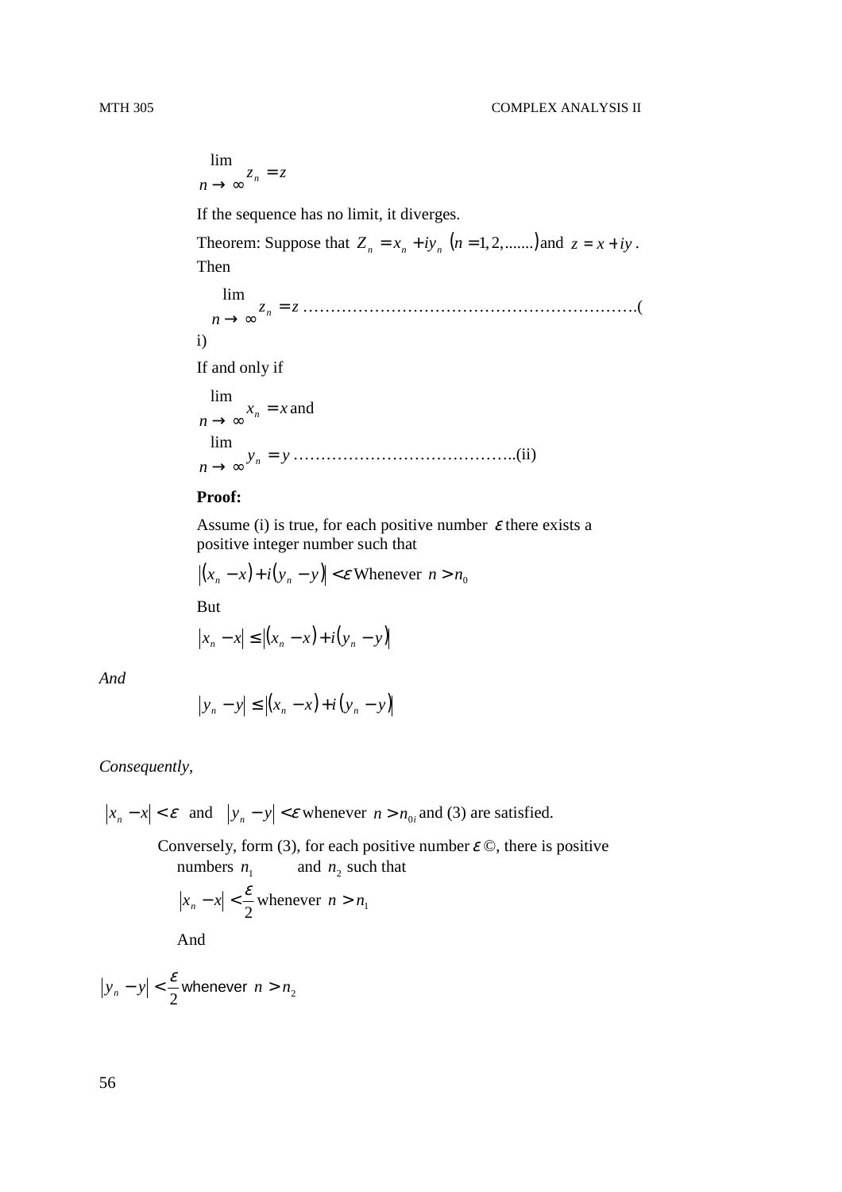$$\lim_{n \to \infty} z_n = z$$

If the sequence has no limit, it diverges.

Theorem: Suppose that $Z_n = x_n + iy_n$ $(n = 1, 2, .......)$ and $z = x + iy$. Then

$$\lim_{n \to \infty} z_n = z \text{ .............................................................(i)}$$

If and only if

$$\lim_{n \to \infty} x_n = x \text{ and}$$

$$\lim_{n \to \infty} y_n = y \text{ ........................................(ii)}$$

**Proof:**

Assume (i) is true, for each positive number $\varepsilon$ there exists a positive integer number such that

$|(x_n - x) + i(y_n - y)| < \varepsilon$ Whenever $n > n_0$

But

$$|x_n - x| \leq |(x_n - x) + i(y_n - y)|$$

*And*

$$|y_n - y| \leq |(x_n - x) + i(y_n - y)|$$

*Consequently,*

$|x_n - x| < \varepsilon$ and $|y_n - y| < \varepsilon$ whenever $n > n_{0i}$ and (3) are satisfied.

Conversely, form (3), for each positive number $\varepsilon$ ©, there is positive numbers $n_1$ and $n_2$ such that

$|x_n - x| < \dfrac{\varepsilon}{2}$ whenever $n > n_1$

And

$|y_n - y| < \dfrac{\varepsilon}{2}$ whenever $n > n_2$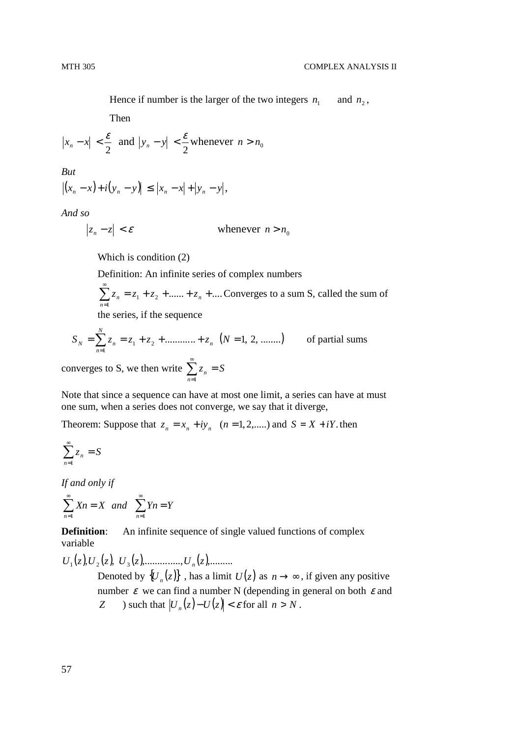Hence if number is the larger of the two integers $n_1$ and $n_2$,

Then

$$|x_n - x| < \frac{\varepsilon}{2} \text{ and } |y_n - y| < \frac{\varepsilon}{2} \text{ whenever } n > n_0$$

*But*

$$|(x_n - x) + i(y_n - y)| \leq |x_n - x| + |y_n - y|,$$

*And so*

$$|z_n - z| < \varepsilon \qquad \text{whenever } n > n_0$$

Which is condition (2)

Definition: An infinite series of complex numbers $\sum_{n=1}^{\infty} z_n = z_1 + z_2 + ...... + z_n + ....$ Converges to a sum S, called the sum of the series, if the sequence

$$S_N = \sum_{n=1}^{N} z_n = z_1 + z_2 + ............ + z_n \quad (N = 1, 2, ........) \qquad \text{of partial sums}$$

converges to S, we then write $\sum_{n=1}^{\infty} z_n = S$

Note that since a sequence can have at most one limit, a series can have at must one sum, when a series does not converge, we say that it diverge,

Theorem: Suppose that $z_n = x_n + iy_n \quad (n = 1, 2, .....)$ and $S = X + iY$. then

$$\sum_{n=1}^{\infty} z_n = S$$

*If and only if*

$$\sum_{n=1}^{\infty} Xn = X \quad and \quad \sum_{n=1}^{\infty} Yn = Y$$

**Definition**: An infinite sequence of single valued functions of complex variable

$U_1(z), U_2(z), U_3(z), .............., U_n(z), .........$

Denoted by $\{U_n(z)\}$, has a limit $U(z)$ as $n \to \infty$, if given any positive number $\varepsilon$ we can find a number N (depending in general on both $\varepsilon$ and $Z$) such that $|U_n(z) - U(z)| < \varepsilon$ for all $n > N$.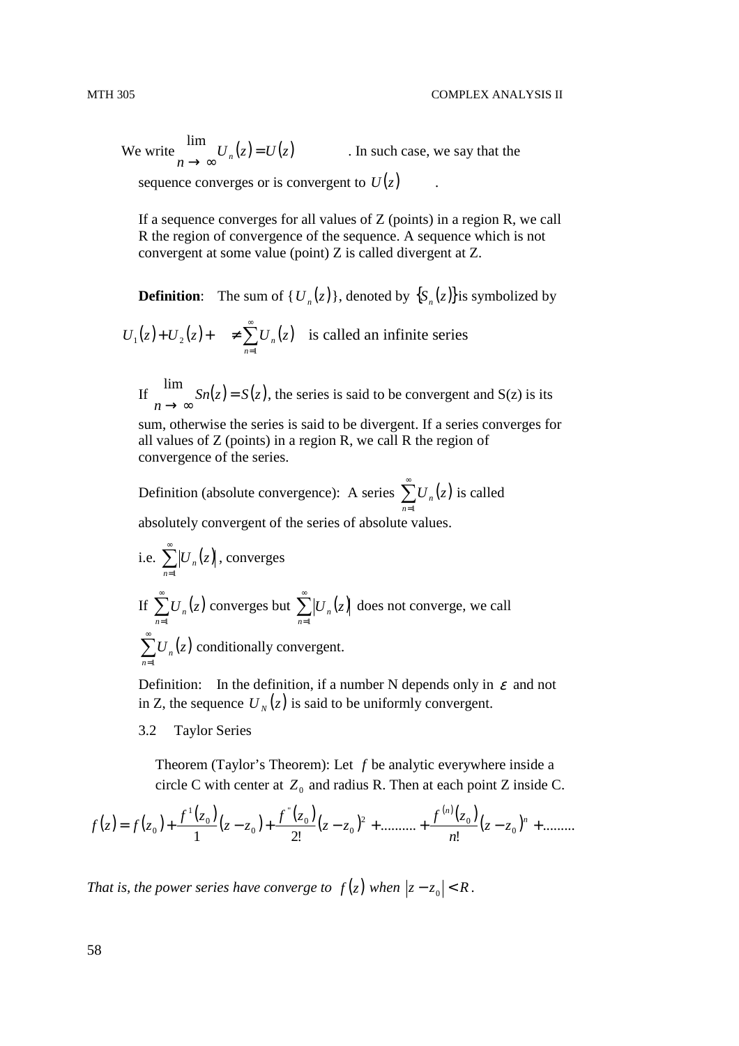We write $\lim_{n \to \infty} U_n(z) = U(z)$. In such case, we say that the sequence converges or is convergent to $U(z)$.

If a sequence converges for all values of Z (points) in a region R, we call R the region of convergence of the sequence. A sequence which is not convergent at some value (point) Z is called divergent at Z.

**Definition**: The sum of $\{U_n(z)\}$, denoted by $\{S_n(z)\}$ is symbolized by

$U_1(z) + U_2(z) + \quad \neq \sum_{n=1}^{\infty} U_n(z)$ is called an infinite series

If $\lim_{n \to \infty} Sn(z) = S(z)$, the series is said to be convergent and S(z) is its sum, otherwise the series is said to be divergent. If a series converges for all values of Z (points) in a region R, we call R the region of convergence of the series.

Definition (absolute convergence): A series $\sum_{n=1}^{\infty} U_n(z)$ is called absolutely convergent of the series of absolute values.

i.e. $\sum_{n=1}^{\infty} |U_n(z)|$, converges

If $\sum_{n=1}^{\infty} U_n(z)$ converges but $\sum_{n=1}^{\infty} |U_n(z)|$ does not converge, we call $\sum_{n=1}^{\infty} U_n(z)$ conditionally convergent.

Definition: In the definition, if a number N depends only in $\varepsilon$ and not in Z, the sequence $U_N(z)$ is said to be uniformly convergent.

## 3.2 Taylor Series

Theorem (Taylor's Theorem): Let $f$ be analytic everywhere inside a circle C with center at $Z_0$ and radius R. Then at each point Z inside C.

$$f(z) = f(z_0) + \frac{f^1(z_0)}{1}(z - z_0) + \frac{f''(z_0)}{2!}(z - z_0)^2 + .......... + \frac{f^{(n)}(z_0)}{n!}(z - z_0)^n + .........$$

*That is, the power series have converge to* $f(z)$ *when* $|z - z_0| < R$.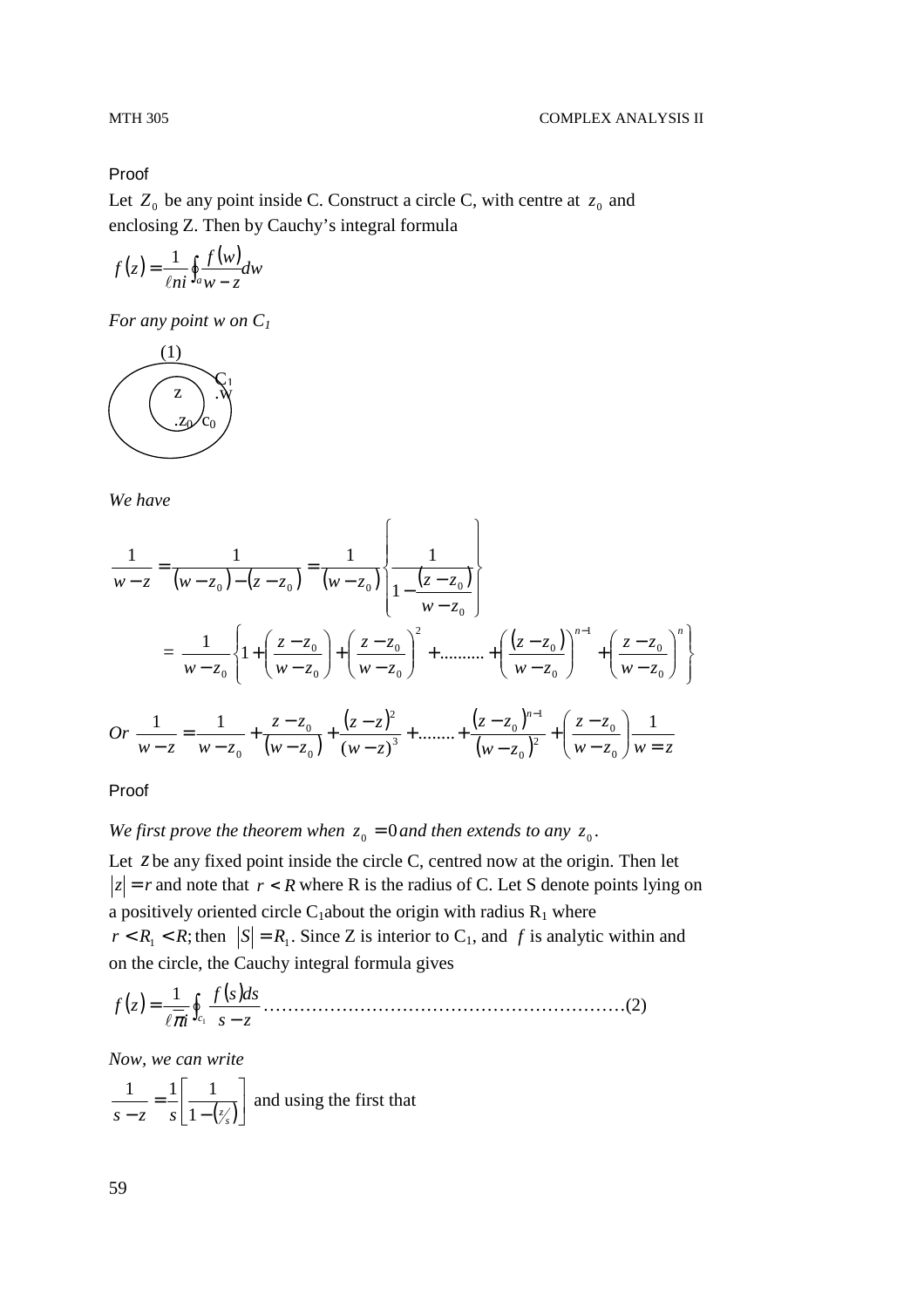Proof

Let $Z_0$ be any point inside C. Construct a circle C, with centre at $z_0$ and enclosing Z. Then by Cauchy's integral formula

$$f(z) = \frac{1}{\ell ni} \oint_a \frac{f(w)}{w - z} dw$$

*For any point w on $C_1$*

(1)

$C_1$

z .w

$.z_0$ $c_0$

*We have*

$$\frac{1}{w-z} = \frac{1}{(w-z_0)-(z-z_0)} = \frac{1}{(w-z_0)} \left\{ \frac{1}{1 - \frac{(z-z_0)}{w-z_0}} \right\}$$

$$= \frac{1}{w-z_0} \left\{ 1 + \left( \frac{z-z_0}{w-z_0} \right) + \left( \frac{z-z_0}{w-z_0} \right)^2 + \dots\dots\dots + \left( \frac{(z-z_0)}{w-z_0} \right)^{n-1} + \left( \frac{z-z_0}{w-z_0} \right)^n \right\}$$

$$Or \;\; \frac{1}{w-z} = \frac{1}{w-z_0} + \frac{z-z_0}{(w-z_0)} + \frac{(z-z)^2}{(w-z)^3} + \dots\dots + \frac{(z-z_0)^{n-1}}{(w-z_0)^2} + \left( \frac{z-z_0}{w-z_0} \right) \frac{1}{w=z}$$

Proof

*We first prove the theorem when $z_0 = 0$ and then extends to any $z_0$.*

Let $z$ be any fixed point inside the circle C, centred now at the origin. Then let $|z| = r$ and note that $r < R$ where R is the radius of C. Let S denote points lying on a positively oriented circle $C_1$ about the origin with radius $R_1$ where $r < R_1 < R$; then $|S| = R_1$. Since Z is interior to $C_1$, and $f$ is analytic within and on the circle, the Cauchy integral formula gives

$$f(z) = \frac{1}{\ell \overline{\pi} i} \oint_{c_1} \frac{f(s)ds}{s-z} \dots\dots\dots\dots\dots\dots\dots\dots\dots\dots\dots\dots\dots\dots\dots\dots\dots\dots\dots(2)$$

*Now, we can write*

$\frac{1}{s-z} = \frac{1}{s} \left[ \frac{1}{1-(z/s)} \right]$ and using the first that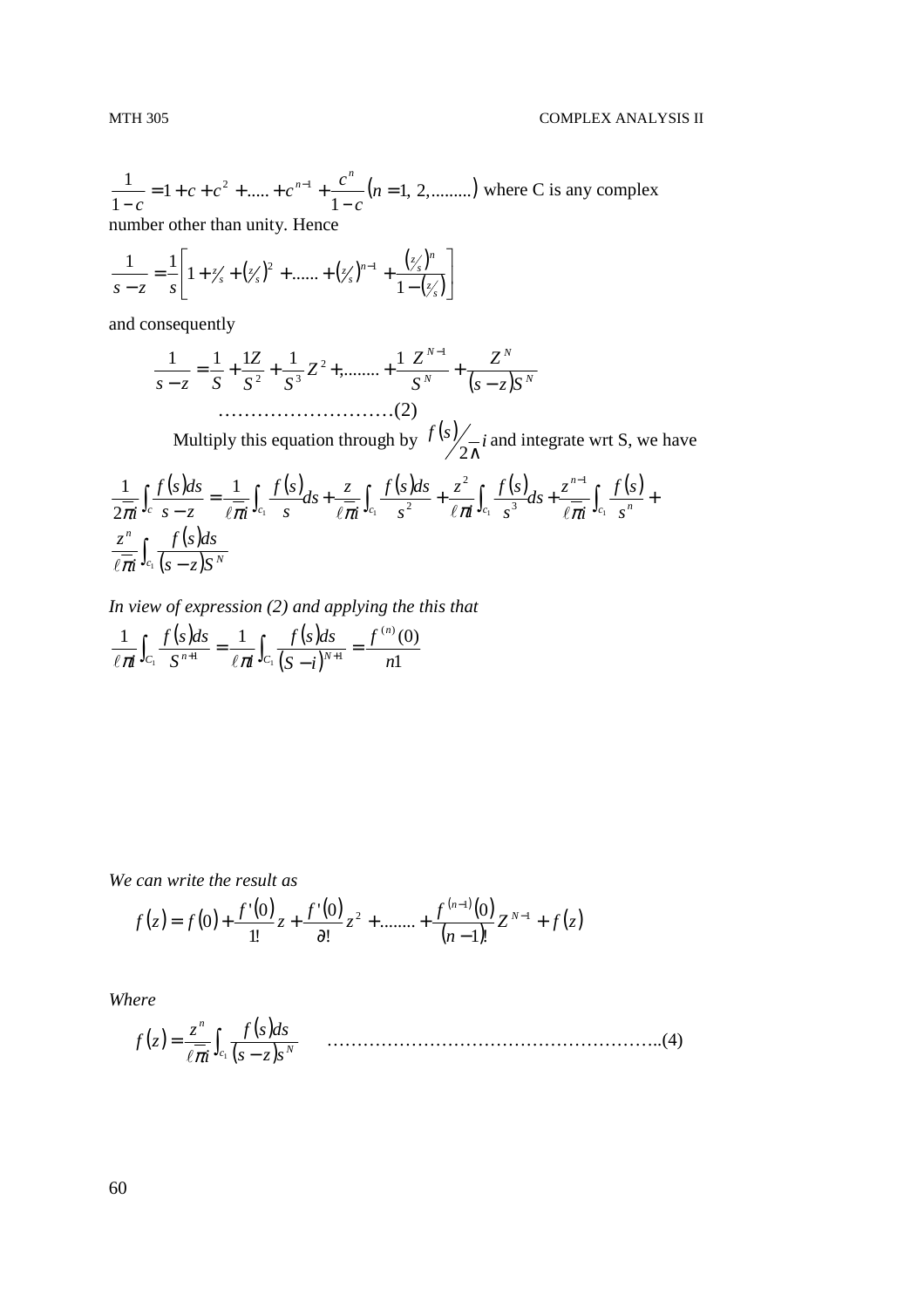$$\frac{1}{1-c} = 1 + c + c^2 + \ldots.. + c^{n-1} + \frac{c^n}{1-c}(n = 1, 2, \ldots\ldots\ldots)$$ where C is any complex number other than unity. Hence

$$\frac{1}{s-z} = \frac{1}{s}\left[1 + \tfrac{z}{s} + \left(\tfrac{z}{s}\right)^2 + \ldots\ldots + \left(\tfrac{z}{s}\right)^{n-1} + \frac{\left(\tfrac{z}{s}\right)^n}{1-\left(\tfrac{z}{s}\right)}\right]$$

and consequently

$$\frac{1}{s-z} = \frac{1}{S} + \frac{1Z}{S^2} + \frac{1}{S^3}Z^2 +, \ldots\ldots\ldots + \frac{1\ Z^{N-1}}{S^N} + \frac{Z^N}{(s-z)S^N}$$

………………………(2)

Multiply this equation through by $f(s)/2\pi i$ and integrate wrt S, we have

$$\frac{1}{2\pi i}\int_c \frac{f(s)ds}{s-z} = \frac{1}{\ell\pi i}\int_{c_1}\frac{f(s)}{s}ds + \frac{z}{\ell\pi i}\int_{c_1}\frac{f(s)ds}{s^2} + \frac{z^2}{\ell\pi i}\int_{c_1}\frac{f(s)}{s^3}ds + \frac{z^{n-1}}{\ell\pi i}\int_{c_1}\frac{f(s)}{s^n} + \frac{z^n}{\ell\pi i}\int_{c_1}\frac{f(s)ds}{(s-z)S^N}$$

*In view of expression (2) and applying the this that*

$$\frac{1}{\ell\pi i}\int_{C_1}\frac{f(s)ds}{S^{n+1}} = \frac{1}{\ell\pi i}\int_{C_1}\frac{f(s)ds}{(S-i)^{N+1}} = \frac{f^{(n)}(0)}{n1}$$

*We can write the result as*

$$f(z) = f(0) + \frac{f'(0)}{1!}z + \frac{f'(0)}{\partial!}z^2 + \ldots\ldots\ldots + \frac{f^{(n-1)}(0)}{(n-1)!}Z^{N-1} + f(z)$$

*Where*

$$f(z) = \frac{z^n}{\ell\pi i}\int_{c_1}\frac{f(s)ds}{(s-z)s^N}$$ ………………………………………………..(4)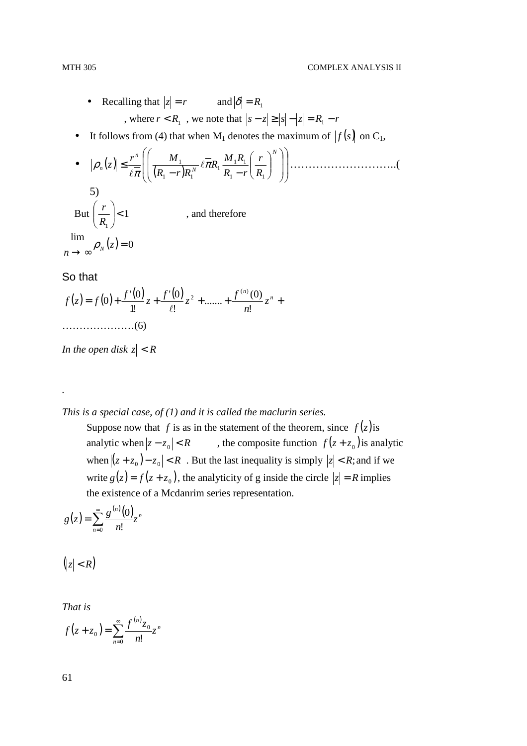- Recalling that $|z| = r$ and $|\delta| = R_1$

  , where $r < R_1$ , we note that $|s - z| \geq |s| - |z| = R_1 - r$

- It follows from (4) that when $M_1$ denotes the maximum of $|f(s)|$ on $C_1$,

- $$|\rho_n(z)| \leq \frac{r^n}{\ell \overline{\pi}} \left( \left( \frac{M_1}{(R_1 - r) R_1^N} \ell \overline{\pi} R_1 \frac{M_1 R_1}{R_1 - r} \left( \frac{r}{R_1} \right)^N \right) \right) \text{……………………….(5)}$$

But $\left( \frac{r}{R_1} \right) < 1$ , and therefore

$$\lim_{n \to \infty} \rho_N(z) = 0$$

So that

$$f(z) = f(0) + \frac{f'(0)}{1!} z + \frac{f'(0)}{\ell!} z^2 + ....... + \frac{f^{(n)}(0)}{n!} z^n + \text{…………………(6)}$$

*In the open disk* $|z| < R$

.

*This is a special case, of (1) and it is called the maclurin series.*

Suppose now that $f$ is as in the statement of the theorem, since $f(z)$ is analytic when $|z - z_0| < R$ , the composite function $f(z + z_0)$ is analytic when $|(z + z_0) - z_0| < R$ . But the last inequality is simply $|z| < R$; and if we write $g(z) = f(z + z_0)$, the analyticity of g inside the circle $|z| = R$ implies the existence of a Mcdanrim series representation.

$$g(z) = \sum_{n=0}^{\infty} \frac{g^{(n)}(0)}{n!} z^n$$

$$(|z| < R)$$

*That is*

$$f(z + z_0) = \sum_{n=0}^{\infty} \frac{f^{(n)} z_0}{n!} z^n$$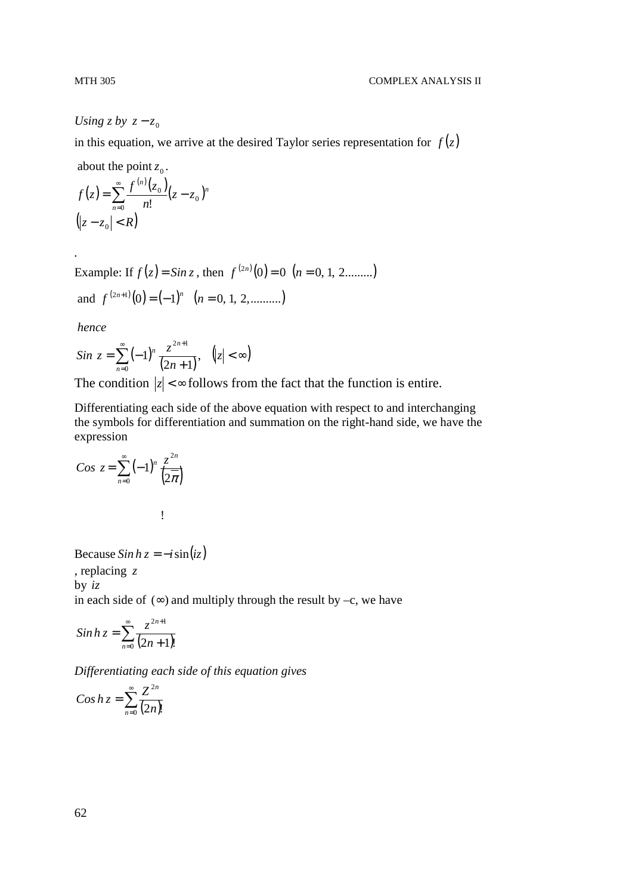*Using z by* $z - z_0$

in this equation, we arrive at the desired Taylor series representation for $f(z)$ about the point $z_0$.

$$f(z) = \sum_{n=0}^{\infty} \frac{f^{(n)}(z_0)}{n!}(z - z_0)^n$$

$$(|z - z_0| < R)$$

.

Example: If $f(z) = Sin\, z$, then $f^{(2n)}(0) = 0 \quad (n = 0, 1, 2.........)$

and $f^{(2n+1)}(0) = (-1)^n \quad (n = 0, 1, 2,..........)$

*hence*

$$Sin\ z = \sum_{n=0}^{\infty} (-1)^n \frac{z^{2n+1}}{(2n+1)}, \quad (|z| < \infty)$$

The condition $|z| < \infty$ follows from the fact that the function is entire.

Differentiating each side of the above equation with respect to and interchanging the symbols for differentiation and summation on the right-hand side, we have the expression

$$Cos\ z = \sum_{n=0}^{\infty} (-1)^n \frac{z^{2n}}{(2\pi)}$$

!

Because $Sin\,h\,z = -i\sin(iz)$, replacing $z$ by $iz$ in each side of $(\infty)$ and multiply through the result by –c, we have

$$Sin\,h\,z = \sum_{n=0}^{\infty} \frac{z^{2n+1}}{(2n+1)!}$$

*Differentiating each side of this equation gives*

$$Cos\,h\,z = \sum_{n=0}^{\infty} \frac{Z^{2n}}{(2n)!}$$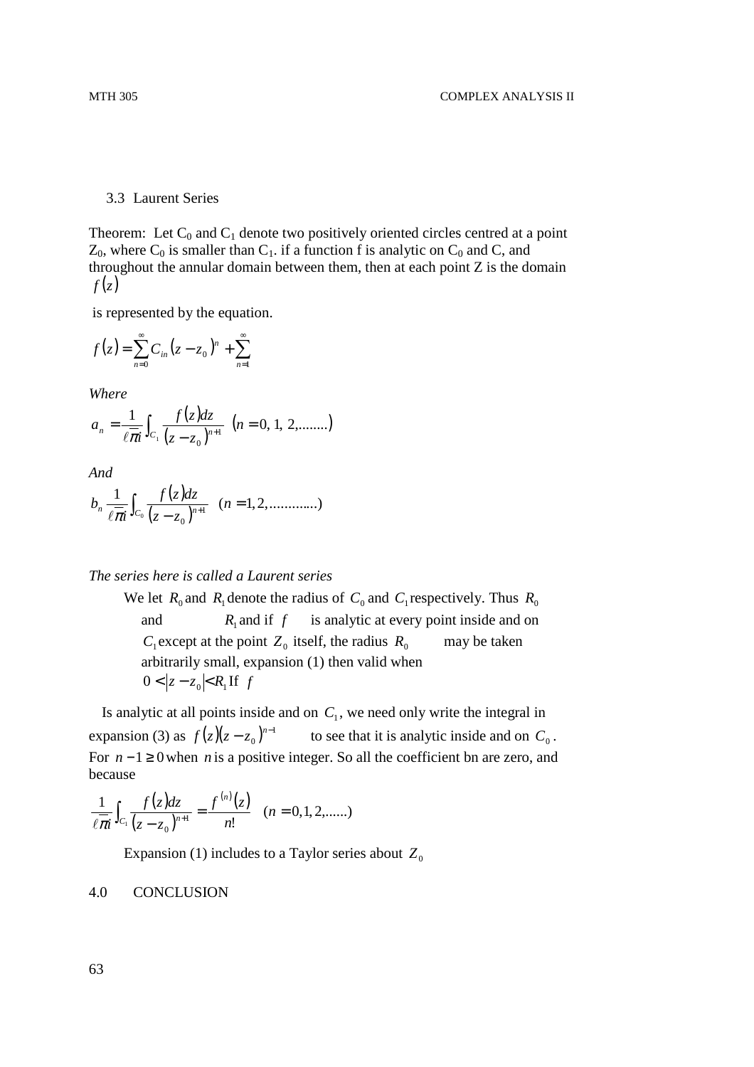### 3.3 Laurent Series

Theorem: Let $C_0$ and $C_1$ denote two positively oriented circles centred at a point $Z_0$, where $C_0$ is smaller than $C_1$. if a function f is analytic on $C_0$ and C, and throughout the annular domain between them, then at each point Z is the domain $f(z)$

is represented by the equation.

$$f(z) = \sum_{n=0}^{\infty} C_{in}(z - z_0)^n + \sum_{n=1}^{\infty}$$

*Where*

$$a_n = \frac{1}{\ell \overline{\pi} i} \int_{C_1} \frac{f(z)dz}{(z - z_0)^{n+1}} \quad (n = 0, 1, 2, \ldots\ldots)$$

*And*

$$b_n \frac{1}{\ell \overline{\pi} i} \int_{C_0} \frac{f(z)dz}{(z - z_0)^{n+1}} \quad (n = 1, 2, \ldots\ldots\ldots\ldots)$$

*The series here is called a Laurent series*

We let $R_0$ and $R_1$ denote the radius of $C_0$ and $C_1$ respectively. Thus $R_0$ and $R_1$ and if $f$ is analytic at every point inside and on $C_1$ except at the point $Z_0$ itself, the radius $R_0$ may be taken arbitrarily small, expansion (1) then valid when $0 < |z - z_0| < R_1$ If $f$

Is analytic at all points inside and on $C_1$, we need only write the integral in expansion (3) as $f(z)(z - z_0)^{n-1}$ to see that it is analytic inside and on $C_0$. For $n - 1 \geq 0$ when $n$ is a positive integer. So all the coefficient bn are zero, and because

$$\frac{1}{\ell \overline{\pi} i} \int_{C_1} \frac{f(z)dz}{(z - z_0)^{n+1}} = \frac{f^{(n)}(z)}{n!} \quad (n = 0, 1, 2, \ldots\ldots)$$

Expansion (1) includes to a Taylor series about $Z_0$

## 4.0 CONCLUSION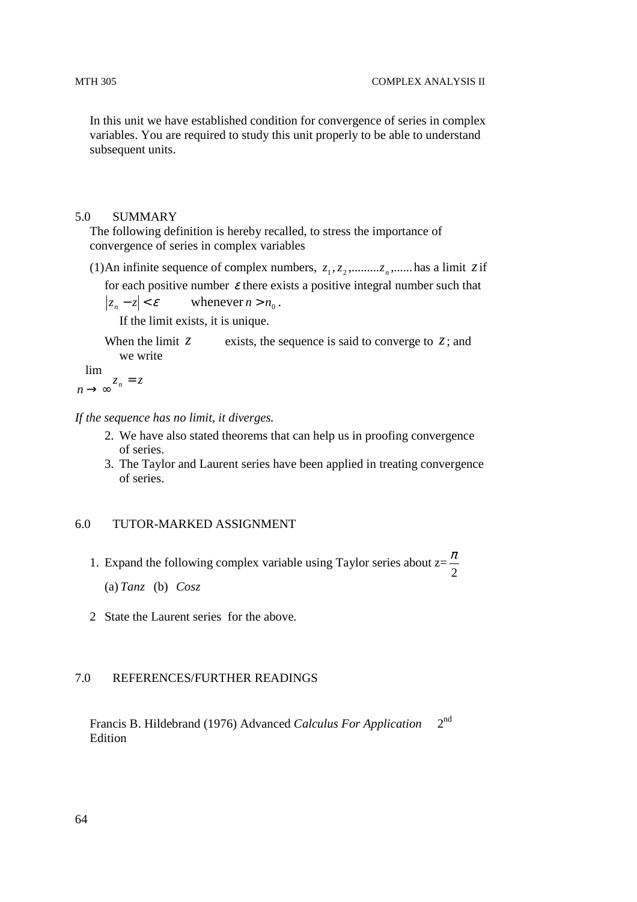In this unit we have established condition for convergence of series in complex variables. You are required to study this unit properly to be able to understand subsequent units.

## 5.0 SUMMARY

The following definition is hereby recalled, to stress the importance of convergence of series in complex variables

(1) An infinite sequence of complex numbers, $z_1, z_2, .........z_n, ......$ has a limit $z$ if for each positive number $\varepsilon$ there exists a positive integral number such that $|z_n - z| < \varepsilon$ whenever $n > n_0$.

If the limit exists, it is unique.

When the limit $z$ exists, the sequence is said to converge to $z$; and we write

$$\lim_{n \to \infty} z_n = z$$

*If the sequence has no limit, it diverges.*

2. We have also stated theorems that can help us in proofing convergence of series.
3. The Taylor and Laurent series have been applied in treating convergence of series.

## 6.0 TUTOR-MARKED ASSIGNMENT

1. Expand the following complex variable using Taylor series about $z = \frac{\pi}{2}$

   (a) $Tanz$ (b) $Cosz$

2. State the Laurent series for the above.

## 7.0 REFERENCES/FURTHER READINGS

Francis B. Hildebrand (1976) Advanced *Calculus For Application* 2nd Edition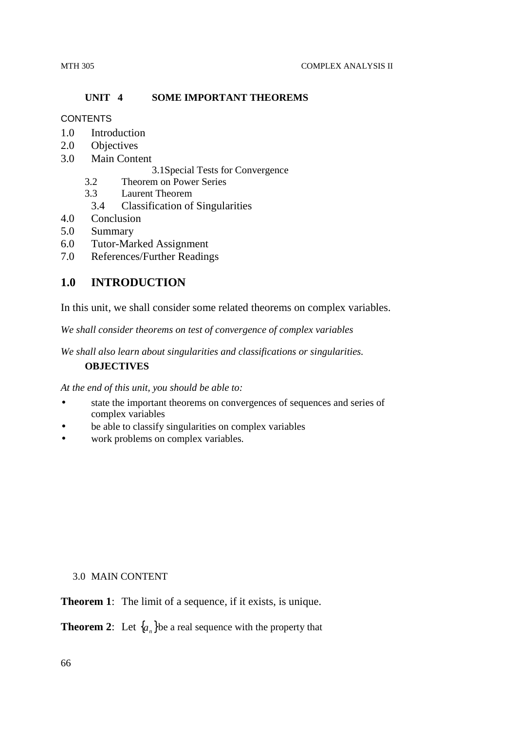## UNIT 4 SOME IMPORTANT THEOREMS

CONTENTS

1.0 Introduction
2.0 Objectives
3.0 Main Content
    3.1 Special Tests for Convergence
    3.2 Theorem on Power Series
    3.3 Laurent Theorem
    3.4 Classification of Singularities
4.0 Conclusion
5.0 Summary
6.0 Tutor-Marked Assignment
7.0 References/Further Readings

## 1.0 INTRODUCTION

In this unit, we shall consider some related theorems on complex variables.

*We shall consider theorems on test of convergence of complex variables*

*We shall also learn about singularities and classifications or singularities.*

### OBJECTIVES

*At the end of this unit, you should be able to:*

- state the important theorems on convergences of sequences and series of complex variables
- be able to classify singularities on complex variables
- work problems on complex variables.

3.0 MAIN CONTENT

**Theorem 1**: The limit of a sequence, if it exists, is unique.

**Theorem 2**: Let $\{a_n\}$ be a real sequence with the property that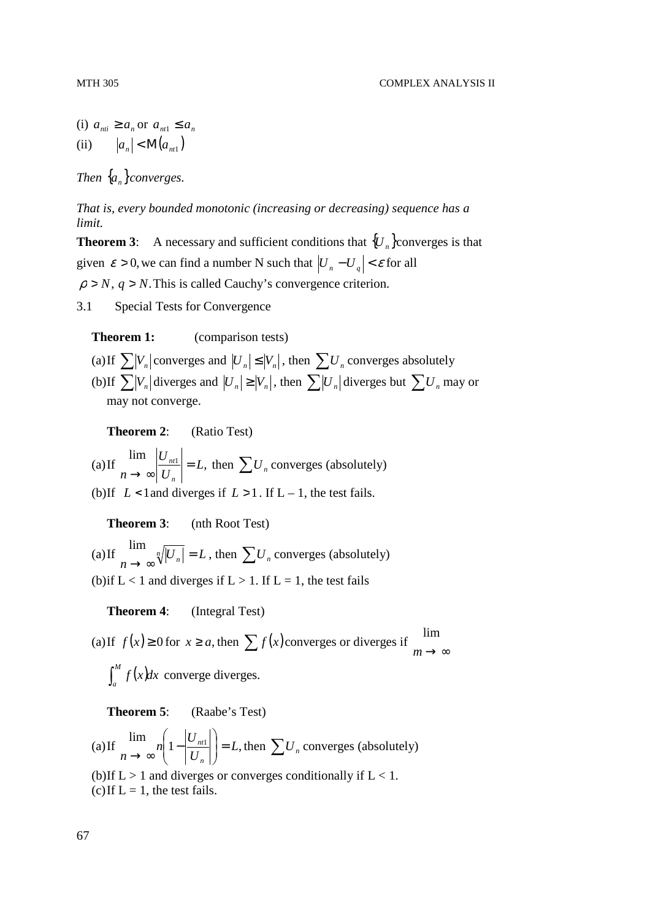(i) $a_{nti} \geq a_n$ or $a_{nt1} \leq a_n$

(ii) $|a_n| < M(a_{nt1})$

*Then* $\{a_n\}$ *converges.*

*That is, every bounded monotonic (increasing or decreasing) sequence has a limit.*

**Theorem 3**: A necessary and sufficient conditions that $\{U_n\}$ converges is that given $\varepsilon > 0$, we can find a number N such that $|U_n - U_q| < \varepsilon$ for all $\rho > N,\ q > N$. This is called Cauchy's convergence criterion.

3.1 Special Tests for Convergence

**Theorem 1:** (comparison tests)

(a) If $\sum |V_n|$ converges and $|U_n| \leq |V_n|$, then $\sum U_n$ converges absolutely

(b) If $\sum |V_n|$ diverges and $|U_n| \geq |V_n|$, then $\sum |U_n|$ diverges but $\sum U_n$ may or may not converge.

**Theorem 2**: (Ratio Test)

(a) If $\lim\limits_{n \to \infty} \left| \dfrac{U_{nt1}}{U_n} \right| = L,$ then $\sum U_n$ converges (absolutely)

(b) If $L < 1$ and diverges if $L > 1$. If L – 1, the test fails.

**Theorem 3**: (nth Root Test)

(a) If $\lim\limits_{n \to \infty} \sqrt[n]{|U_n|} = L$, then $\sum U_n$ converges (absolutely)

(b) if L < 1 and diverges if L > 1. If L = 1, the test fails

**Theorem 4**: (Integral Test)

(a) If $f(x) \geq 0$ for $x \geq a$, then $\sum f(x)$ converges or diverges if $\lim\limits_{m \to \infty}$ $\int_a^M f(x)dx$ converge diverges.

**Theorem 5**: (Raabe's Test)

(a) If $\lim\limits_{n \to \infty} n\left(1 - \left|\dfrac{U_{nt1}}{U_n}\right|\right) = L,$ then $\sum U_n$ converges (absolutely)

(b) If L > 1 and diverges or converges conditionally if L < 1.

(c) If L = 1, the test fails.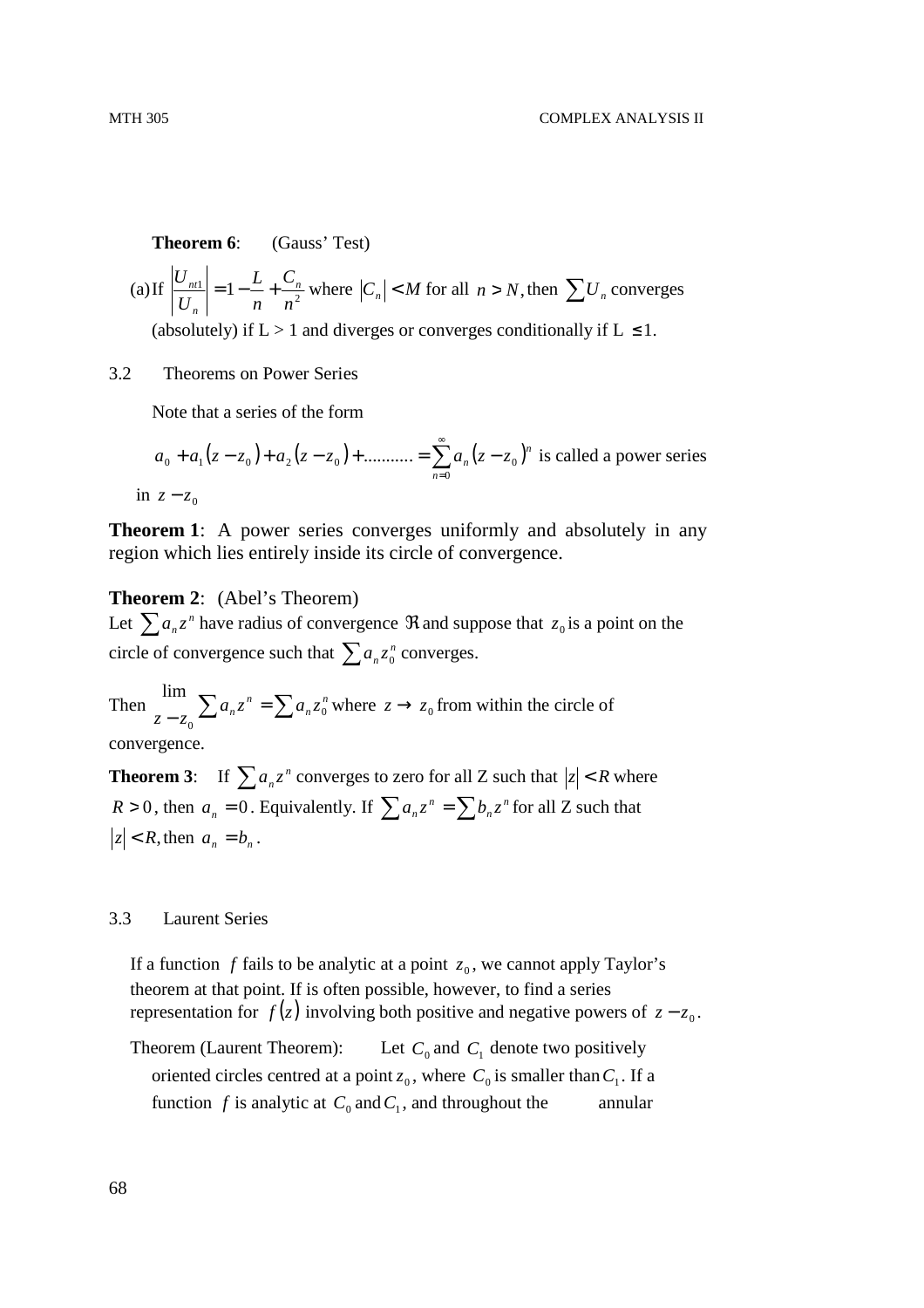**Theorem 6**: (Gauss' Test)

(a) If $\left|\frac{U_{nt1}}{U_n}\right| = 1 - \frac{L}{n} + \frac{C_n}{n^2}$ where $|C_n| < M$ for all $n > N$, then $\sum U_n$ converges (absolutely) if L > 1 and diverges or converges conditionally if L $\leq$ 1.

3.2 Theorems on Power Series

Note that a series of the form

$a_0 + a_1(z - z_0) + a_2(z - z_0) + \text{..........} = \sum_{n=0}^{\infty} a_n (z - z_0)^n$ is called a power series in $z - z_0$

**Theorem 1**: A power series converges uniformly and absolutely in any region which lies entirely inside its circle of convergence.

**Theorem 2**: (Abel's Theorem)
Let $\sum a_n z^n$ have radius of convergence $\Re$ and suppose that $z_0$ is a point on the circle of convergence such that $\sum a_n z_0^n$ converges.

Then $\lim\limits_{z - z_0} \sum a_n z^n = \sum a_n z_0^n$ where $z \to z_0$ from within the circle of convergence.

**Theorem 3**: If $\sum a_n z^n$ converges to zero for all Z such that $|z| < R$ where $R > 0$, then $a_n = 0$. Equivalently. If $\sum a_n z^n = \sum b_n z^n$ for all Z such that $|z| < R$, then $a_n = b_n$.

3.3 Laurent Series

If a function $f$ fails to be analytic at a point $z_0$, we cannot apply Taylor's theorem at that point. If is often possible, however, to find a series representation for $f(z)$ involving both positive and negative powers of $z - z_0$.

Theorem (Laurent Theorem): Let $C_0$ and $C_1$ denote two positively oriented circles centred at a point $z_0$, where $C_0$ is smaller than $C_1$. If a function $f$ is analytic at $C_0$ and $C_1$, and throughout the annular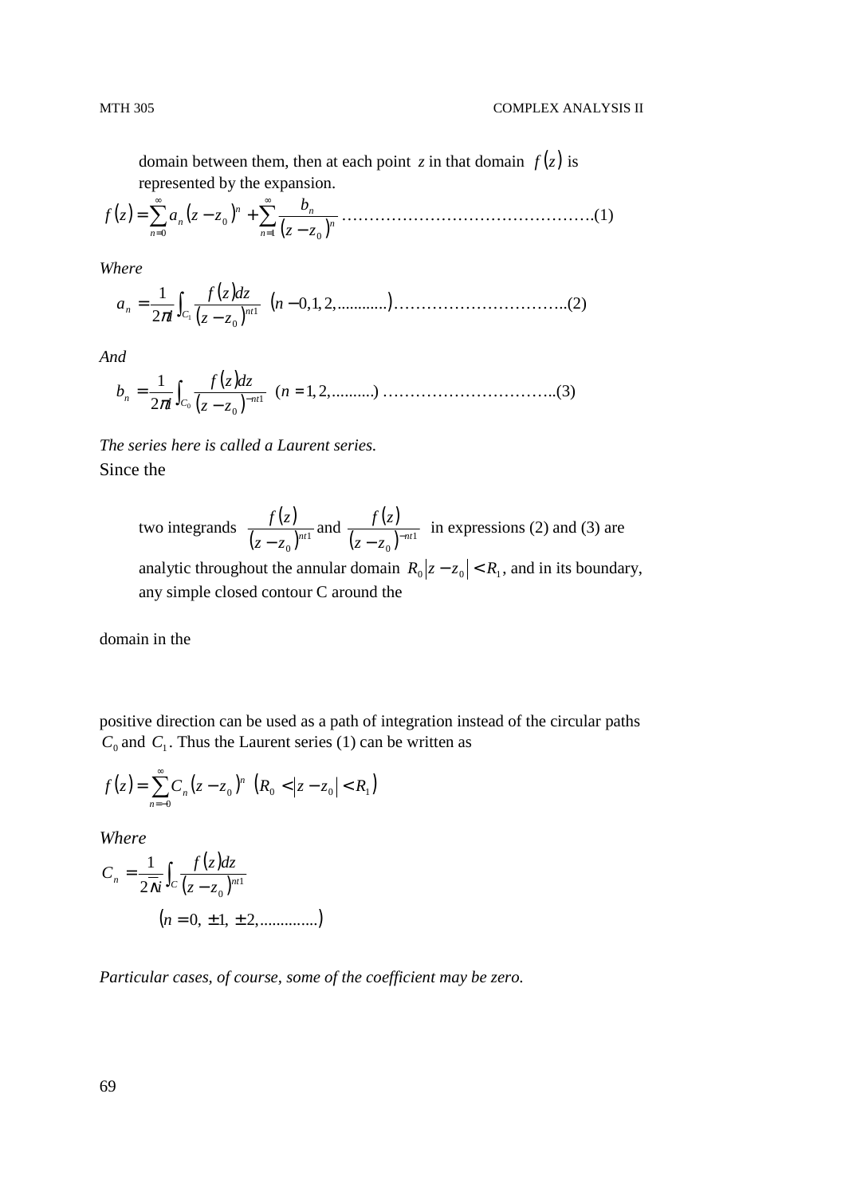domain between them, then at each point $z$ in that domain $f(z)$ is represented by the expansion.

$$f(z) = \sum_{n=0}^{\infty} a_n (z - z_0)^n + \sum_{n=1}^{\infty} \frac{b_n}{(z - z_0)^n} \quad \text{.........................................(1)}$$

*Where*

$$a_n = \frac{1}{2\pi i} \int_{C_1} \frac{f(z)dz}{(z - z_0)^{nt1}} \quad (n - 0, 1, 2, \text{............}) \text{.............................(2)}$$

*And*

$$b_n = \frac{1}{2\pi i} \int_{C_0} \frac{f(z)dz}{(z - z_0)^{-nt1}} \quad (n = 1, 2, \text{..........}) \text{.............................(3)}$$

*The series here is called a Laurent series.*

Since the

two integrands $\frac{f(z)}{(z - z_0)^{nt1}}$ and $\frac{f(z)}{(z - z_0)^{-nt1}}$ in expressions (2) and (3) are analytic throughout the annular domain $R_0 |z - z_0| < R_1$, and in its boundary, any simple closed contour C around the

domain in the

positive direction can be used as a path of integration instead of the circular paths $C_0$ and $C_1$. Thus the Laurent series (1) can be written as

$$f(z) = \sum_{n=-0}^{\infty} C_n (z - z_0)^n \quad (R_0 < |z - z_0| < R_1)$$

*Where*

$$C_n = \frac{1}{2\overline{\pi} i} \int_C \frac{f(z)dz}{(z - z_0)^{nt1}}$$

$$(n = 0, \pm 1, \pm 2, \text{..............})$$

*Particular cases, of course, some of the coefficient may be zero.*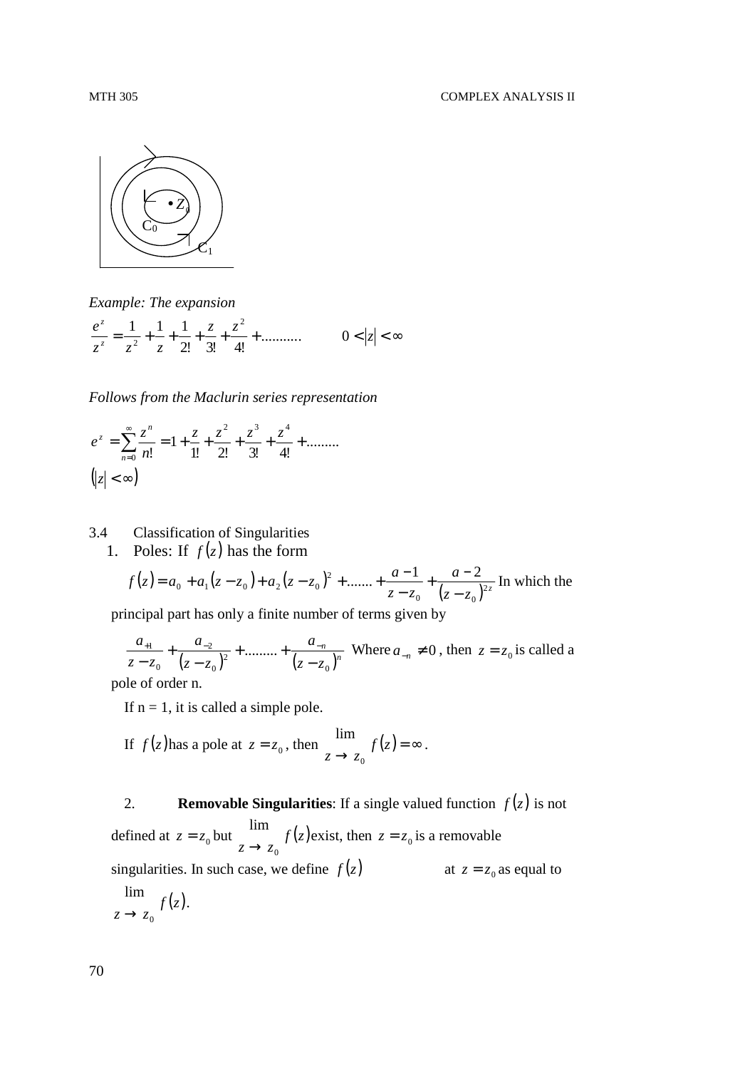C0

C1

*Example: The expansion*

$$\frac{e^z}{z^z} = \frac{1}{z^2} + \frac{1}{z} + \frac{1}{2!} + \frac{z}{3!} + \frac{z^2}{4!} + ........... \qquad 0 < |z| < \infty$$

*Follows from the Maclurin series representation*

$$e^z = \sum_{n=0}^{\infty} \frac{z^n}{n!} = 1 + \frac{z}{1!} + \frac{z^2}{2!} + \frac{z^3}{3!} + \frac{z^4}{4!} + .........$$

$$(|z| < \infty)$$

## 3.4 Classification of Singularities

1. Poles: If $f(z)$ has the form

$$f(z) = a_0 + a_1(z - z_0) + a_2(z - z_0)^2 + ....... + \frac{a-1}{z - z_0} + \frac{a-2}{(z - z_0)^{2z}}$$ In which the principal part has only a finite number of terms given by

$$\frac{a_{+1}}{z - z_0} + \frac{a_{-2}}{(z - z_0)^2} + ......... + \frac{a_{-n}}{(z - z_0)^n}$$ Where $a_{-n} \neq 0$, then $z = z_0$ is called a pole of order n.

If n = 1, it is called a simple pole.

If $f(z)$ has a pole at $z = z_0$, then $\lim_{z \to z_0} f(z) = \infty$.

2. **Removable Singularities**: If a single valued function $f(z)$ is not defined at $z = z_0$ but $\lim_{z \to z_0} f(z)$ exist, then $z = z_0$ is a removable singularities. In such case, we define $f(z)$ at $z = z_0$ as equal to $\lim_{z \to z_0} f(z)$.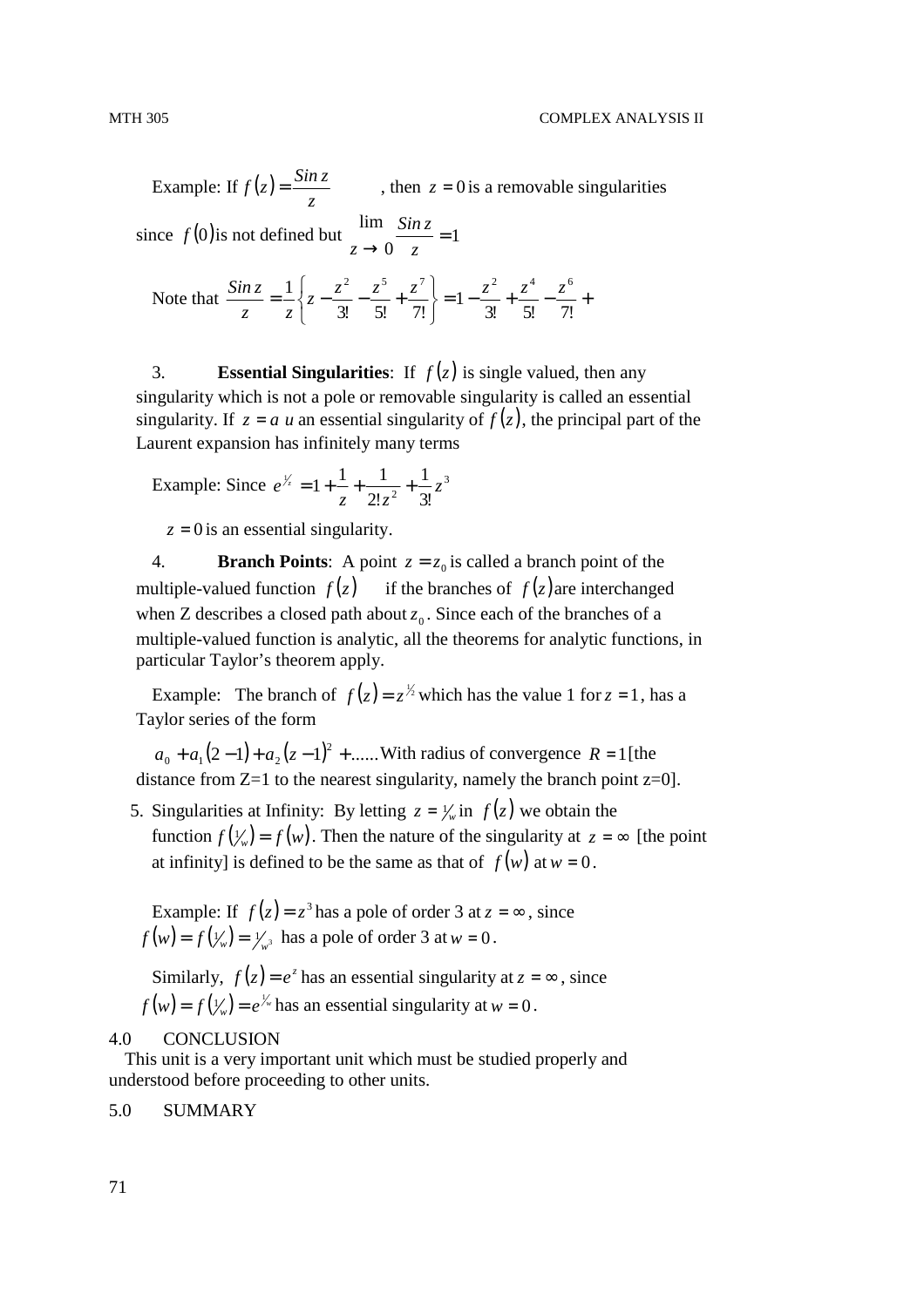Example: If $f(z) = \frac{Sin\, z}{z}$ , then $z = 0$ is a removable singularities since $f(0)$ is not defined but $\lim_{z \to 0} \frac{Sin\, z}{z} = 1$

Note that $\frac{Sin\, z}{z} = \frac{1}{z}\left\{ z - \frac{z^2}{3!} - \frac{z^5}{5!} + \frac{z^7}{7!} \right\} = 1 - \frac{z^2}{3!} + \frac{z^4}{5!} - \frac{z^6}{7!} +$

3. **Essential Singularities**: If $f(z)$ is single valued, then any singularity which is not a pole or removable singularity is called an essential singularity. If $z = a$ $u$ an essential singularity of $f(z)$, the principal part of the Laurent expansion has infinitely many terms

Example: Since $e^{1/z} = 1 + \frac{1}{z} + \frac{1}{2!z^2} + \frac{1}{3!}z^3$

$z = 0$ is an essential singularity.

4. **Branch Points**: A point $z = z_0$ is called a branch point of the multiple-valued function $f(z)$ if the branches of $f(z)$ are interchanged when Z describes a closed path about $z_0$. Since each of the branches of a multiple-valued function is analytic, all the theorems for analytic functions, in particular Taylor's theorem apply.

Example: The branch of $f(z) = z^{1/2}$ which has the value 1 for $z = 1$, has a Taylor series of the form

$a_0 + a_1(2-1) + a_2(z-1)^2 + ......$ With radius of convergence $R = 1$ [the distance from Z=1 to the nearest singularity, namely the branch point z=0].

5. Singularities at Infinity: By letting $z = 1/w$ in $f(z)$ we obtain the function $f(1/w) = f(w)$. Then the nature of the singularity at $z = \infty$ [the point at infinity] is defined to be the same as that of $f(w)$ at $w = 0$.

Example: If $f(z) = z^3$ has a pole of order 3 at $z = \infty$, since $f(w) = f(1/w) = 1/w^3$ has a pole of order 3 at $w = 0$.

Similarly, $f(z) = e^z$ has an essential singularity at $z = \infty$, since $f(w) = f(1/w) = e^{1/w}$ has an essential singularity at $w = 0$.

## 4.0 CONCLUSION

This unit is a very important unit which must be studied properly and understood before proceeding to other units.

## 5.0 SUMMARY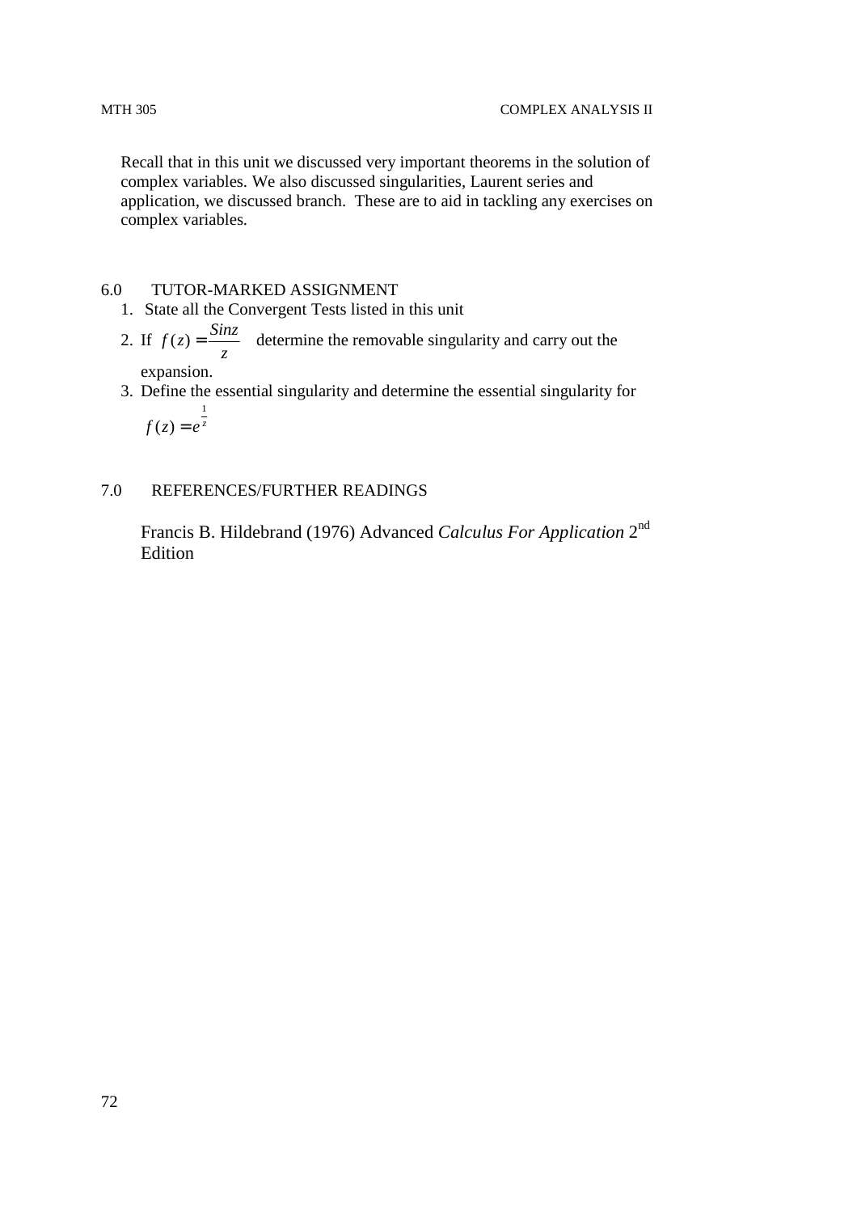Recall that in this unit we discussed very important theorems in the solution of complex variables. We also discussed singularities, Laurent series and application, we discussed branch. These are to aid in tackling any exercises on complex variables.

## 6.0 TUTOR-MARKED ASSIGNMENT

1. State all the Convergent Tests listed in this unit
2. If $f(z) = \dfrac{Sinz}{z}$ determine the removable singularity and carry out the expansion.
3. Define the essential singularity and determine the essential singularity for $f(z) = e^{\frac{1}{z}}$

## 7.0 REFERENCES/FURTHER READINGS

Francis B. Hildebrand (1976) Advanced *Calculus For Application* 2nd Edition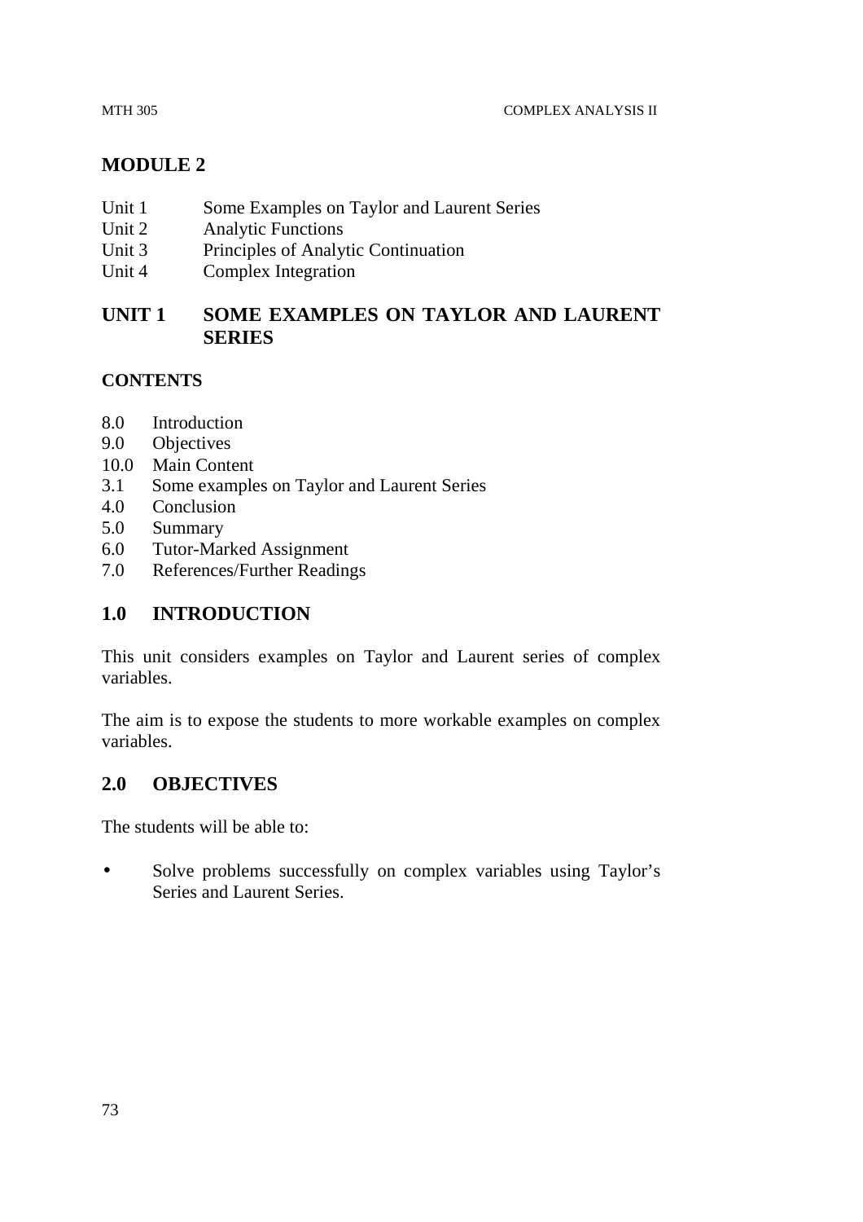# MODULE 2

Unit 1 Some Examples on Taylor and Laurent Series
Unit 2 Analytic Functions
Unit 3 Principles of Analytic Continuation
Unit 4 Complex Integration

## UNIT 1 SOME EXAMPLES ON TAYLOR AND LAURENT SERIES

### CONTENTS

8.0 Introduction
9.0 Objectives
10.0 Main Content
3.1 Some examples on Taylor and Laurent Series
4.0 Conclusion
5.0 Summary
6.0 Tutor-Marked Assignment
7.0 References/Further Readings

## 1.0 INTRODUCTION

This unit considers examples on Taylor and Laurent series of complex variables.

The aim is to expose the students to more workable examples on complex variables.

## 2.0 OBJECTIVES

The students will be able to:

- Solve problems successfully on complex variables using Taylor's Series and Laurent Series.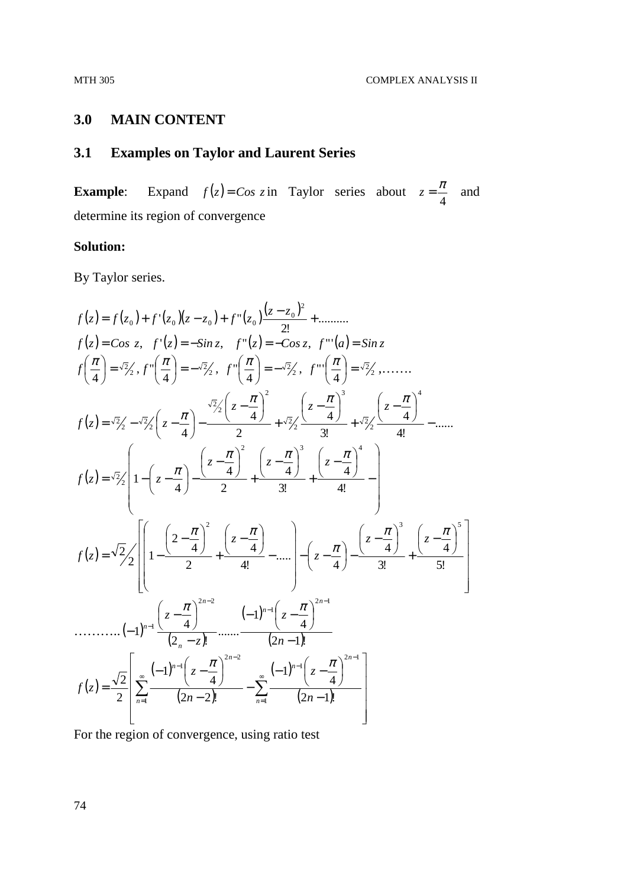## 3.0 MAIN CONTENT

### 3.1 Examples on Taylor and Laurent Series

**Example**: Expand $f(z) = Cos\ z$ in Taylor series about $z = \frac{\pi}{4}$ and determine its region of convergence

**Solution:**

By Taylor series.

$$f(z) = f(z_0) + f'(z_0)(z - z_0) + f''(z_0)\frac{(z - z_0)^2}{2!} + \ldots\ldots\ldots$$

$$f(z) = Cos\ z, \quad f'(z) = -Sin\, z, \quad f''(z) = -Cos\, z, \quad f'''(a) = Sin\, z$$

$$f\left(\frac{\pi}{4}\right) = \sqrt{2}/2,\ f''\left(\frac{\pi}{4}\right) = -\sqrt{2}/2,\ f''\left(\frac{\pi}{4}\right) = -\sqrt{2}/2,\ f'''\left(\frac{\pi}{4}\right) = \sqrt{2}/2, \ldots\ldots.$$

$$f(z) = \sqrt{2}/2 - \sqrt{2}/2\left(z - \frac{\pi}{4}\right) - \frac{\sqrt{2}/2\left(z - \frac{\pi}{4}\right)^2}{2} + \sqrt{2}/2\frac{\left(z - \frac{\pi}{4}\right)^3}{3!} + \sqrt{2}/2\frac{\left(z - \frac{\pi}{4}\right)^4}{4!} - \ldots\ldots$$

$$f(z) = \sqrt{2}/2\left(1 - \left(z - \frac{\pi}{4}\right) - \frac{\left(z - \frac{\pi}{4}\right)^2}{2} + \frac{\left(z - \frac{\pi}{4}\right)^3}{3!} + \frac{\left(z - \frac{\pi}{4}\right)^4}{4!} - \right)$$

$$f(z) = \sqrt{2}/2\left[\left(1 - \frac{\left(2 - \frac{\pi}{4}\right)^2}{2} + \frac{\left(z - \frac{\pi}{4}\right)}{4!} - \ldots..\right) - \left(z - \frac{\pi}{4}\right) - \frac{\left(z - \frac{\pi}{4}\right)^3}{3!} + \frac{\left(z - \frac{\pi}{4}\right)^5}{5!}\right]$$

$$\ldots\ldots\ldots..(-1)^{n-1}\frac{\left(z - \frac{\pi}{4}\right)^{2n-2}}{(2_n - z)!}\ldots\ldots.\frac{(-1)^{n-1}\left(z - \frac{\pi}{4}\right)^{2n-1}}{(2n-1)!}$$

$$f(z) = \frac{\sqrt{2}}{2}\left[\sum_{n=1}^{\infty}\frac{(-1)^{n-1}\left(z - \frac{\pi}{4}\right)^{2n-2}}{(2n-2)!} - \sum_{n=1}^{\infty}\frac{(-1)^{n-1}\left(z - \frac{\pi}{4}\right)^{2n-1}}{(2n-1)!}\right]$$

For the region of convergence, using ratio test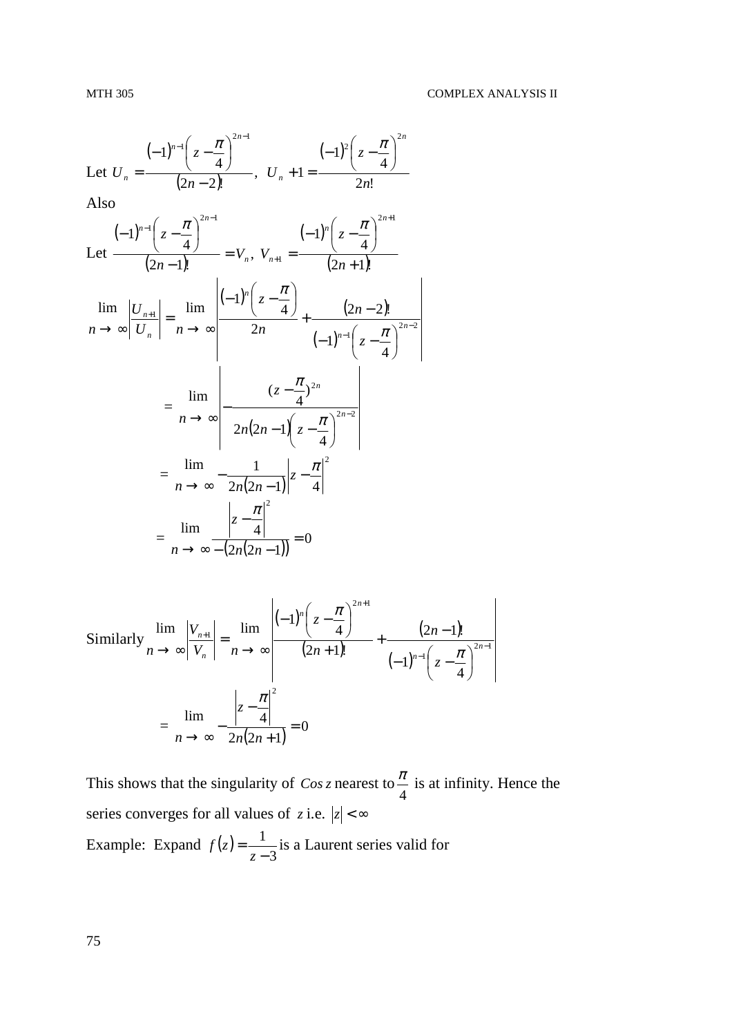Let $U_n = \dfrac{(-1)^{n-1}\left(z-\dfrac{\pi}{4}\right)^{2n-1}}{(2n-2)!}$, $U_n + 1 = \dfrac{(-1)^2\left(z-\dfrac{\pi}{4}\right)^{2n}}{2n!}$

Also

Let $\dfrac{(-1)^{n-1}\left(z-\dfrac{\pi}{4}\right)^{2n-1}}{(2n-1)!} = V_n$, $V_{n+1} = \dfrac{(-1)^n\left(z-\dfrac{\pi}{4}\right)^{2n+1}}{(2n+1)!}$

$$\lim_{n\to\infty}\left|\frac{U_{n+1}}{U_n}\right| = \lim_{n\to\infty}\left|\frac{(-1)^n\left(z-\dfrac{\pi}{4}\right)}{2n} + \frac{(2n-2)!}{(-1)^{n-1}\left(z-\dfrac{\pi}{4}\right)^{2n-2}}\right|$$

$$= \lim_{n\to\infty}\left|-\frac{(z-\dfrac{\pi}{4})^{2n}}{2n(2n-1)\left(z-\dfrac{\pi}{4}\right)^{2n-2}}\right|$$

$$= \lim_{n\to\infty} -\frac{1}{2n(2n-1)}\left|z-\frac{\pi}{4}\right|^2$$

$$= \lim_{n\to\infty}\frac{\left|z-\dfrac{\pi}{4}\right|^2}{-(2n(2n-1))} = 0$$

Similarly $$\lim_{n\to\infty}\left|\frac{V_{n+1}}{V_n}\right| = \lim_{n\to\infty}\left|\frac{(-1)^n\left(z-\dfrac{\pi}{4}\right)^{2n+1}}{(2n+1)!} + \frac{(2n-1)!}{(-1)^{n-1}\left(z-\dfrac{\pi}{4}\right)^{2n-1}}\right|$$

$$= \lim_{n\to\infty} -\frac{\left|z-\dfrac{\pi}{4}\right|^2}{2n(2n+1)} = 0$$

This shows that the singularity of $Cos\, z$ nearest to $\dfrac{\pi}{4}$ is at infinity. Hence the series converges for all values of $z$ i.e. $|z| < \infty$

Example: Expand $f(z) = \dfrac{1}{z-3}$ is a Laurent series valid for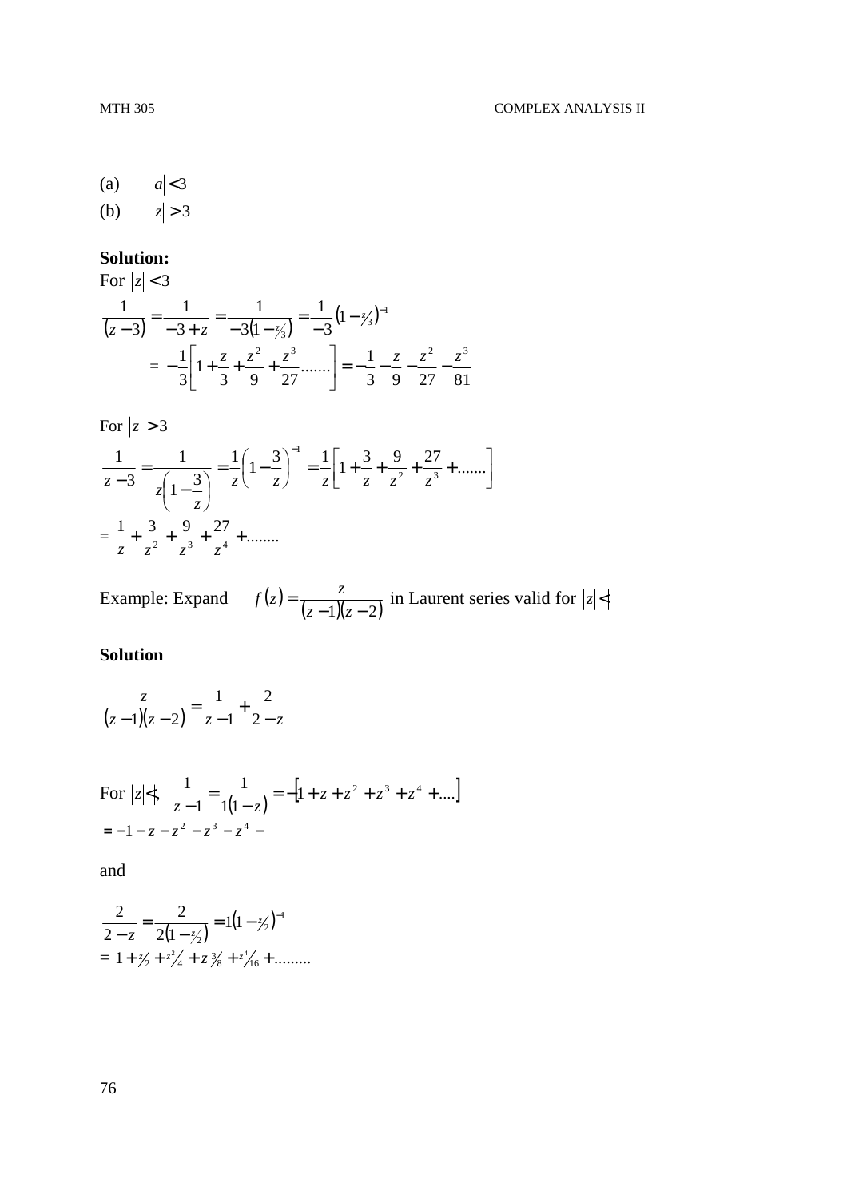(a) $|a| < 3$

(b) $|z| > 3$

**Solution:**

For $|z| < 3$

$$\frac{1}{(z-3)} = \frac{1}{-3+z} = \frac{1}{-3\left(1-\frac{z}{3}\right)} = \frac{1}{-3}\left(1-\tfrac{z}{3}\right)^{-1}$$

$$= -\frac{1}{3}\left[1+\frac{z}{3}+\frac{z^2}{9}+\frac{z^3}{27}\ldots\ldots\right] = -\frac{1}{3}-\frac{z}{9}-\frac{z^2}{27}-\frac{z^3}{81}$$

For $|z| > 3$

$$\frac{1}{z-3} = \frac{1}{z\left(1-\frac{3}{z}\right)} = \frac{1}{z}\left(1-\frac{3}{z}\right)^{-1} = \frac{1}{z}\left[1+\frac{3}{z}+\frac{9}{z^2}+\frac{27}{z^3}+\ldots\ldots\right]$$

$$= \frac{1}{z}+\frac{3}{z^2}+\frac{9}{z^3}+\frac{27}{z^4}+\ldots\ldots..$$

Example: Expand $f(z) = \frac{z}{(z-1)(z-2)}$ in Laurent series valid for $|z| < 1$

**Solution**

$$\frac{z}{(z-1)(z-2)} = \frac{1}{z-1}+\frac{2}{2-z}$$

For $|z| < 1$, $\frac{1}{z-1} = \frac{1}{1(1-z)} = -[1+z+z^2+z^3+z^4+\ldots.]$

$$= -1-z-z^2-z^3-z^4-$$

and

$$\frac{2}{2-z} = \frac{2}{2\left(1-\frac{z}{2}\right)} = 1\left(1-\tfrac{z}{2}\right)^{-1}$$

$$= 1+\tfrac{z}{2}+\tfrac{z^2}{4}+z\tfrac{3}{8}+\tfrac{z^4}{16}+\ldots\ldots\ldots$$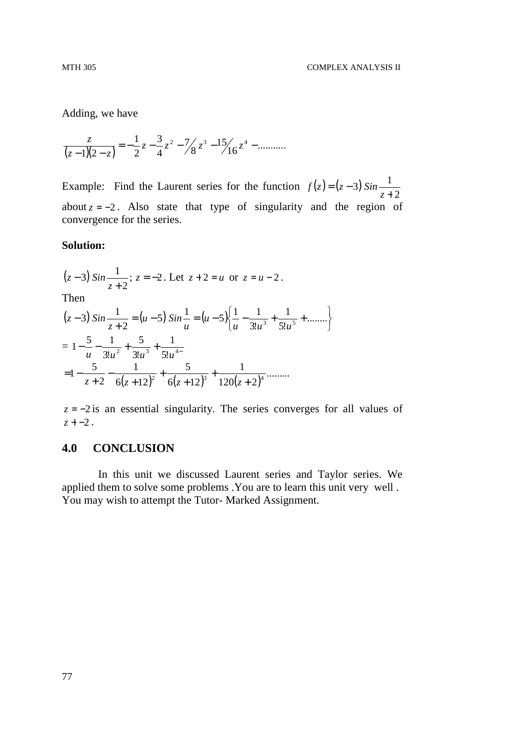Adding, we have

$$\frac{z}{(z-1)(2-z)} = -\frac{1}{2}z - \frac{3}{4}z^2 - \frac{7}{8}z^3 - \frac{15}{16}z^4 - \dots\dots\dots$$

Example: Find the Laurent series for the function $f(z) = (z-3)\,Sin\frac{1}{z+2}$ about $z = -2$. Also state that type of singularity and the region of convergence for the series.

**Solution:**

$(z-3)\,Sin\frac{1}{z+2}$; $z = -2$. Let $z + 2 = u$ or $z = u - 2$.

Then

$$(z-3)\,Sin\frac{1}{z+2} = (u-5)\,Sin\frac{1}{u} = (u-5)\left\{\frac{1}{u} - \frac{1}{3!u^3} + \frac{1}{5!u^5} + \dots\dots\right\}$$

$$= 1 - \frac{5}{u} - \frac{1}{3!u^2} + \frac{5}{3!u^3} + \frac{1}{5!u^{4-}}$$

$$= 1 - \frac{5}{z+2} - \frac{1}{6(z+12)^2} + \frac{5}{6(z+12)^3} + \frac{1}{120(z+2)^4}\dots\dots\dots$$

$z = -2$ is an essential singularity. The series converges for all values of $z + -2$.

## 4.0 CONCLUSION

In this unit we discussed Laurent series and Taylor series. We applied them to solve some problems .You are to learn this unit very well . You may wish to attempt the Tutor- Marked Assignment.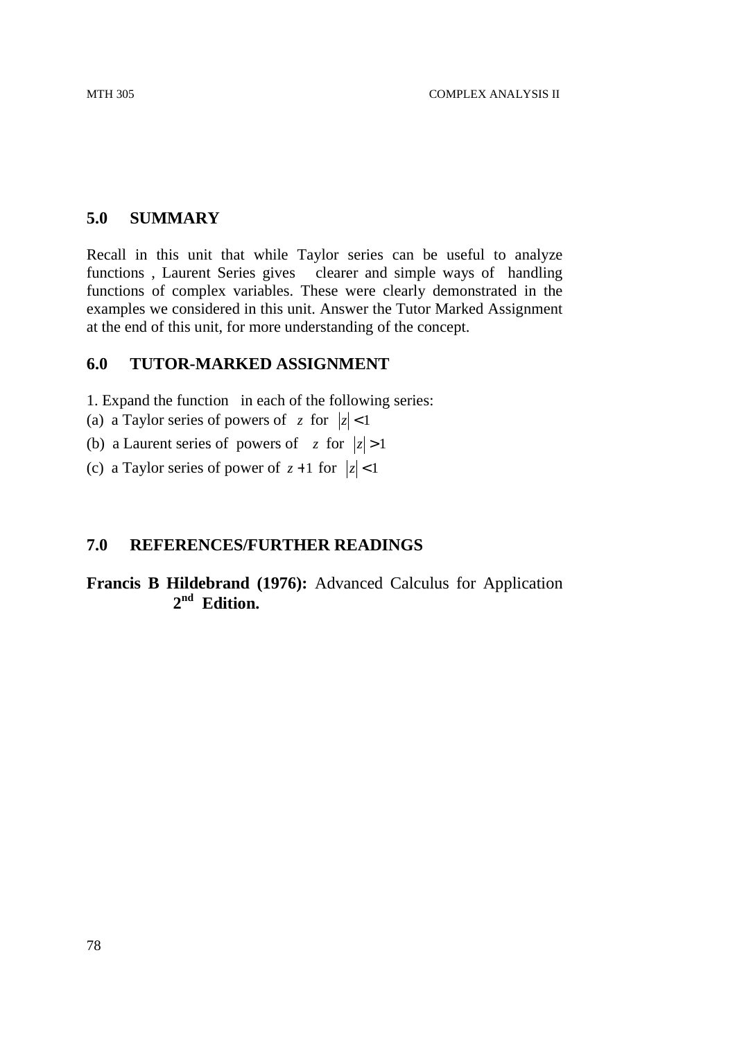## 5.0 SUMMARY

Recall in this unit that while Taylor series can be useful to analyze functions , Laurent Series gives clearer and simple ways of handling functions of complex variables. These were clearly demonstrated in the examples we considered in this unit. Answer the Tutor Marked Assignment at the end of this unit, for more understanding of the concept.

## 6.0 TUTOR-MARKED ASSIGNMENT

1. Expand the function in each of the following series:

(a) a Taylor series of powers of $z$ for $|z| < 1$

(b) a Laurent series of powers of $z$ for $|z| > 1$

(c) a Taylor series of power of $z + 1$ for $|z| < 1$

## 7.0 REFERENCES/FURTHER READINGS

**Francis B Hildebrand (1976):** Advanced Calculus for Application **2nd Edition.**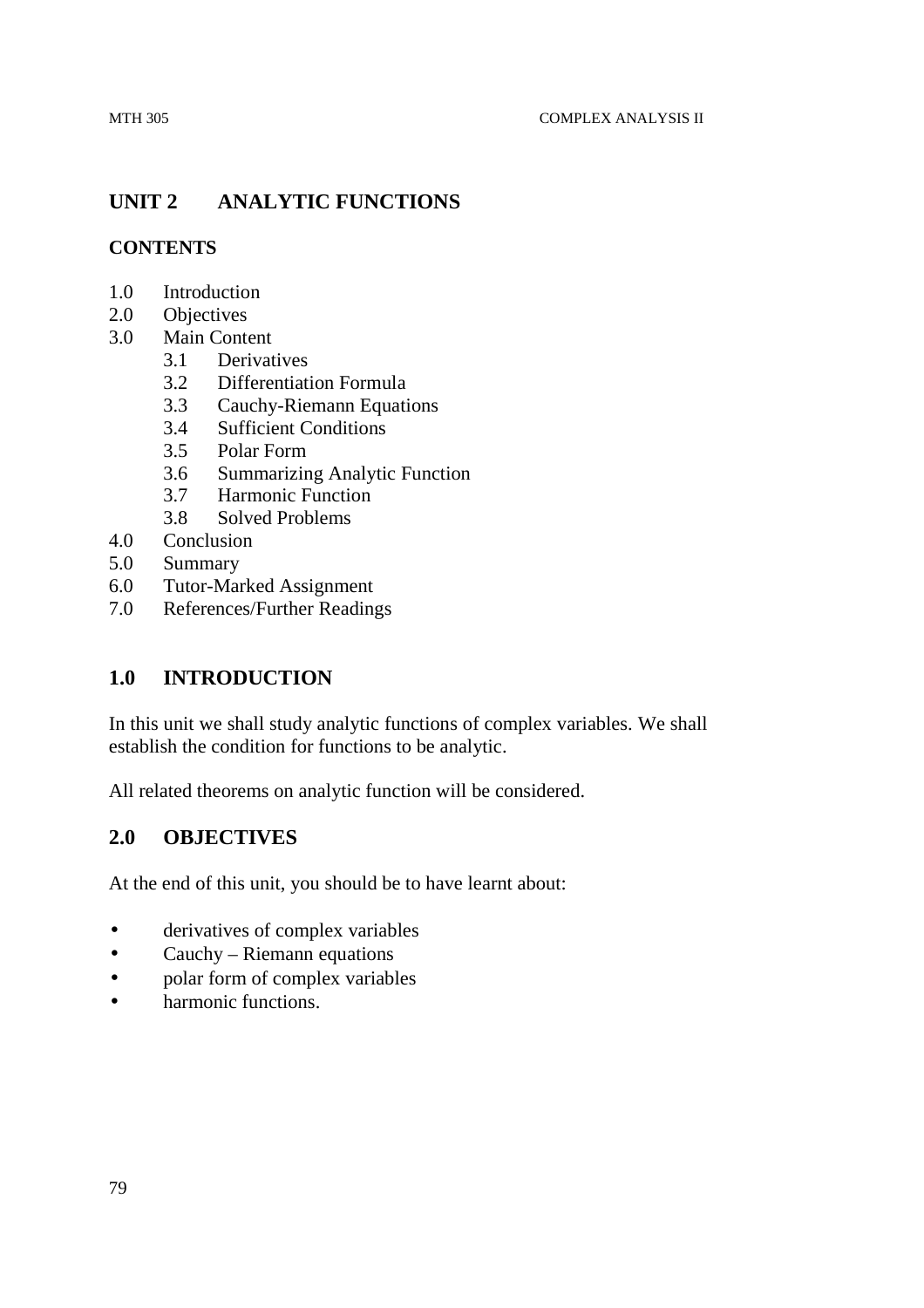# UNIT 2 ANALYTIC FUNCTIONS

## CONTENTS

1.0 Introduction
2.0 Objectives
3.0 Main Content
   3.1 Derivatives
   3.2 Differentiation Formula
   3.3 Cauchy-Riemann Equations
   3.4 Sufficient Conditions
   3.5 Polar Form
   3.6 Summarizing Analytic Function
   3.7 Harmonic Function
   3.8 Solved Problems
4.0 Conclusion
5.0 Summary
6.0 Tutor-Marked Assignment
7.0 References/Further Readings

## 1.0 INTRODUCTION

In this unit we shall study analytic functions of complex variables. We shall establish the condition for functions to be analytic.

All related theorems on analytic function will be considered.

## 2.0 OBJECTIVES

At the end of this unit, you should be to have learnt about:

- derivatives of complex variables
- Cauchy – Riemann equations
- polar form of complex variables
- harmonic functions.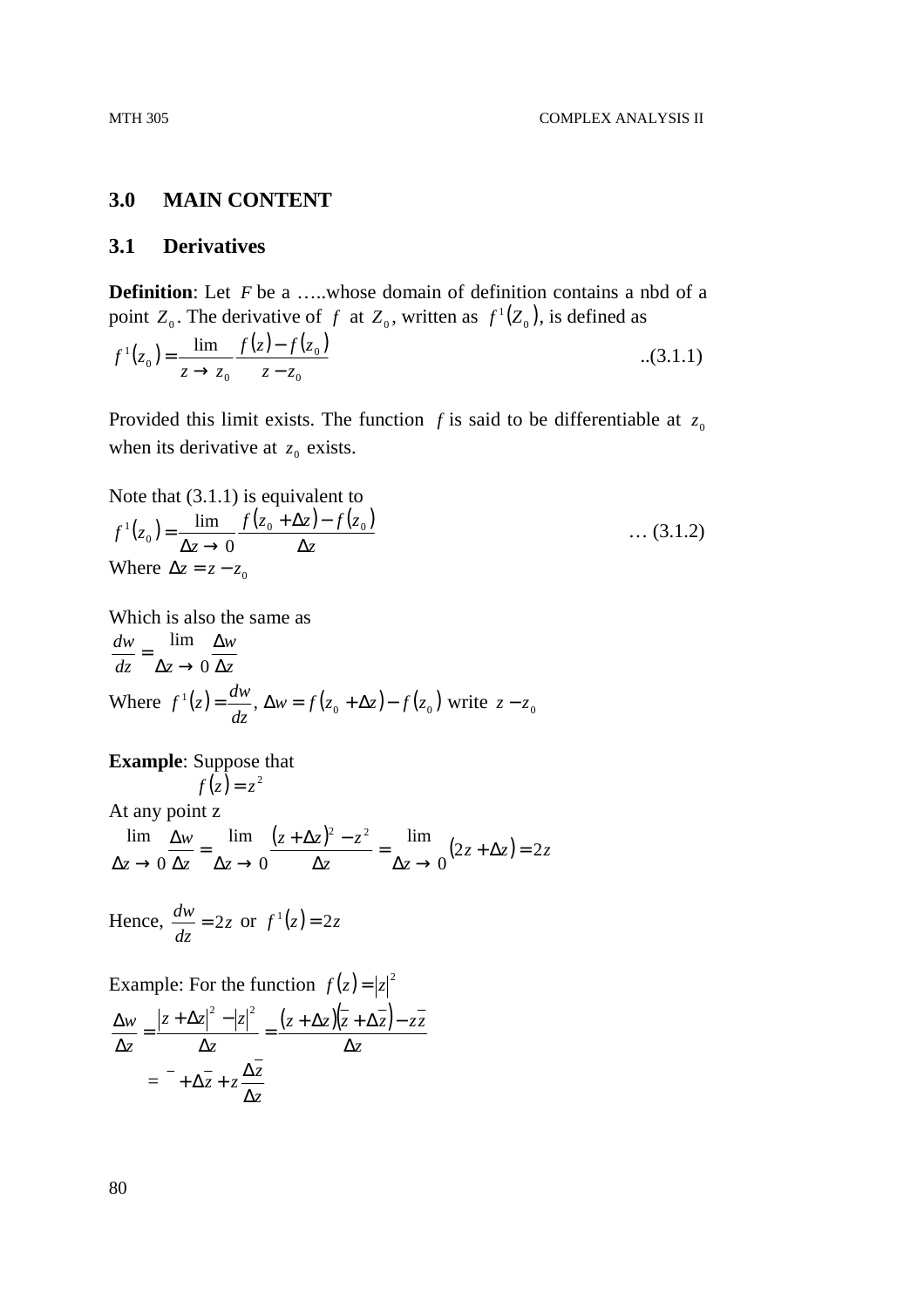## 3.0 MAIN CONTENT

### 3.1 Derivatives

**Definition**: Let $F$ be a …..whose domain of definition contains a nbd of a point $Z_0$. The derivative of $f$ at $Z_0$, written as $f^1(Z_0)$, is defined as

$$f^1(z_0) = \lim_{z \to z_0} \frac{f(z) - f(z_0)}{z - z_0} \qquad ..(3.1.1)$$

Provided this limit exists. The function $f$ is said to be differentiable at $z_0$ when its derivative at $z_0$ exists.

Note that (3.1.1) is equivalent to

$$f^1(z_0) = \lim_{\Delta z \to 0} \frac{f(z_0 + \Delta z) - f(z_0)}{\Delta z} \qquad \ldots (3.1.2)$$

Where $\Delta z = z - z_0$

Which is also the same as

$$\frac{dw}{dz} = \lim_{\Delta z \to 0} \frac{\Delta w}{\Delta z}$$

Where $f^1(z) = \dfrac{dw}{dz}$, $\Delta w = f(z_0 + \Delta z) - f(z_0)$ write $z - z_0$

**Example**: Suppose that

$$f(z) = z^2$$

At any point z

$$\lim_{\Delta z \to 0} \frac{\Delta w}{\Delta z} = \lim_{\Delta z \to 0} \frac{(z + \Delta z)^2 - z^2}{\Delta z} = \lim_{\Delta z \to 0} (2z + \Delta z) = 2z$$

Hence, $\dfrac{dw}{dz} = 2z$ or $f^1(z) = 2z$

Example: For the function $f(z) = |z|^2$

$$\frac{\Delta w}{\Delta z} = \frac{|z + \Delta z|^2 - |z|^2}{\Delta z} = \frac{(z + \Delta z)(\bar{z} + \Delta \bar{z}) - z\bar{z}}{\Delta z}$$

$$= {}^{-} + \Delta \bar{z} + z \frac{\Delta \bar{z}}{\Delta z}$$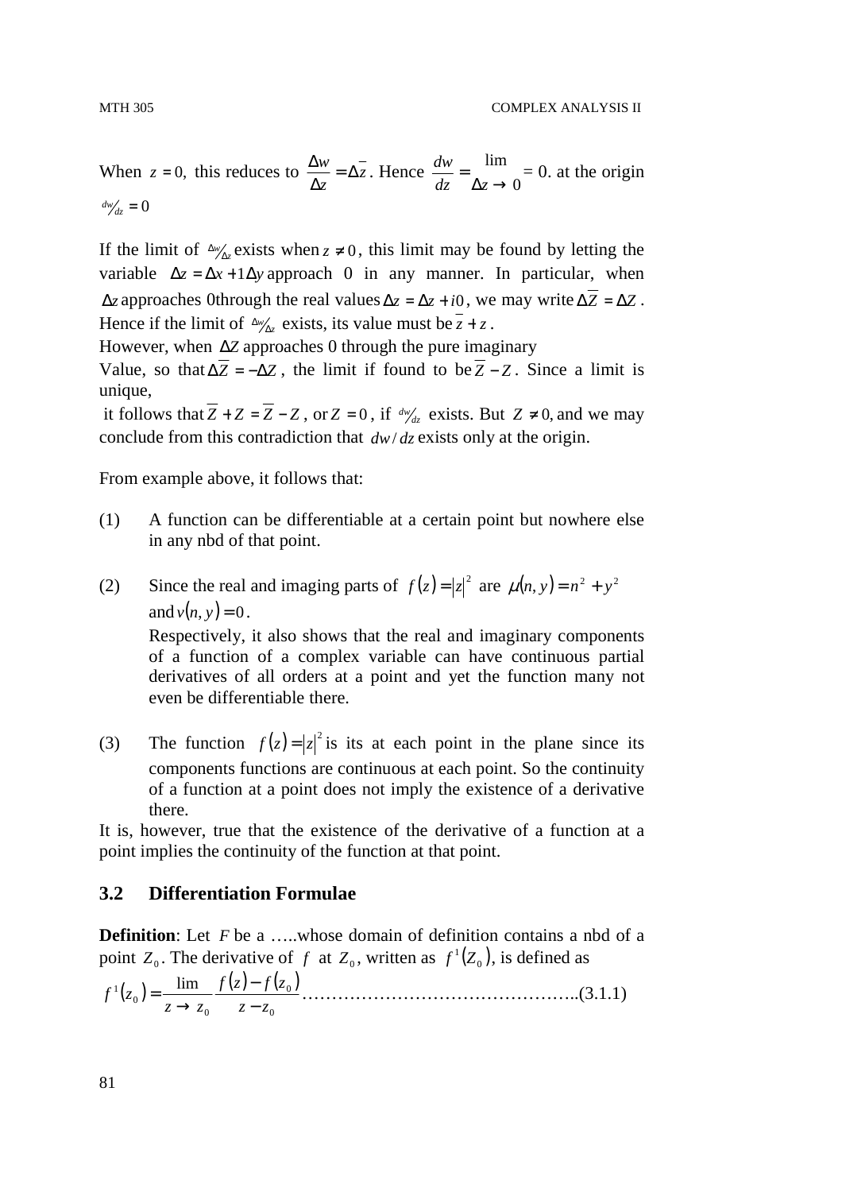When $z = 0$, this reduces to $\frac{\Delta w}{\Delta z} = \Delta\bar{z}$. Hence $\frac{dw}{dz} = \lim_{\Delta z \to 0} = 0$. at the origin $dw/dz = 0$

If the limit of $\Delta w/\Delta z$ exists when $z \neq 0$, this limit may be found by letting the variable $\Delta z = \Delta x + 1\Delta y$ approach 0 in any manner. In particular, when $\Delta z$ approaches 0through the real values $\Delta z = \Delta z + i0$, we may write $\Delta\overline{Z} = \Delta Z$. Hence if the limit of $\Delta w/\Delta z$ exists, its value must be $\bar{z} + z$.

However, when $\Delta Z$ approaches 0 through the pure imaginary

Value, so that $\Delta\overline{Z} = -\Delta Z$, the limit if found to be $\overline{Z} - Z$. Since a limit is unique,

it follows that $\overline{Z} + Z = \overline{Z} - Z$, or $Z = 0$, if $dw/dz$ exists. But $Z \neq 0$, and we may conclude from this contradiction that $dw/dz$ exists only at the origin.

From example above, it follows that:

(1) A function can be differentiable at a certain point but nowhere else in any nbd of that point.

(2) Since the real and imaging parts of $f(z) = |z|^2$ are $\mu(n, y) = n^2 + y^2$ and $v(n, y) = 0$.

Respectively, it also shows that the real and imaginary components of a function of a complex variable can have continuous partial derivatives of all orders at a point and yet the function many not even be differentiable there.

(3) The function $f(z) = |z|^2$ is its at each point in the plane since its components functions are continuous at each point. So the continuity of a function at a point does not imply the existence of a derivative there.

It is, however, true that the existence of the derivative of a function at a point implies the continuity of the function at that point.

## 3.2 Differentiation Formulae

**Definition**: Let $F$ be a …..whose domain of definition contains a nbd of a point $Z_0$. The derivative of $f$ at $Z_0$, written as $f^1(Z_0)$, is defined as

$$f^1(z_0) = \lim_{z \to z_0} \frac{f(z) - f(z_0)}{z - z_0} \quad \text{………………………………………..(3.1.1)}$$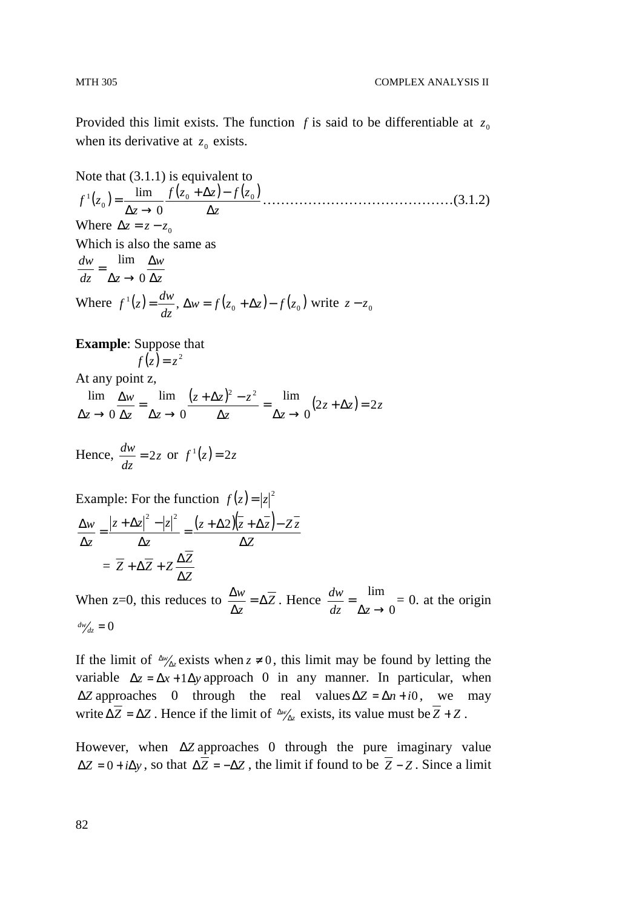Provided this limit exists. The function $f$ is said to be differentiable at $z_0$ when its derivative at $z_0$ exists.

Note that (3.1.1) is equivalent to

$$f^1(z_0) = \lim_{\Delta z \to 0} \frac{f(z_0 + \Delta z) - f(z_0)}{\Delta z} \ldots\ldots\ldots\ldots\ldots\ldots\ldots\ldots\ldots\ldots\ldots\ldots\ldots(3.1.2)$$

Where $\Delta z = z - z_0$

Which is also the same as

$$\frac{dw}{dz} = \lim_{\Delta z \to 0} \frac{\Delta w}{\Delta z}$$

Where $f^1(z) = \frac{dw}{dz}$, $\Delta w = f(z_0 + \Delta z) - f(z_0)$ write $z - z_0$

**Example**: Suppose that

$$f(z) = z^2$$

At any point z,

$$\lim_{\Delta z \to 0} \frac{\Delta w}{\Delta z} = \lim_{\Delta z \to 0} \frac{(z + \Delta z)^2 - z^2}{\Delta z} = \lim_{\Delta z \to 0} (2z + \Delta z) = 2z$$

Hence, $\frac{dw}{dz} = 2z$ or $f^1(z) = 2z$

Example: For the function $f(z) = |z|^2$

$$\frac{\Delta w}{\Delta z} = \frac{|z + \Delta z|^2 - |z|^2}{\Delta z} = \frac{(z + \Delta 2)(\overline{z} + \Delta \overline{z}) - Z\overline{z}}{\Delta Z}$$

$$= \overline{Z} + \Delta \overline{Z} + Z \frac{\Delta \overline{Z}}{\Delta Z}$$

When z=0, this reduces to $\frac{\Delta w}{\Delta z} = \Delta \overline{Z}$. Hence $\frac{dw}{dz} = \lim_{\Delta z \to 0}$ = 0. at the origin $dw/dz = 0$

If the limit of $\Delta w / \Delta z$ exists when $z \neq 0$, this limit may be found by letting the variable $\Delta z = \Delta x + 1\Delta y$ approach 0 in any manner. In particular, when $\Delta Z$ approaches 0 through the real values $\Delta Z = \Delta n + i0$, we may write $\Delta \overline{Z} = \Delta Z$. Hence if the limit of $\Delta w / \Delta z$ exists, its value must be $\overline{Z} + Z$.

However, when $\Delta Z$ approaches 0 through the pure imaginary value $\Delta Z = 0 + i\Delta y$, so that $\Delta \overline{Z} = -\Delta Z$, the limit if found to be $\overline{Z} - Z$. Since a limit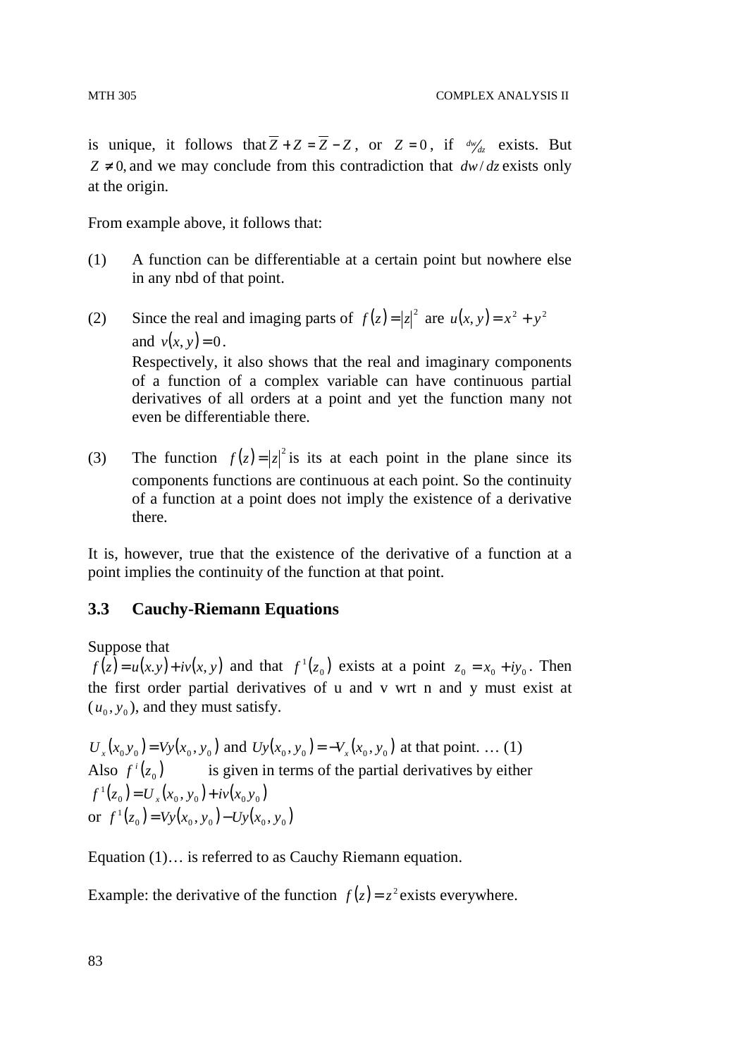is unique, it follows that $\overline{Z} + Z = \overline{Z} - Z$, or $Z = 0$, if $^{dw}/_{dz}$ exists. But $Z \neq 0$, and we may conclude from this contradiction that $dw/dz$ exists only at the origin.

From example above, it follows that:

(1) A function can be differentiable at a certain point but nowhere else in any nbd of that point.

(2) Since the real and imaging parts of $f(z) = |z|^2$ are $u(x, y) = x^2 + y^2$ and $v(x, y) = 0$.
Respectively, it also shows that the real and imaginary components of a function of a complex variable can have continuous partial derivatives of all orders at a point and yet the function many not even be differentiable there.

(3) The function $f(z) = |z|^2$ is its at each point in the plane since its components functions are continuous at each point. So the continuity of a function at a point does not imply the existence of a derivative there.

It is, however, true that the existence of the derivative of a function at a point implies the continuity of the function at that point.

## 3.3 Cauchy-Riemann Equations

Suppose that
$f(z) = u(x.y) + iv(x, y)$ and that $f^1(z_0)$ exists at a point $z_0 = x_0 + iy_0$. Then the first order partial derivatives of u and v wrt n and y must exist at $(u_0, y_0)$, and they must satisfy.

$U_x(x_0 y_0) = Vy(x_0, y_0)$ and $Uy(x_0, y_0) = -V_x(x_0, y_0)$ at that point. … (1)
Also $f^i(z_0)$ is given in terms of the partial derivatives by either
$f^1(z_0) = U_x(x_0, y_0) + iv(x_0 y_0)$
or $f^1(z_0) = Vy(x_0, y_0) - Uy(x_0, y_0)$

Equation (1)… is referred to as Cauchy Riemann equation.

Example: the derivative of the function $f(z) = z^2$ exists everywhere.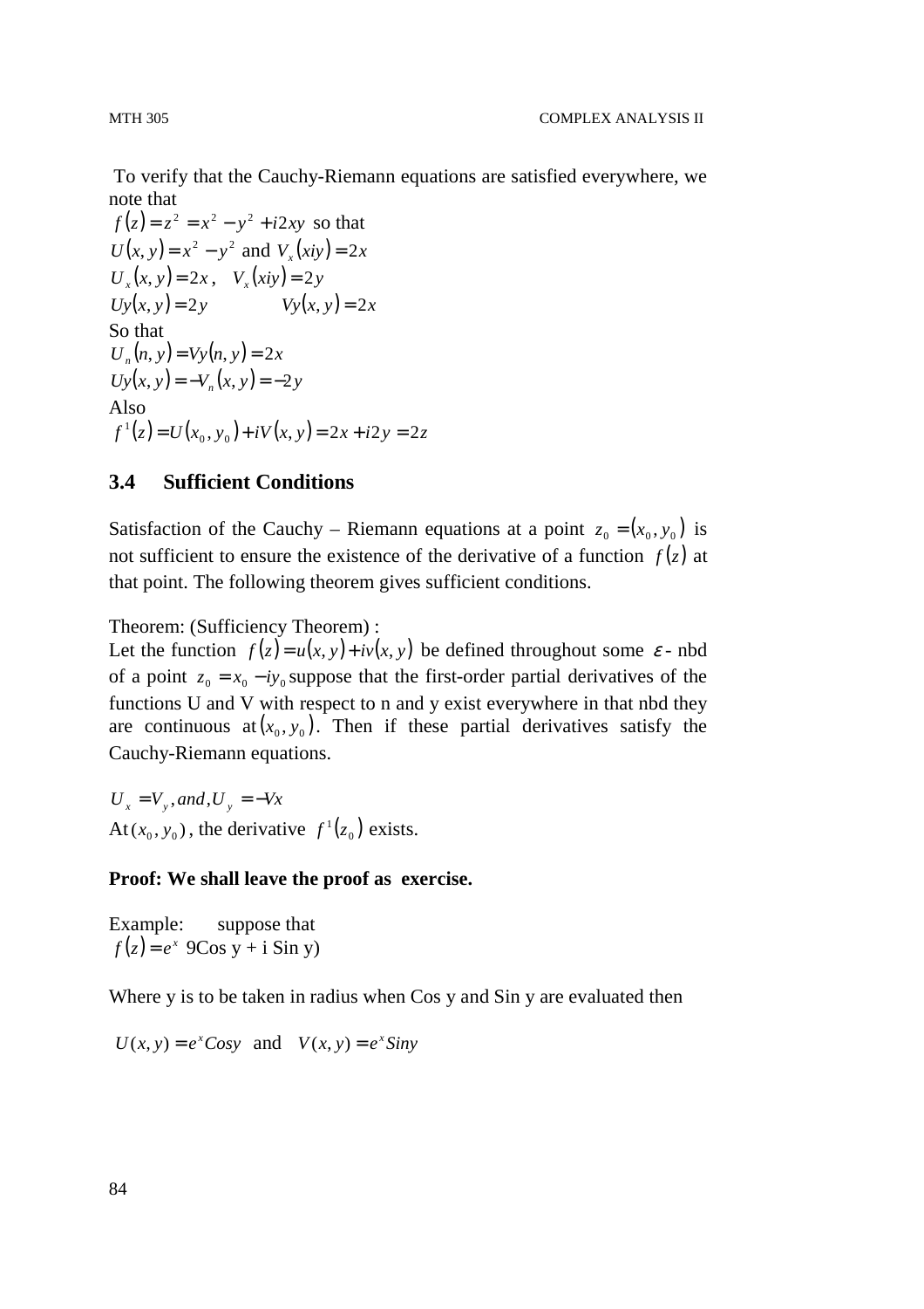To verify that the Cauchy-Riemann equations are satisfied everywhere, we note that

$f(z) = z^2 = x^2 - y^2 + i2xy$ so that

$U(x, y) = x^2 - y^2$ and $V_x(xiy) = 2x$

$U_x(x, y) = 2x$ , $V_x(xiy) = 2y$

$Uy(x, y) = 2y$ $\quad\quad Vy(x, y) = 2x$

So that

$U_n(n, y) = Vy(n, y) = 2x$

$Uy(x, y) = -V_n(x, y) = -2y$

Also

$f^1(z) = U(x_0, y_0) + iV(x, y) = 2x + i2y = 2z$

## 3.4 Sufficient Conditions

Satisfaction of the Cauchy – Riemann equations at a point $z_0 = (x_0, y_0)$ is not sufficient to ensure the existence of the derivative of a function $f(z)$ at that point. The following theorem gives sufficient conditions.

Theorem: (Sufficiency Theorem) :

Let the function $f(z) = u(x, y) + iv(x, y)$ be defined throughout some $\varepsilon$ - nbd of a point $z_0 = x_0 - iy_0$ suppose that the first-order partial derivatives of the functions U and V with respect to n and y exist everywhere in that nbd they are continuous at $(x_0, y_0)$. Then if these partial derivatives satisfy the Cauchy-Riemann equations.

$U_x = V_y, and, U_y = -Vx$

At $(x_0, y_0)$, the derivative $f^1(z_0)$ exists.

**Proof: We shall leave the proof as exercise.**

Example: suppose that

$f(z) = e^x$ 9Cos y + i Sin y)

Where y is to be taken in radius when Cos y and Sin y are evaluated then

$U(x, y) = e^x Cosy$ and $V(x, y) = e^x Siny$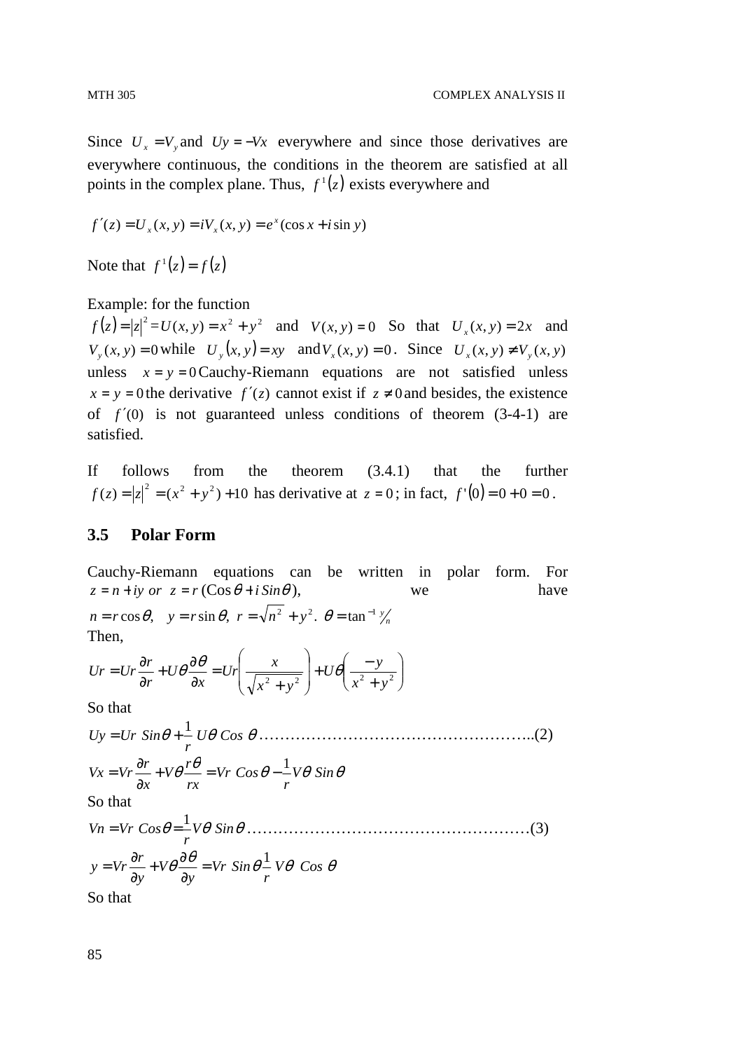Since $U_x = V_y$ and $Uy = -Vx$ everywhere and since those derivatives are everywhere continuous, the conditions in the theorem are satisfied at all points in the complex plane. Thus, $f^1(z)$ exists everywhere and

$$f'(z) = U_x(x, y) = iV_x(x, y) = e^x(\cos x + i \sin y)$$

Note that $f^1(z) = f(z)$

Example: for the function

$f(z) = |z|^2 = U(x, y) = x^2 + y^2$ and $V(x, y) = 0$ So that $U_x(x, y) = 2x$ and $V_y(x, y) = 0$ while $U_y(x, y) = xy$ and $V_x(x, y) = 0$. Since $U_x(x, y) \neq V_y(x, y)$ unless $x = y = 0$ Cauchy-Riemann equations are not satisfied unless $x = y = 0$ the derivative $f'(z)$ cannot exist if $z \neq 0$ and besides, the existence of $f'(0)$ is not guaranteed unless conditions of theorem (3-4-1) are satisfied.

If follows from the theorem (3.4.1) that the further $f(z) = |z|^2 = (x^2 + y^2) + 10$ has derivative at $z = 0$; in fact, $f'(0) = 0 + 0 = 0$.

## 3.5 Polar Form

Cauchy-Riemann equations can be written in polar form. For $z = n + iy \ or \ z = r(\mathrm{Cos}\,\theta + i\,\mathrm{Sin}\,\theta)$, we have $n = r\cos\theta, \quad y = r\sin\theta, \ r = \sqrt{n^2 + y^2}. \ \theta = \tan^{-1} y/n$

Then,

$$Ur = Ur\frac{\partial r}{\partial r} + U\theta\frac{\partial \theta}{\partial x} = Ur\left(\frac{x}{\sqrt{x^2 + y^2}}\right) + U\theta\left(\frac{-y}{x^2 + y^2}\right)$$

So that

$$Uy = Ur \ Sin\theta + \frac{1}{r} \ U\theta \ Cos \ \theta \ \ldots\ldots\ldots\ldots\ldots\ldots\ldots\ldots\ldots\ldots\ldots\ldots\ldots\ldots\ldots..(2)$$

$$Vx = Vr\frac{\partial r}{\partial x} + V\theta\frac{r\theta}{rx} = Vr \ Cos\,\theta - \frac{1}{r}V\theta \ Sin\,\theta$$

So that

$$Vn = Vr \ Cos\theta = \frac{1}{r}V\theta \ Sin\theta \ \ldots\ldots\ldots\ldots\ldots\ldots\ldots\ldots\ldots\ldots\ldots\ldots\ldots\ldots\ldots\ldots(3)$$

$$y = Vr\frac{\partial r}{\partial y} + V\theta\frac{\partial \theta}{\partial y} = Vr \ Sin\,\theta\frac{1}{r} \ V\theta \ \ Cos \ \theta$$

So that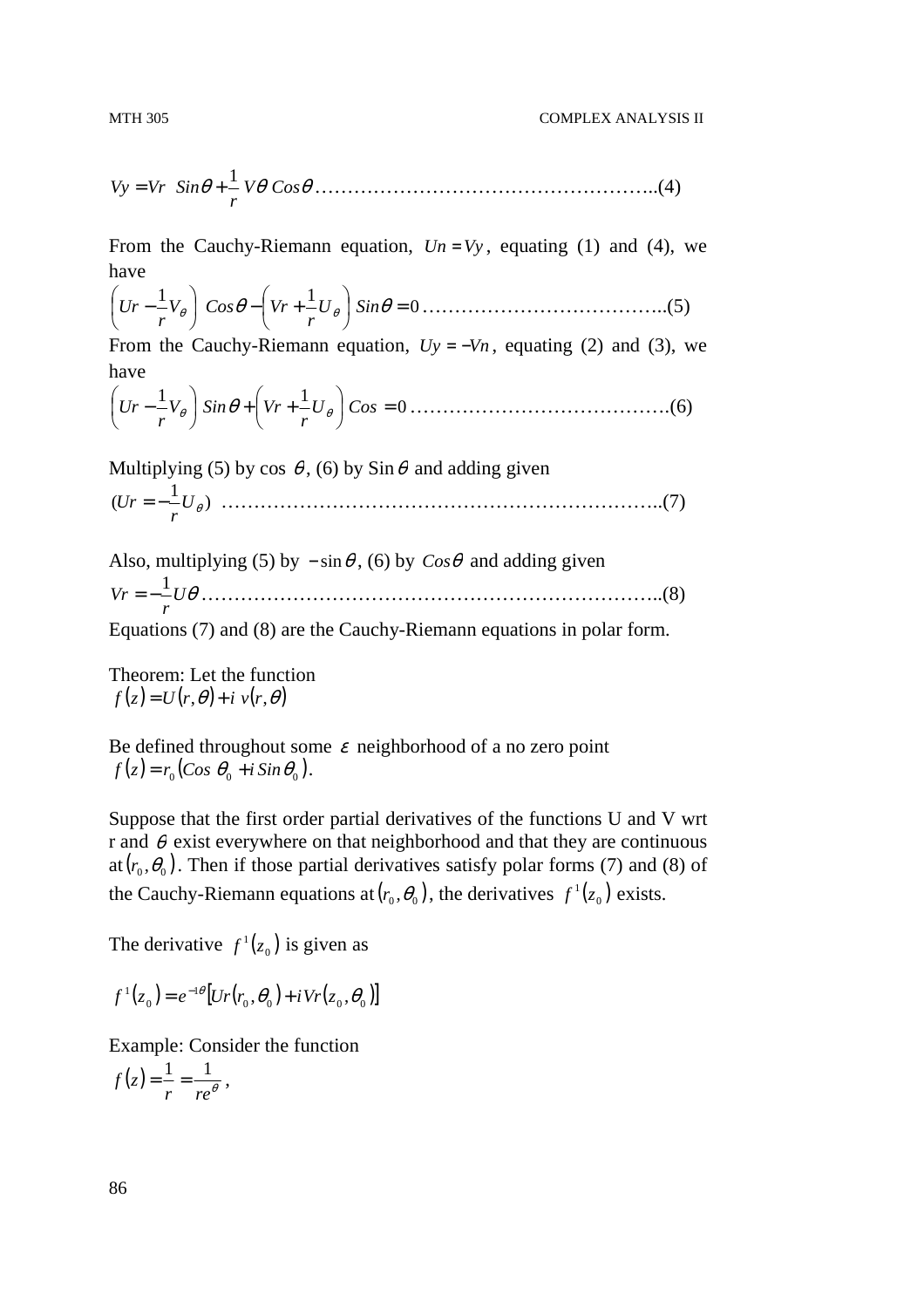$$Vy = Vr \;\; Sin\theta + \frac{1}{r}\, V\theta \; Cos\theta \text{……………………………………………..(4)}$$

From the Cauchy-Riemann equation, $Un = Vy$, equating (1) and (4), we have

$$\left(Ur - \frac{1}{r}V_\theta\right)\; Cos\theta - \left(Vr + \frac{1}{r}U_\theta\right) Sin\theta = 0 \text{………………………………..(5)}$$

From the Cauchy-Riemann equation, $Uy = -Vn$, equating (2) and (3), we have

$$\left(Ur - \frac{1}{r}V_\theta\right) Sin\theta + \left(Vr + \frac{1}{r}U_\theta\right) Cos = 0 \text{………………………………….(6)}$$

Multiplying (5) by cos $\theta$, (6) by Sin $\theta$ and adding given

$$(Ur = -\frac{1}{r}U_\theta) \text{ ………………………………………………………..(7)}$$

Also, multiplying (5) by $-\sin\theta$, (6) by $Cos\theta$ and adding given

$$Vr = -\frac{1}{r}U\theta \text{……………………………………………………………..(8)}$$

Equations (7) and (8) are the Cauchy-Riemann equations in polar form.

Theorem: Let the function
$f(z) = U(r,\theta) + i\; v(r,\theta)$

Be defined throughout some $\varepsilon$ neighborhood of a no zero point
$f(z) = r_0(Cos\;\theta_0 + i\,Sin\,\theta_0)$.

Suppose that the first order partial derivatives of the functions U and V wrt r and $\theta$ exist everywhere on that neighborhood and that they are continuous at $(r_0, \theta_0)$. Then if those partial derivatives satisfy polar forms (7) and (8) of the Cauchy-Riemann equations at $(r_0, \theta_0)$, the derivatives $f^1(z_0)$ exists.

The derivative $f^1(z_0)$ is given as

$$f^1(z_0) = e^{-1\theta}\left[Ur(r_0, \theta_0) + i\,Vr(z_0, \theta_0)\right]$$

Example: Consider the function
$f(z) = \frac{1}{r} = \frac{1}{re^{\theta}}$,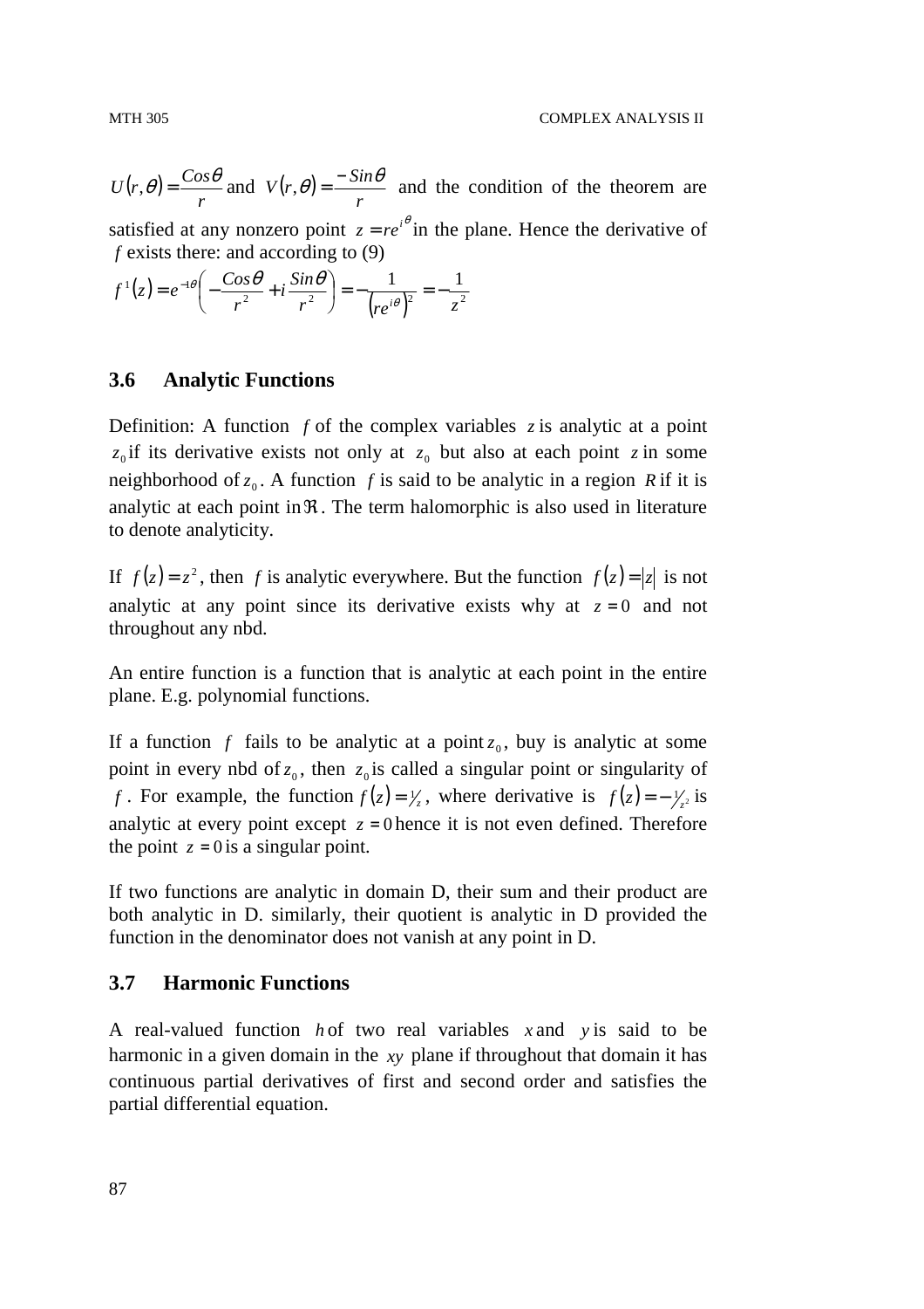$U(r,\theta) = \frac{Cos\theta}{r}$ and $V(r,\theta) = \frac{-Sin\theta}{r}$ and the condition of the theorem are satisfied at any nonzero point $z = re^{i\theta}$ in the plane. Hence the derivative of $f$ exists there: and according to (9)

$$f^1(z) = e^{-1\theta}\left(-\frac{Cos\theta}{r^2} + i\frac{Sin\theta}{r^2}\right) = -\frac{1}{\left(re^{i\theta}\right)^2} = -\frac{1}{z^2}$$

## 3.6 Analytic Functions

Definition: A function $f$ of the complex variables $z$ is analytic at a point $z_0$ if its derivative exists not only at $z_0$ but also at each point $z$ in some neighborhood of $z_0$. A function $f$ is said to be analytic in a region $R$ if it is analytic at each point in $\Re$. The term halomorphic is also used in literature to denote analyticity.

If $f(z) = z^2$, then $f$ is analytic everywhere. But the function $f(z) = |z|$ is not analytic at any point since its derivative exists why at $z = 0$ and not throughout any nbd.

An entire function is a function that is analytic at each point in the entire plane. E.g. polynomial functions.

If a function $f$ fails to be analytic at a point $z_0$, buy is analytic at some point in every nbd of $z_0$, then $z_0$ is called a singular point or singularity of $f$. For example, the function $f(z) = 1/z$, where derivative is $f(z) = -1/z^2$ is analytic at every point except $z = 0$ hence it is not even defined. Therefore the point $z = 0$ is a singular point.

If two functions are analytic in domain D, their sum and their product are both analytic in D. similarly, their quotient is analytic in D provided the function in the denominator does not vanish at any point in D.

## 3.7 Harmonic Functions

A real-valued function $h$ of two real variables $x$ and $y$ is said to be harmonic in a given domain in the $xy$ plane if throughout that domain it has continuous partial derivatives of first and second order and satisfies the partial differential equation.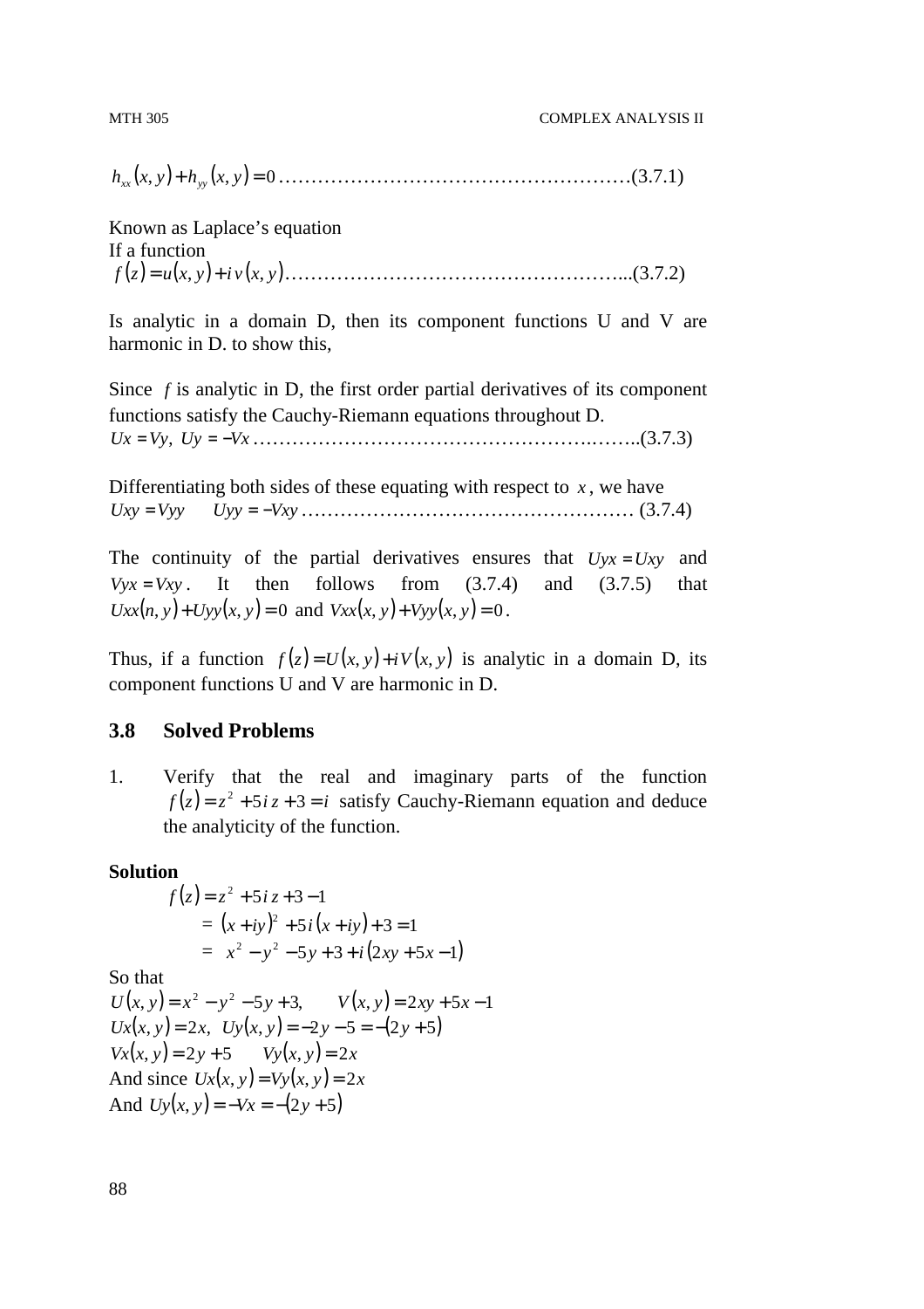$$h_{xx}(x, y) + h_{yy}(x, y) = 0 \text{……………………………………………………}(3.7.1)$$

Known as Laplace's equation
If a function

$$f(z) = u(x, y) + i\,v(x, y) \text{……………………………………………...}(3.7.2)$$

Is analytic in a domain D, then its component functions U and V are harmonic in D. to show this,

Since $f$ is analytic in D, the first order partial derivatives of its component functions satisfy the Cauchy-Riemann equations throughout D.

$$Ux = Vy, \; Uy = -Vx \text{……………………………………………..……..}(3.7.3)$$

Differentiating both sides of these equating with respect to $x$, we have

$$Uxy = Vyy \qquad Uyy = -Vxy \text{…………………………………………… }(3.7.4)$$

The continuity of the partial derivatives ensures that $Uyx = Uxy$ and $Vyx = Vxy$. It then follows from (3.7.4) and (3.7.5) that $Uxx(n, y) + Uyy(x, y) = 0$ and $Vxx(x, y) + Vyy(x, y) = 0$.

Thus, if a function $f(z) = U(x, y) + iV(x, y)$ is analytic in a domain D, its component functions U and V are harmonic in D.

## 3.8 Solved Problems

1. Verify that the real and imaginary parts of the function $f(z) = z^2 + 5i\,z + 3 = i$ satisfy Cauchy-Riemann equation and deduce the analyticity of the function.

**Solution**

$$f(z) = z^2 + 5i\,z + 3 - 1$$
$$= (x + iy)^2 + 5i(x + iy) + 3 = 1$$
$$= x^2 - y^2 - 5y + 3 + i(2xy + 5x - 1)$$

So that

$U(x, y) = x^2 - y^2 - 5y + 3, \qquad V(x, y) = 2xy + 5x - 1$

$Ux(x, y) = 2x, \;\; Uy(x, y) = -2y - 5 = -(2y + 5)$

$Vx(x, y) = 2y + 5 \qquad Vy(x, y) = 2x$

And since $Ux(x, y) = Vy(x, y) = 2x$

And $Uy(x, y) = -Vx = -(2y + 5)$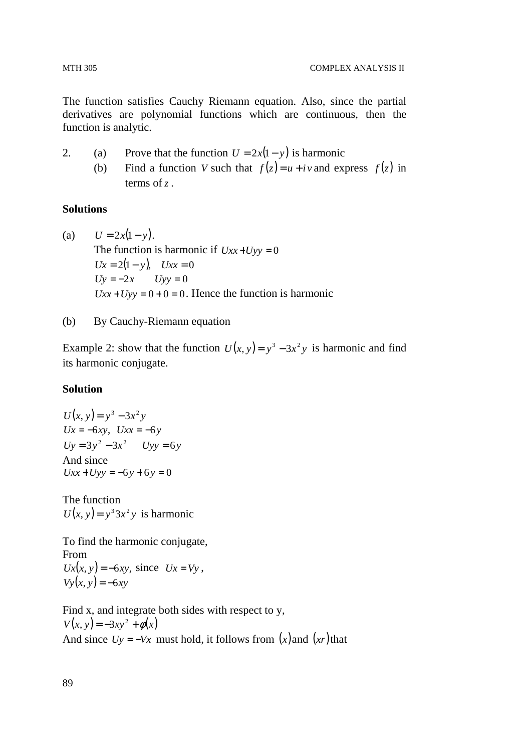The function satisfies Cauchy Riemann equation. Also, since the partial derivatives are polynomial functions which are continuous, then the function is analytic.

2. (a) Prove that the function $U = 2x(1-y)$ is harmonic
   (b) Find a function $V$ such that $f(z) = u + iv$ and express $f(z)$ in terms of $z$.

**Solutions**

(a) $U = 2x(1-y)$.
The function is harmonic if $Uxx + Uyy = 0$
$Ux = 2(1-y), \quad Uxx = 0$
$Uy = -2x \qquad Uyy = 0$
$Uxx + Uyy = 0 + 0 = 0$. Hence the function is harmonic

(b) By Cauchy-Riemann equation

Example 2: show that the function $U(x, y) = y^3 - 3x^2 y$ is harmonic and find its harmonic conjugate.

**Solution**

$U(x, y) = y^3 - 3x^2 y$
$Ux = -6xy, \quad Uxx = -6y$
$Uy = 3y^2 - 3x^2 \qquad Uyy = 6y$
And since
$Uxx + Uyy = -6y + 6y = 0$

The function
$U(x, y) = y^3 3x^2 y$ is harmonic

To find the harmonic conjugate,
From
$Ux(x, y) = -6xy$, since $Ux = Vy$,
$Vy(x, y) = -6xy$

Find x, and integrate both sides with respect to y,
$V(x, y) = -3xy^2 + \phi(x)$
And since $Uy = -Vx$ must hold, it follows from $(x)$ and $(xr)$ that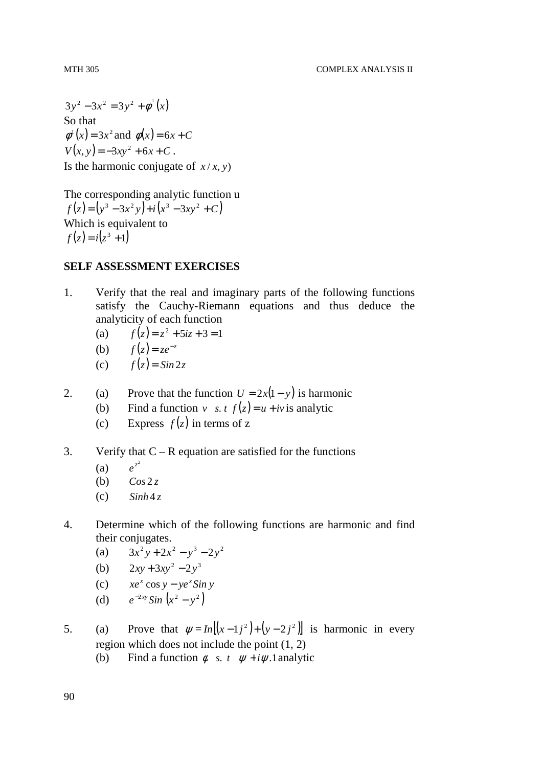$3y^2 - 3x^2 = 3y^2 + \phi^1(x)$

So that

$\phi^1(x) = 3x^2$ and $\phi(x) = 6x + C$

$V(x, y) = -3xy^2 + 6x + C$ .

Is the harmonic conjugate of $x / x, y)$

The corresponding analytic function u

$f(z) = (y^3 - 3x^2 y) + i(x^3 - 3xy^2 + C)$

Which is equivalent to

$f(z) = i(z^3 + 1)$

**SELF ASSESSMENT EXERCISES**

1. Verify that the real and imaginary parts of the following functions satisfy the Cauchy-Riemann equations and thus deduce the analyticity of each function
   (a) $f(z) = z^2 + 5iz + 3 = 1$
   (b) $f(z) = ze^{-z}$
   (c) $f(z) = Sin\,2z$

2. (a) Prove that the function $U = 2x(1 - y)$ is harmonic
   (b) Find a function $v$ s. t $f(z) = u + iv$ is analytic
   (c) Express $f(z)$ in terms of z

3. Verify that C – R equation are satisfied for the functions
   (a) $e^{z^2}$
   (b) $Cos\,2\,z$
   (c) $Sinh\,4\,z$

4. Determine which of the following functions are harmonic and find their conjugates.
   (a) $3x^2 y + 2x^2 - y^3 - 2y^2$
   (b) $2xy + 3xy^2 - 2y^3$
   (c) $xe^x \cos y - ye^x Sin\, y$
   (d) $e^{-2xy} Sin\,(x^2 - y^2)$

5. (a) Prove that $\psi = In[(x - 1j^2) + (y - 2j^2)]$ is harmonic in every region which does not include the point (1, 2)
   (b) Find a function $\phi$ s. t $\psi + i\psi .1$ analytic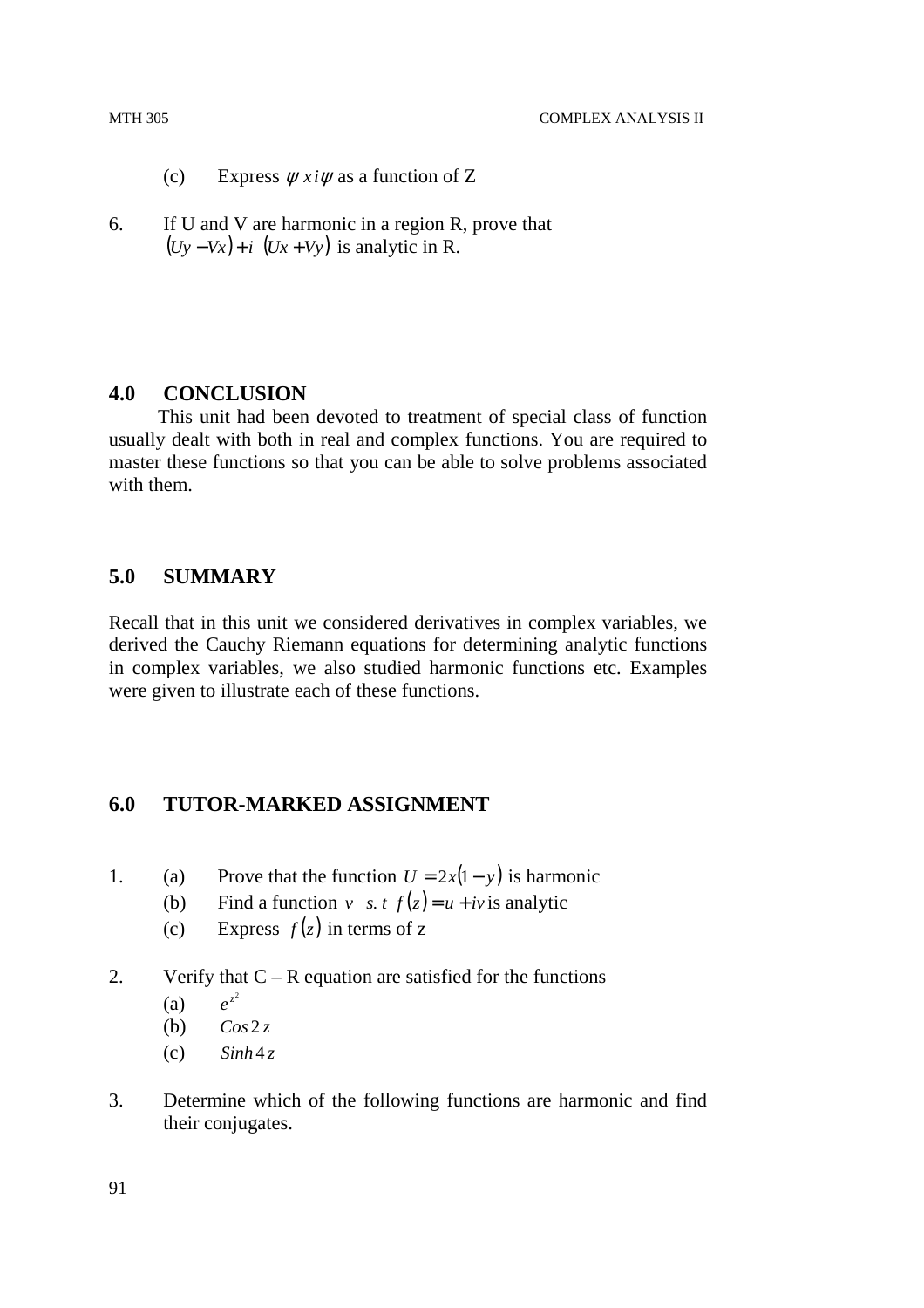(c) Express $\psi \; x i \psi$ as a function of Z

6. If U and V are harmonic in a region R, prove that $(Uy - Vx) + i \; (Ux + Vy)$ is analytic in R.

## 4.0 CONCLUSION

This unit had been devoted to treatment of special class of function usually dealt with both in real and complex functions. You are required to master these functions so that you can be able to solve problems associated with them.

## 5.0 SUMMARY

Recall that in this unit we considered derivatives in complex variables, we derived the Cauchy Riemann equations for determining analytic functions in complex variables, we also studied harmonic functions etc. Examples were given to illustrate each of these functions.

## 6.0 TUTOR-MARKED ASSIGNMENT

1. (a) Prove that the function $U = 2x(1 - y)$ is harmonic
   (b) Find a function $v \;\; s.t \;\; f(z) = u + iv$ is analytic
   (c) Express $f(z)$ in terms of z

2. Verify that C – R equation are satisfied for the functions
   (a) $e^{z^2}$
   (b) $Cos\, 2z$
   (c) $Sinh\, 4z$

3. Determine which of the following functions are harmonic and find their conjugates.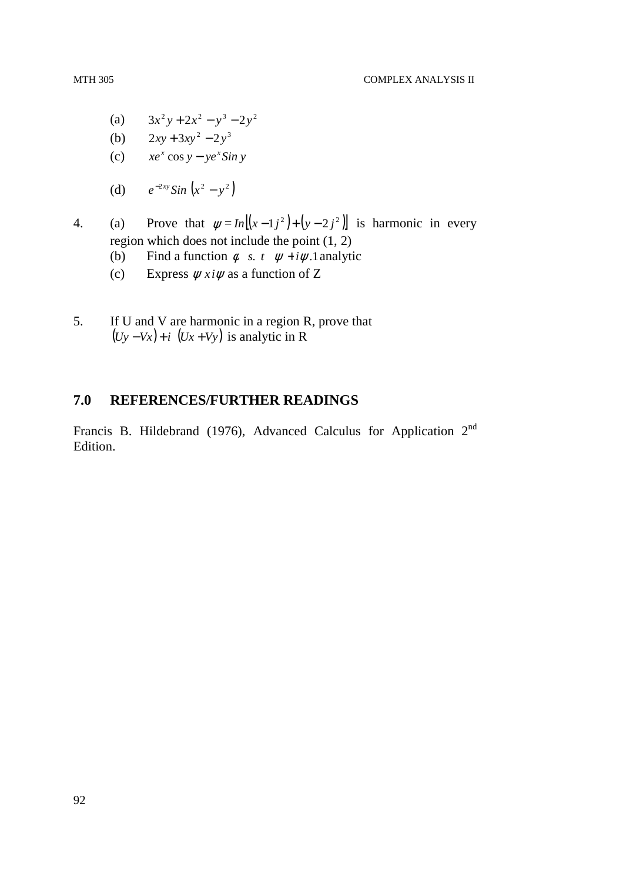(a) $3x^2 y + 2x^2 - y^3 - 2y^2$

(b) $2xy + 3xy^2 - 2y^3$

(c) $xe^x \cos y - ye^x Sin\, y$

(d) $e^{-2xy} Sin\, \left(x^2 - y^2\right)$

4. (a) Prove that $\psi = In\left[\left(x - 1j^2\right) + \left(y - 2j^2\right)\right]$ is harmonic in every region which does not include the point (1, 2)

   (b) Find a function $\phi$ *s. t* $\psi + i\psi .1$ analytic

   (c) Express $\psi\, x\, i\psi$ as a function of Z

5. If U and V are harmonic in a region R, prove that $\left(Uy - Vx\right) + i\ \left(Ux + Vy\right)$ is analytic in R

## 7.0 REFERENCES/FURTHER READINGS

Francis B. Hildebrand (1976), Advanced Calculus for Application 2nd Edition.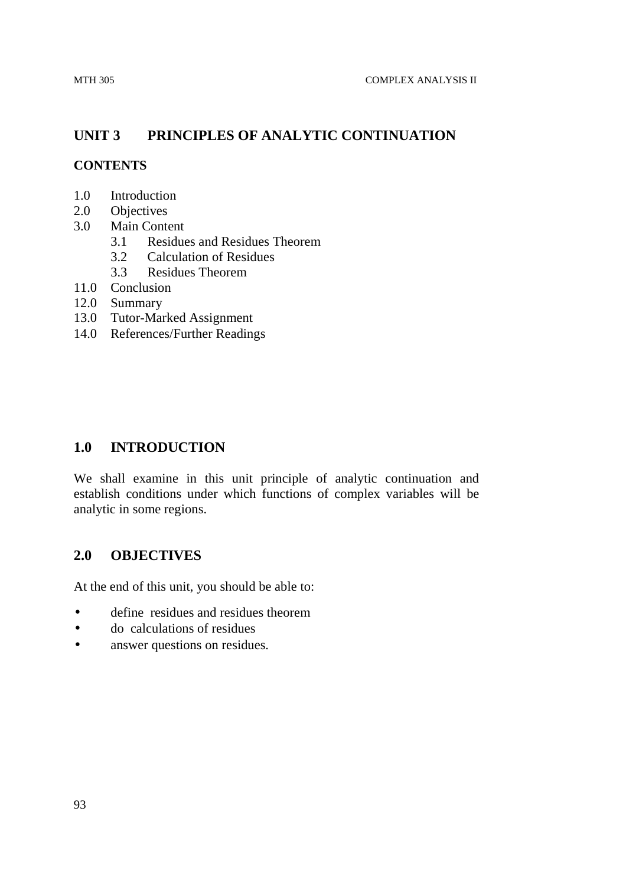# UNIT 3 PRINCIPLES OF ANALYTIC CONTINUATION

## CONTENTS

1.0 Introduction
2.0 Objectives
3.0 Main Content
  3.1 Residues and Residues Theorem
  3.2 Calculation of Residues
  3.3 Residues Theorem
11.0 Conclusion
12.0 Summary
13.0 Tutor-Marked Assignment
14.0 References/Further Readings

## 1.0 INTRODUCTION

We shall examine in this unit principle of analytic continuation and establish conditions under which functions of complex variables will be analytic in some regions.

## 2.0 OBJECTIVES

At the end of this unit, you should be able to:

- define residues and residues theorem
- do calculations of residues
- answer questions on residues.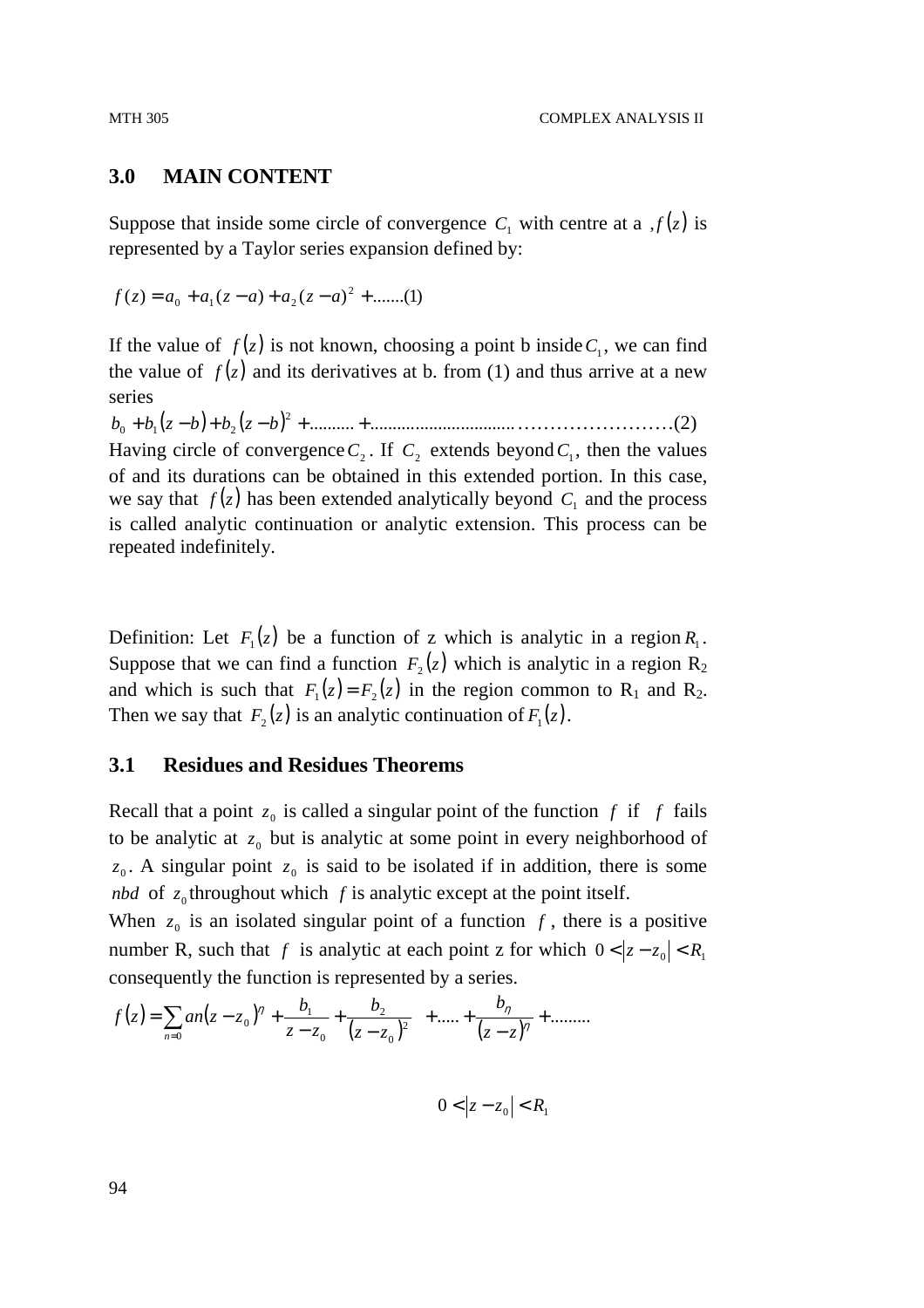## 3.0 MAIN CONTENT

Suppose that inside some circle of convergence $C_1$ with centre at a $, f(z)$ is represented by a Taylor series expansion defined by:

$$f(z) = a_0 + a_1(z-a) + a_2(z-a)^2 + .......(1)$$

If the value of $f(z)$ is not known, choosing a point b inside $C_1$, we can find the value of $f(z)$ and its derivatives at b. from (1) and thus arrive at a new series

$$b_0 + b_1(z-b) + b_2(z-b)^2 + .......... + ................................ ........................(2)$$

Having circle of convergence $C_2$. If $C_2$ extends beyond $C_1$, then the values of and its durations can be obtained in this extended portion. In this case, we say that $f(z)$ has been extended analytically beyond $C_1$ and the process is called analytic continuation or analytic extension. This process can be repeated indefinitely.

Definition: Let $F_1(z)$ be a function of z which is analytic in a region $R_1$. Suppose that we can find a function $F_2(z)$ which is analytic in a region $R_2$ and which is such that $F_1(z) = F_2(z)$ in the region common to $R_1$ and $R_2$. Then we say that $F_2(z)$ is an analytic continuation of $F_1(z)$.

### 3.1 Residues and Residues Theorems

Recall that a point $z_0$ is called a singular point of the function $f$ if $f$ fails to be analytic at $z_0$ but is analytic at some point in every neighborhood of $z_0$. A singular point $z_0$ is said to be isolated if in addition, there is some *nbd* of $z_0$ throughout which $f$ is analytic except at the point itself.

When $z_0$ is an isolated singular point of a function $f$, there is a positive number R, such that $f$ is analytic at each point z for which $0 < |z - z_0| < R_1$ consequently the function is represented by a series.

$$f(z) = \sum_{n=0} an(z-z_0)^\eta + \frac{b_1}{z-z_0} + \frac{b_2}{(z-z_0)^2} + ..... + \frac{b_\eta}{(z-z)^\eta} + .........$$

$$0 < |z - z_0| < R_1$$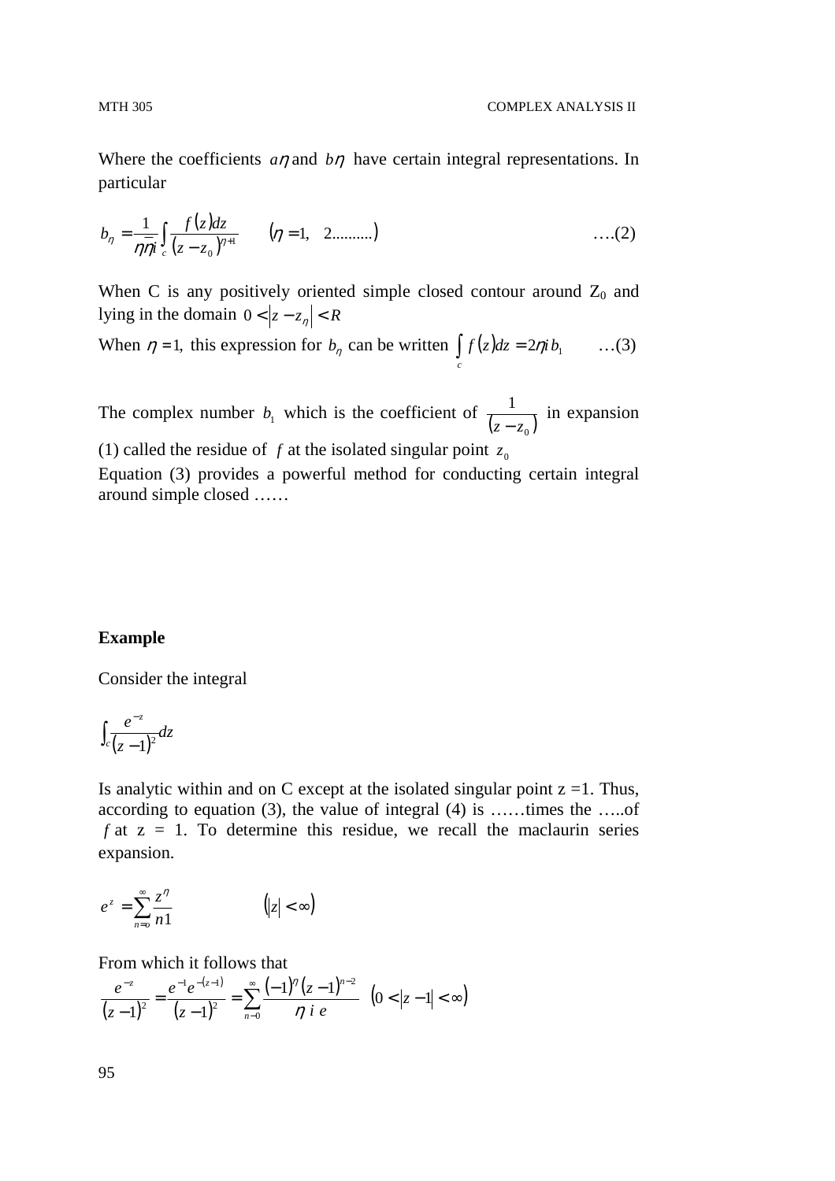Where the coefficients $a\eta$ and $b\eta$ have certain integral representations. In particular

$$b_\eta = \frac{1}{\eta\eta i} \int_c \frac{f(z)dz}{(z - z_0)^{\eta+1}} \qquad (\eta = 1, \quad 2..........) \qquad ....(2)$$

When C is any positively oriented simple closed contour around $Z_0$ and lying in the domain $0 < |z - z_\eta| < R$

When $\eta = 1$, this expression for $b_\eta$ can be written $\int_c f(z)dz = 2\eta i\, b_1$ …(3)

The complex number $b_1$ which is the coefficient of $\frac{1}{(z - z_0)}$ in expansion (1) called the residue of $f$ at the isolated singular point $z_0$

Equation (3) provides a powerful method for conducting certain integral around simple closed ……

**Example**

Consider the integral

$$\int_c \frac{e^{-z}}{(z-1)^2} dz$$

Is analytic within and on C except at the isolated singular point z =1. Thus, according to equation (3), the value of integral (4) is ……times the …..of $f$ at z = 1. To determine this residue, we recall the maclaurin series expansion.

$$e^z = \sum_{n=o}^{\infty} \frac{z^\eta}{n1} \qquad (|z| < \infty)$$

From which it follows that

$$\frac{e^{-z}}{(z-1)^2} = \frac{e^{-1}e^{-(z-1)}}{(z-1)^2} = \sum_{n-0}^{\infty} \frac{(-1)^\eta (z-1)^{n-2}}{\eta\; i\; e} \quad (0 < |z-1| < \infty)$$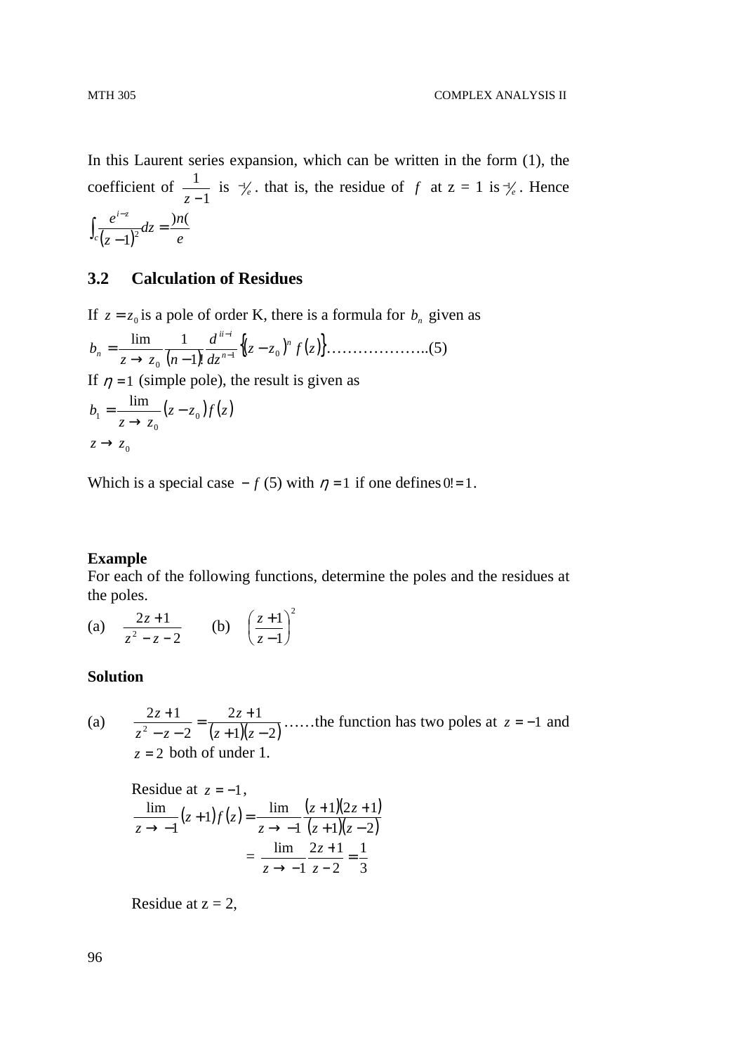In this Laurent series expansion, which can be written in the form (1), the coefficient of $\frac{1}{z-1}$ is $-\frac{1}{e}$. that is, the residue of $f$ at z = 1 is $-\frac{1}{e}$. Hence

$$\int_c \frac{e^{i-z}}{(z-1)^2} dz = \frac{)n(}{e}$$

## 3.2 Calculation of Residues

If $z = z_0$ is a pole of order K, there is a formula for $b_n$ given as

$$b_n = \lim_{z \to z_0} \frac{1}{(n-1)!} \frac{d^{ii-i}}{dz^{n-1}} \left\{ (z - z_0)^n f(z) \right\} \ldots\ldots\ldots\ldots\ldots\ldots..(5)$$

If $\eta = 1$ (simple pole), the result is given as

$$b_1 = \lim_{z \to z_0} (z - z_0) f(z)$$

$$z \to z_0$$

Which is a special case $- f$ (5) with $\eta = 1$ if one defines $0! = 1$.

**Example**

For each of the following functions, determine the poles and the residues at the poles.

(a) $\frac{2z+1}{z^2 - z - 2}$ (b) $\left(\frac{z+1}{z-1}\right)^2$

**Solution**

(a) $\frac{2z+1}{z^2 - z - 2} = \frac{2z+1}{(z+1)(z-2)}$ ……the function has two poles at $z = -1$ and $z = 2$ both of under 1.

Residue at $z = -1$,

$$\lim_{z \to -1} (z+1) f(z) = \lim_{z \to -1} \frac{(z+1)(2z+1)}{(z+1)(z-2)}$$

$$= \lim_{z \to -1} \frac{2z+1}{z-2} = \frac{1}{3}$$

Residue at z = 2,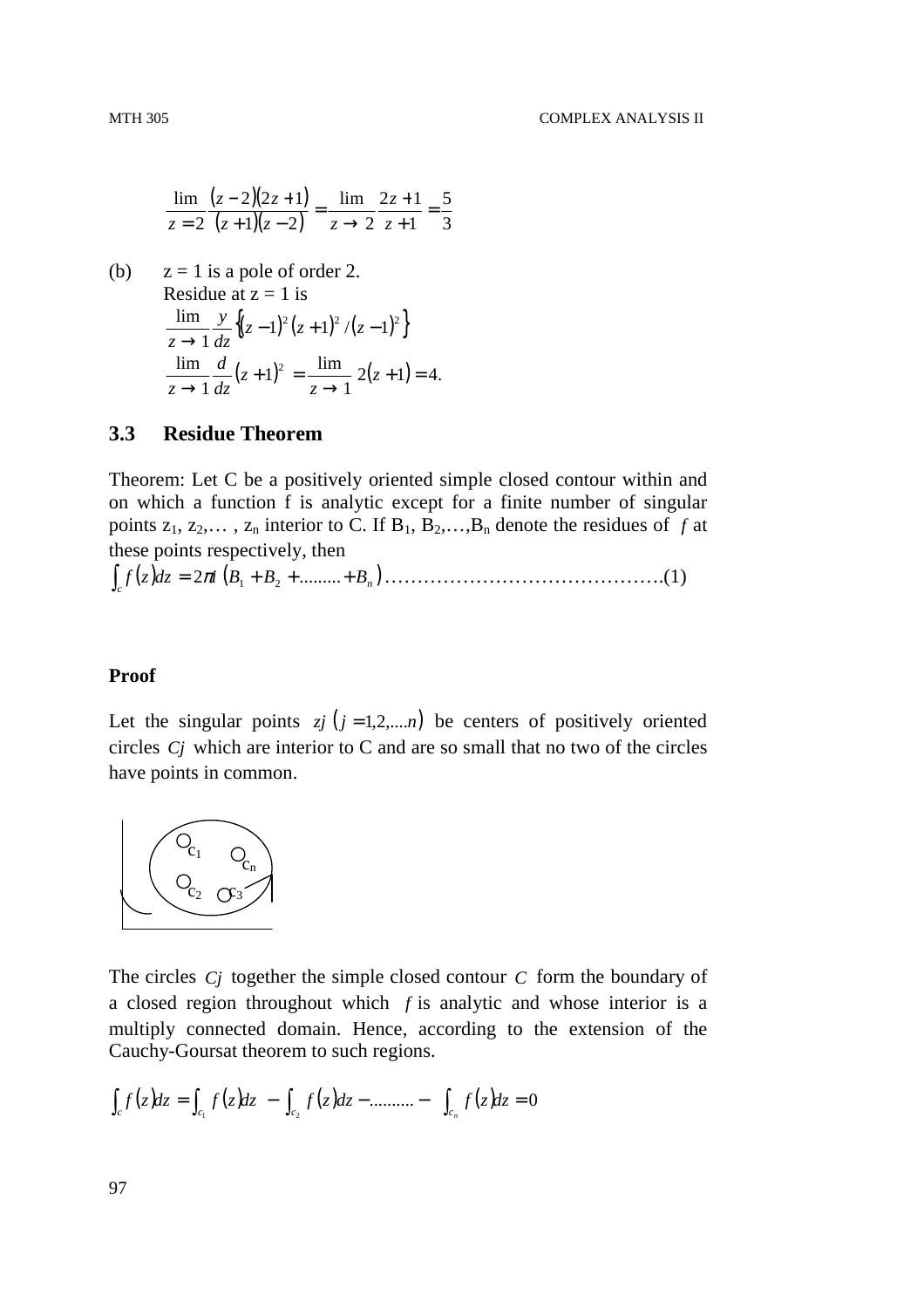$$\lim_{z=2} \frac{(z-2)(2z+1)}{(z+1)(z-2)} = \lim_{z \to 2} \frac{2z+1}{z+1} = \frac{5}{3}$$

(b) $z = 1$ is a pole of order 2.

Residue at $z = 1$ is

$$\lim_{z \to 1} \frac{y}{dz} \left\{ (z-1)^2 (z+1)^2 / (z-1)^2 \right\}$$

$$\lim_{z \to 1} \frac{d}{dz} (z+1)^2 = \lim_{z \to 1} 2(z+1) = 4.$$

## 3.3 Residue Theorem

Theorem: Let C be a positively oriented simple closed contour within and on which a function f is analytic except for a finite number of singular points $z_1, z_2, \ldots, z_n$ interior to C. If $B_1, B_2, \ldots, B_n$ denote the residues of $f$ at these points respectively, then

$$\int_c f(z) dz = 2\pi i \left( B_1 + B_2 + \ldots\ldots\ldots + B_n \right) \ldots\ldots\ldots\ldots\ldots\ldots\ldots\ldots\ldots\ldots\ldots\ldots\ldots\ldots (1)$$

**Proof**

Let the singular points $zj \ (j = 1,2,\ldots.n)$ be centers of positively oriented circles $Cj$ which are interior to C and are so small that no two of the circles have points in common.

The circles $Cj$ together the simple closed contour $C$ form the boundary of a closed region throughout which $f$ is analytic and whose interior is a multiply connected domain. Hence, according to the extension of the Cauchy-Goursat theorem to such regions.

$$\int_c f(z) dz = \int_{c_1} f(z) dz - \int_{c_2} f(z) dz - \ldots\ldots\ldots - \int_{c_n} f(z) dz = 0$$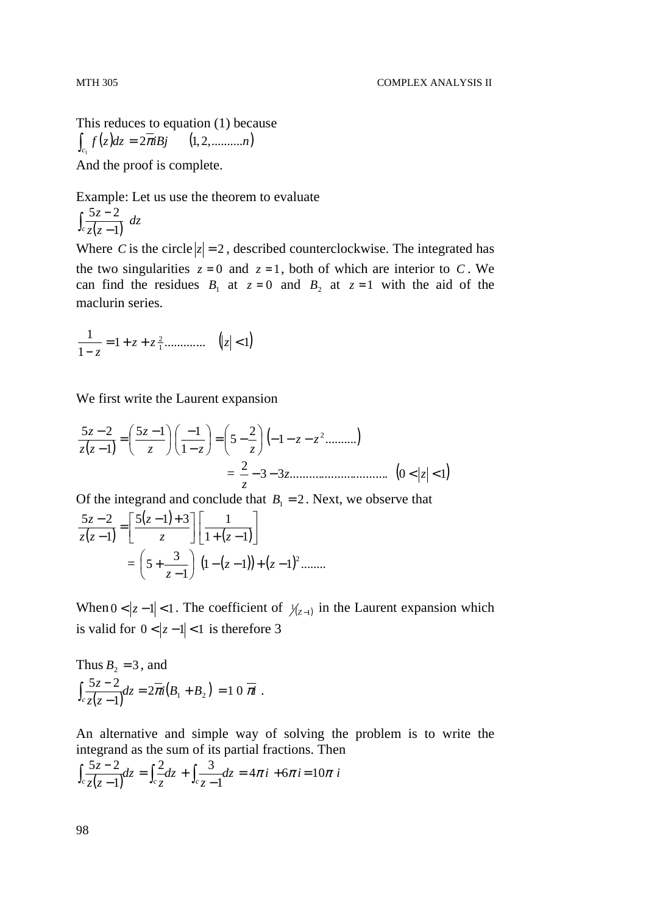This reduces to equation (1) because

$$\int_{c_1} f(z)dz = 2\pi iBj \qquad (1, 2, \ldots\ldots\ldots. n)$$

And the proof is complete.

Example: Let us use the theorem to evaluate

$$\int_c \frac{5z-2}{z(z-1)}\, dz$$

Where $C$ is the circle $|z| = 2$, described counterclockwise. The integrated has the two singularities $z = 0$ and $z = 1$, both of which are interior to $C$. We can find the residues $B_1$ at $z = 0$ and $B_2$ at $z = 1$ with the aid of the maclurin series.

$$\frac{1}{1-z} = 1 + z + z_1^2 \ldots\ldots\ldots\ldots \qquad (|z| < 1)$$

We first write the Laurent expansion

$$\frac{5z-2}{z(z-1)} = \left(\frac{5z-1}{z}\right)\left(\frac{-1}{1-z}\right) = \left(5 - \frac{2}{z}\right)\left(-1 - z - z^2 \ldots\ldots\ldots.\right)$$

$$= \frac{2}{z} - 3 - 3z \ldots\ldots\ldots\ldots\ldots\ldots\ldots\ldots\ldots \qquad (0 < |z| < 1)$$

Of the integrand and conclude that $B_1 = 2$. Next, we observe that

$$\frac{5z-2}{z(z-1)} = \left[\frac{5(z-1)+3}{z}\right]\left[\frac{1}{1+(z-1)}\right]$$

$$= \left(5 + \frac{3}{z-1}\right)\left(1 - (z-1)\right) + (z-1)^2 \ldots\ldots..$$

When $0 < |z-1| < 1$. The coefficient of $1/(z-1)$ in the Laurent expansion which is valid for $0 < |z-1| < 1$ is therefore 3

Thus $B_2 = 3$, and

$$\int_c \frac{5z-2}{z(z-1)} dz = 2\pi i(B_1 + B_2) = 10\pi i\ .$$

An alternative and simple way of solving the problem is to write the integrand as the sum of its partial fractions. Then

$$\int_c \frac{5z-2}{z(z-1)} dz = \int_c \frac{2}{z} dz + \int_c \frac{3}{z-1} dz = 4\pi i + 6\pi i = 10\pi i$$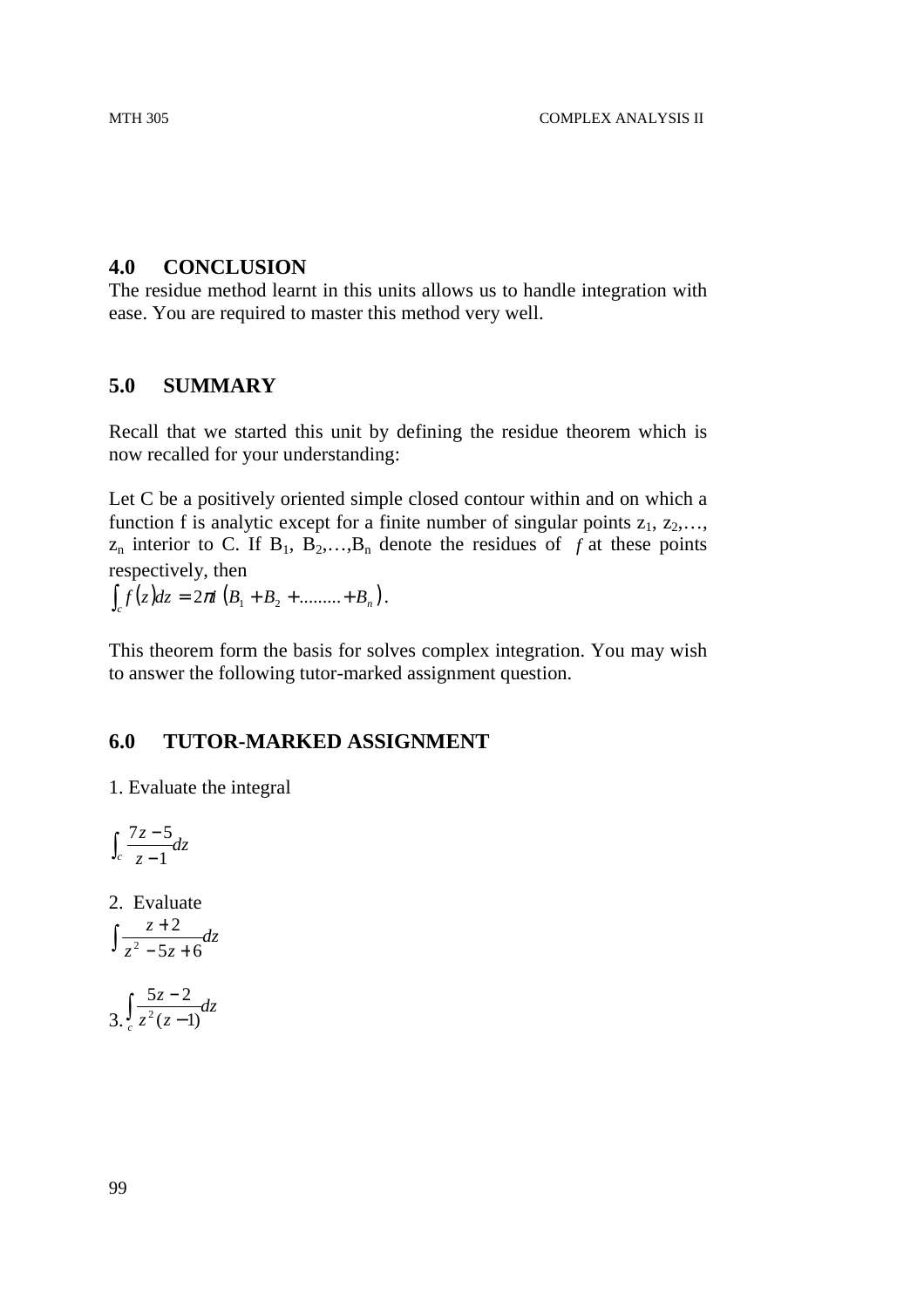## 4.0 CONCLUSION

The residue method learnt in this units allows us to handle integration with ease. You are required to master this method very well.

## 5.0 SUMMARY

Recall that we started this unit by defining the residue theorem which is now recalled for your understanding:

Let C be a positively oriented simple closed contour within and on which a function f is analytic except for a finite number of singular points $z_1, z_2, \ldots, z_n$ interior to C. If $B_1, B_2, \ldots, B_n$ denote the residues of $f$ at these points respectively, then

$$\int_c f(z)dz = 2\pi i\left(B_1 + B_2 + \ldots\ldots\ldots + B_n\right).$$

This theorem form the basis for solves complex integration. You may wish to answer the following tutor-marked assignment question.

## 6.0 TUTOR-MARKED ASSIGNMENT

1. Evaluate the integral

$$\int_c \frac{7z-5}{z-1}dz$$

2. Evaluate

$$\int \frac{z+2}{z^2-5z+6}dz$$

3. $$\int_c \frac{5z-2}{z^2(z-1)}dz$$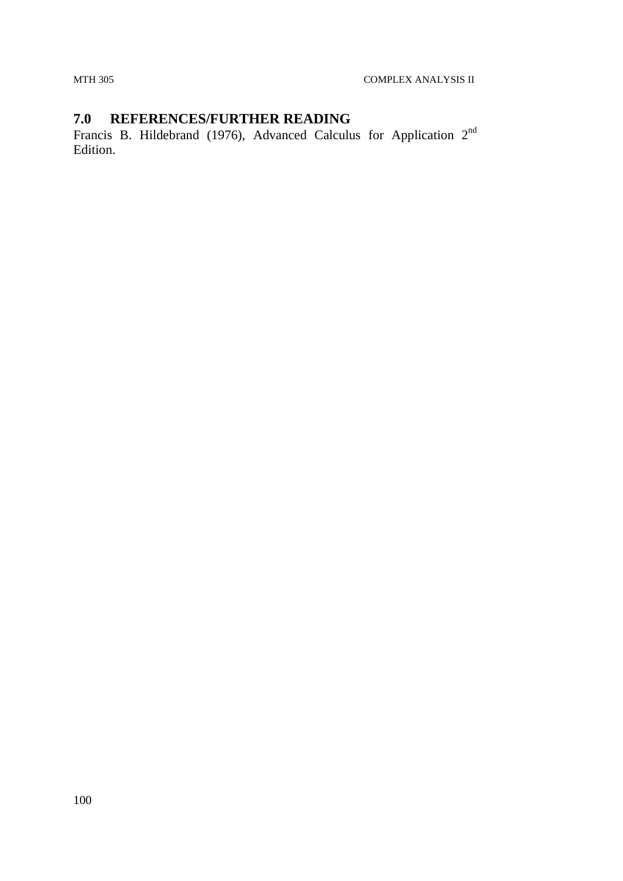## 7.0 REFERENCES/FURTHER READING

Francis B. Hildebrand (1976), Advanced Calculus for Application 2nd Edition.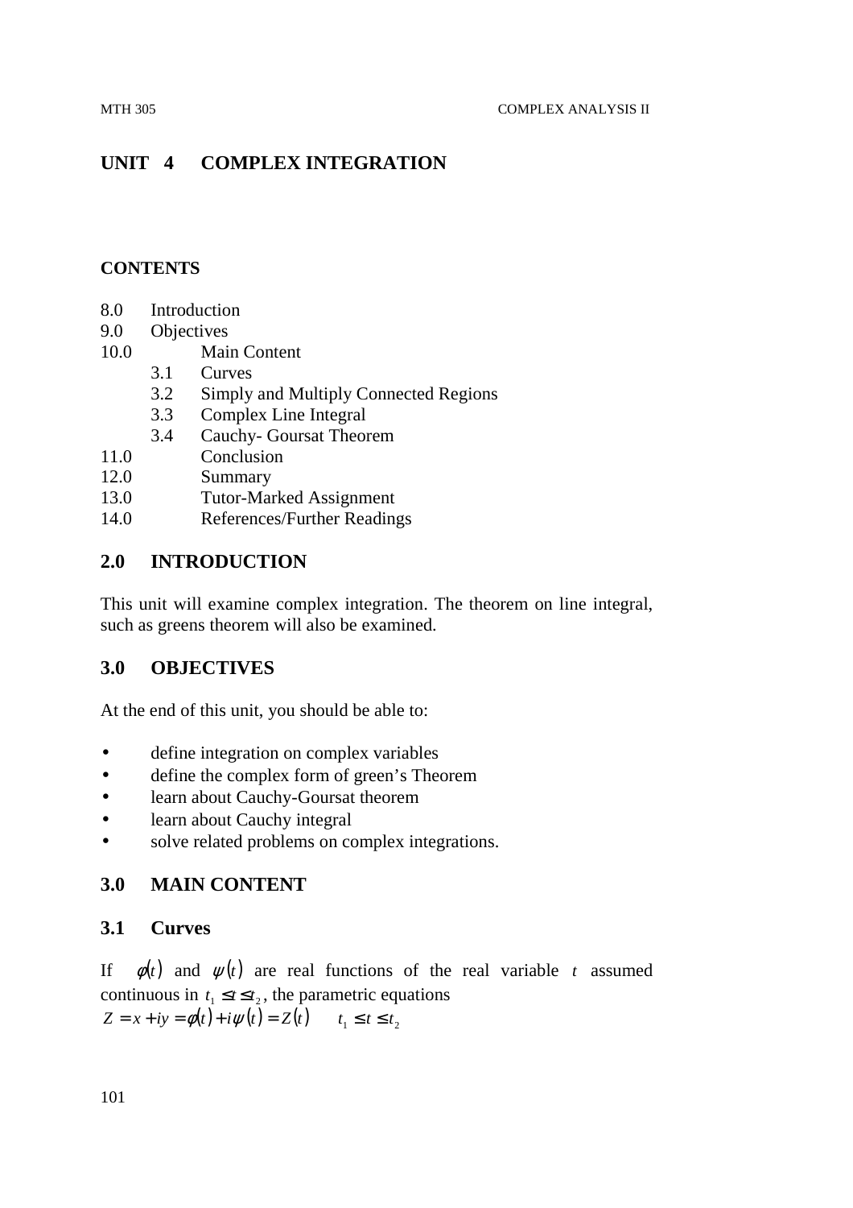# UNIT 4 COMPLEX INTEGRATION

**CONTENTS**

8.0 Introduction
9.0 Objectives
10.0 Main Content
    3.1 Curves
    3.2 Simply and Multiply Connected Regions
    3.3 Complex Line Integral
    3.4 Cauchy- Goursat Theorem
11.0 Conclusion
12.0 Summary
13.0 Tutor-Marked Assignment
14.0 References/Further Readings

## 2.0 INTRODUCTION

This unit will examine complex integration. The theorem on line integral, such as greens theorem will also be examined.

## 3.0 OBJECTIVES

At the end of this unit, you should be able to:

- define integration on complex variables
- define the complex form of green's Theorem
- learn about Cauchy-Goursat theorem
- learn about Cauchy integral
- solve related problems on complex integrations.

## 3.0 MAIN CONTENT

### 3.1 Curves

If $\phi(t)$ and $\psi(t)$ are real functions of the real variable $t$ assumed continuous in $t_1 \leq t \leq t_2$, the parametric equations
$Z = x + iy = \phi(t) + i\psi(t) = Z(t) \qquad t_1 \leq t \leq t_2$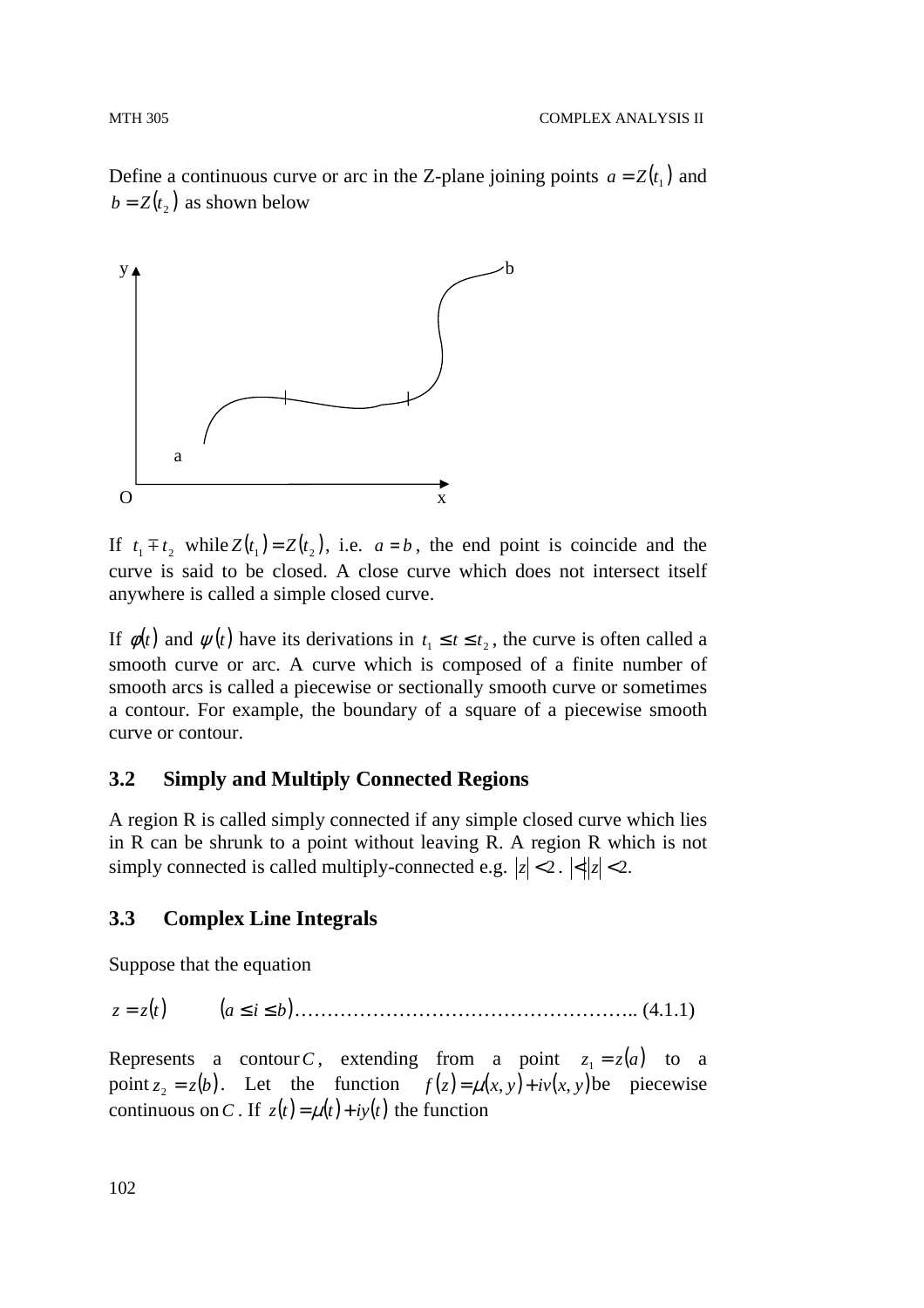Define a continuous curve or arc in the Z-plane joining points $a = Z(t_1)$ and $b = Z(t_2)$ as shown below

If $t_1 \mp t_2$ while $Z(t_1) = Z(t_2)$, i.e. $a = b$, the end point is coincide and the curve is said to be closed. A close curve which does not intersect itself anywhere is called a simple closed curve.

If $\phi(t)$ and $\psi(t)$ have its derivations in $t_1 \le t \le t_2$, the curve is often called a smooth curve or arc. A curve which is composed of a finite number of smooth arcs is called a piecewise or sectionally smooth curve or sometimes a contour. For example, the boundary of a square of a piecewise smooth curve or contour.

## 3.2 Simply and Multiply Connected Regions

A region R is called simply connected if any simple closed curve which lies in R can be shrunk to a point without leaving R. A region R which is not simply connected is called multiply-connected e.g. $|z| < 2$. $|<|z| < 2$.

## 3.3 Complex Line Integrals

Suppose that the equation

$$z = z(t) \qquad (a \le i \le b) \ldots\ldots\ldots\ldots\ldots\ldots\ldots\ldots\ldots\ldots\ldots\ldots\ldots\ldots\ldots\ldots \quad (4.1.1)$$

Represents a contour $C$, extending from a point $z_1 = z(a)$ to a point $z_2 = z(b)$. Let the function $f(z) = \mu(x, y) + iv(x, y)$ be piecewise continuous on $C$. If $z(t) = \mu(t) + iy(t)$ the function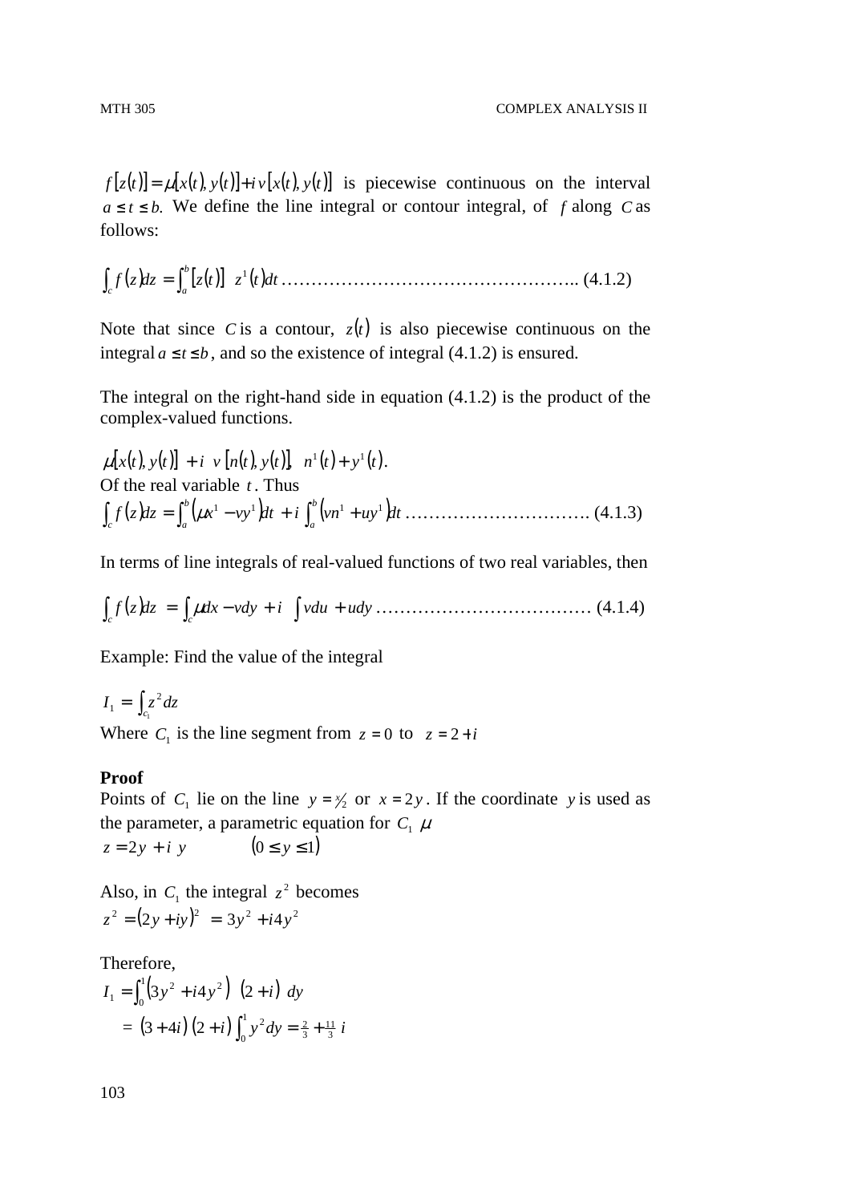$f[z(t)] = \mu[x(t), y(t)] + i\, v[x(t), y(t)]$ is piecewise continuous on the interval $a \le t \le b$. We define the line integral or contour integral, of $f$ along $C$ as follows:

$$\int_c f(z)dz = \int_a^b [z(t)]\ z^1(t)dt \text{ ……………………………………………….. (4.1.2)}$$

Note that since $C$ is a contour, $z(t)$ is also piecewise continuous on the integral $a \le t \le b$, and so the existence of integral (4.1.2) is ensured.

The integral on the right-hand side in equation (4.1.2) is the product of the complex-valued functions.

$\mu[x(t), y(t)] + i\ v[n(t), y(t)],\ \ n^1(t) + y^1(t).$

Of the real variable $t$. Thus

$$\int_c f(z)dz = \int_a^b \left(\mu x^1 - vy^1\right)dt + i\int_a^b \left(vn^1 + uy^1\right)dt \text{ …………………………. (4.1.3)}$$

In terms of line integrals of real-valued functions of two real variables, then

$$\int_c f(z)dz = \int_c \mu dx - vdy + i \int vdu + udy \text{ ……………………………… (4.1.4)}$$

Example: Find the value of the integral

$$I_1 = \int_{c_1} z^2 dz$$

Where $C_1$ is the line segment from $z = 0$ to $z = 2 + i$

**Proof**

Points of $C_1$ lie on the line $y = x/2$ or $x = 2y$. If the coordinate $y$ is used as the parameter, a parametric equation for $C_1$ $\mu$

$z = 2y + i\ y \qquad (0 \le y \le 1)$

Also, in $C_1$ the integral $z^2$ becomes

$z^2 = (2y + iy)^2 = 3y^2 + i4y^2$

Therefore,

$$I_1 = \int_0^1 \left(3y^2 + i4y^2\right)\ (2 + i)\ dy$$

$$= (3 + 4i)(2 + i)\int_0^1 y^2 dy = \tfrac{2}{3} + \tfrac{11}{3}\, i$$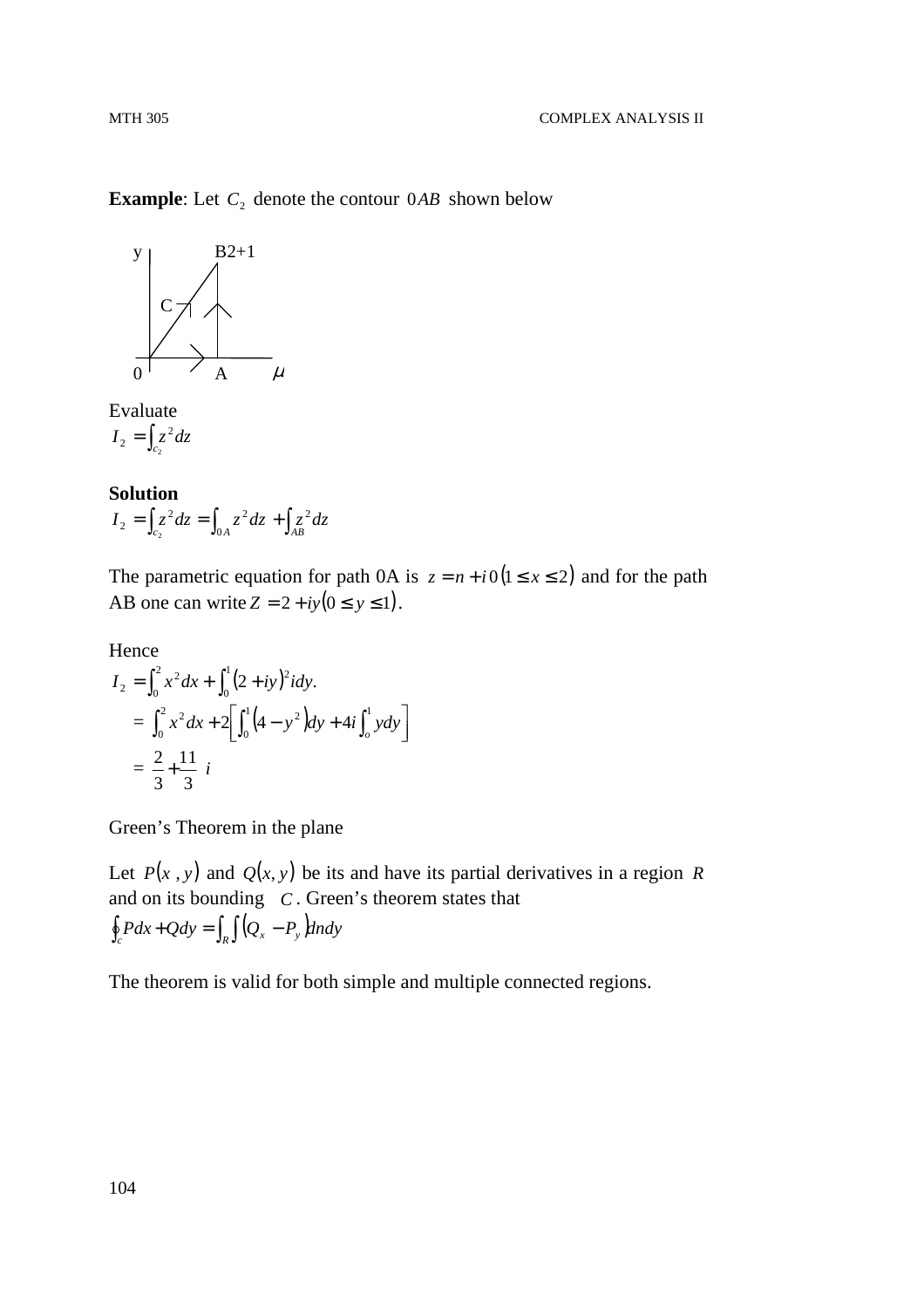**Example**: Let $C_2$ denote the contour $0AB$ shown below

Evaluate

$$I_2 = \int_{c_2} z^2 dz$$

**Solution**

$$I_2 = \int_{c_2} z^2 dz = \int_{0A} z^2 dz + \int_{AB} z^2 dz$$

The parametric equation for path 0A is $z = n + i0(1 \le x \le 2)$ and for the path AB one can write $Z = 2 + iy(0 \le y \le 1)$.

Hence

$$I_2 = \int_0^2 x^2 dx + \int_0^1 (2+iy)^2 i dy.$$

$$= \int_0^2 x^2 dx + 2\left[\int_0^1 (4 - y^2) dy + 4i \int_o^1 y dy\right]$$

$$= \frac{2}{3} + \frac{11}{3} i$$

Green's Theorem in the plane

Let $P(x, y)$ and $Q(x, y)$ be its and have its partial derivatives in a region $R$ and on its bounding $C$. Green's theorem states that

$$\oint_c P dx + Q dy = \int_R \int (Q_x - P_y) dndy$$

The theorem is valid for both simple and multiple connected regions.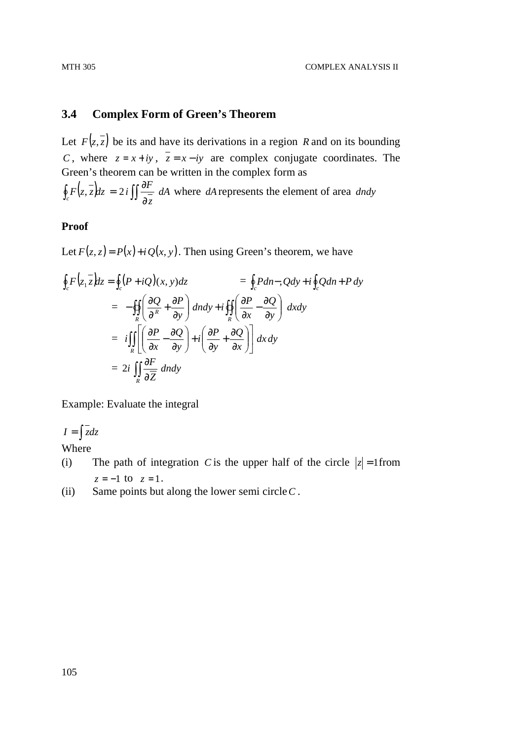## 3.4 Complex Form of Green's Theorem

Let $F(z, \bar{z})$ be its and have its derivations in a region $R$ and on its bounding $C$, where $z = x + iy$, $\bar{z} = x - iy$ are complex conjugate coordinates. The Green's theorem can be written in the complex form as

$\oint_c F(z, \bar{z}) dz = 2i \iint \frac{\partial F}{\partial \bar{z}} \, dA$ where $dA$ represents the element of area $dndy$

**Proof**

Let $F(z, z) = P(x) + i\,Q(x, y)$. Then using Green's theorem, we have

$$\oint_c F(z_1 \bar{z}) dz = \oint_c (P + iQ)(x, y) dz \qquad = \oint_c P dn - ; Q dy + i \oint_c Q dn + P\, dy$$

$$= -\oiint_R \left( \frac{\partial Q}{\partial^R} + \frac{\partial P}{\partial y} \right) dndy + i \oiint_R \left( \frac{\partial P}{\partial x} - \frac{\partial Q}{\partial y} \right) dxdy$$

$$= i \iint_R \left[ \left( \frac{\partial P}{\partial x} - \frac{\partial Q}{\partial y} \right) + i \left( \frac{\partial P}{\partial y} + \frac{\partial Q}{\partial x} \right) \right] dx\, dy$$

$$= 2i \iint_R \frac{\partial F}{\partial \overline{Z}} \, dndy$$

Example: Evaluate the integral

$I = \int \bar{z} dz$

Where

(i) The path of integration $C$ is the upper half of the circle $|z| = 1$ from $z = -1$ to $z = 1$.

(ii) Same points but along the lower semi circle $C$.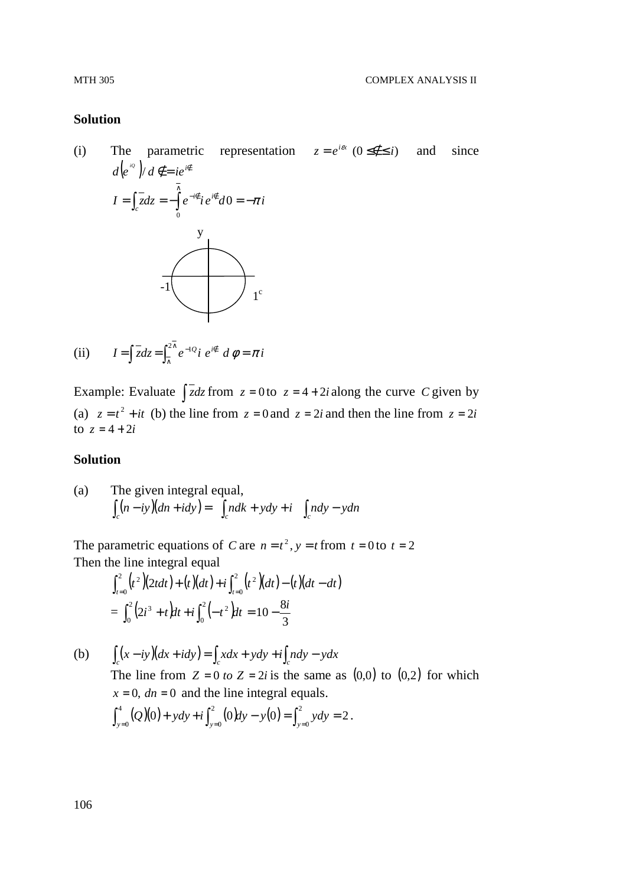**Solution**

(i) The parametric representation $z = e^{i\notin}$ $(0 \leq \notin \leq i)$ and since $d\left(e^{iQ}\right)/d\notin = ie^{i\notin}$

$$I = \int_c \bar{z}dz = -\int_0^{\wedge} e^{-i\notin} i\, e^{i\notin} d0 = -\pi i$$

y

-1

1c

(ii) $I = \int \bar{z}dz = \int_{\wedge}^{2\wedge} e^{-1Q} i\, e^{i\notin}\, d\phi = \pi i$

Example: Evaluate $\int \bar{z}dz$ from $z = 0$ to $z = 4 + 2i$ along the curve $C$ given by (a) $z = t^2 + it$ (b) the line from $z = 0$ and $z = 2i$ and then the line from $z = 2i$ to $z = 4 + 2i$

**Solution**

(a) The given integral equal,

$$\int_c (n - iy)(dn + idy) = \int_c ndk + ydy + i \int_c ndy - ydn$$

The parametric equations of $C$ are $n = t^2, y = t$ from $t = 0$ to $t = 2$
Then the line integral equal

$$\int_{t=0}^{2} \left(t^2\right)(2tdt) + (t)(dt) + i\int_{t=0}^{2} \left(t^2\right)(dt) - (t)(dt - dt)$$

$$= \int_0^2 \left(2i^3 + t\right)dt + i\int_0^2 \left(-t^2\right)dt = 10 - \frac{8i}{3}$$

(b) $\int_c (x - iy)(dx + idy) = \int_c xdx + ydy + i\int_c ndy - ydx$

The line from $Z = 0\ to\ Z = 2i$ is the same as $(0,0)$ to $(0,2)$ for which $x = 0,\ dn = 0$ and the line integral equals.

$$\int_{y=0}^{4} (Q)(0) + ydy + i\int_{y=0}^{2} (0)dy - y(0) = \int_{y=0}^{2} ydy = 2.$$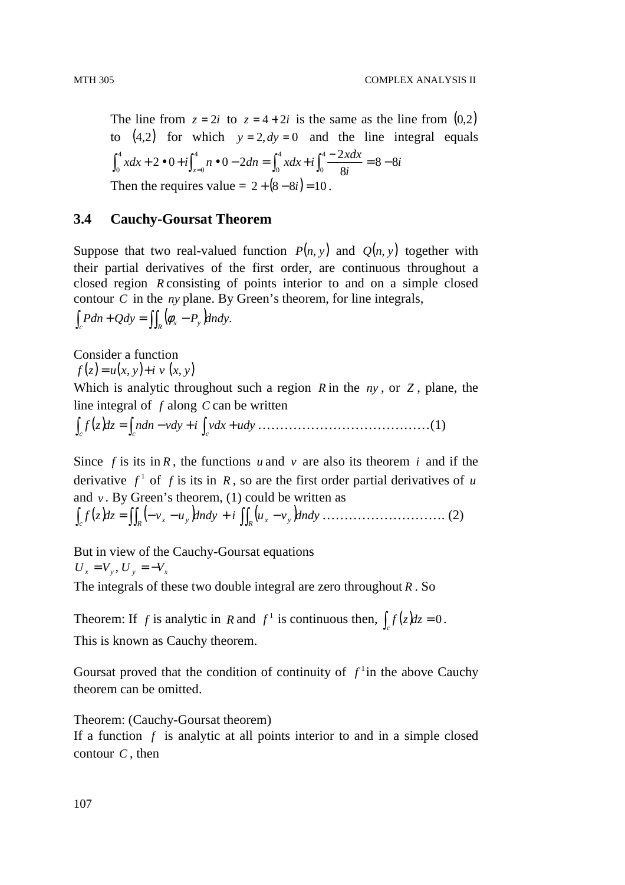The line from $z = 2i$ to $z = 4 + 2i$ is the same as the line from $(0,2)$ to $(4,2)$ for which $y = 2, dy = 0$ and the line integral equals $\int_0^4 xdx + 2 \bullet 0 + i\int_{x=0}^4 n \bullet 0 - 2dn = \int_0^4 xdx + i\int_0^4 \frac{-2xdx}{8i} = 8 - 8i$

Then the requires value = $2 + (8 - 8i) = 10$.

## 3.4 Cauchy-Goursat Theorem

Suppose that two real-valued function $P(n, y)$ and $Q(n, y)$ together with their partial derivatives of the first order, are continuous throughout a closed region $R$ consisting of points interior to and on a simple closed contour $C$ in the $ny$ plane. By Green's theorem, for line integrals,

$$\int_c Pdn + Qdy = \iint_R (\phi_x - P_y)dndy.$$

Consider a function

$f(z) = u(x, y) + i\ v\ (x, y)$

Which is analytic throughout such a region $R$ in the $ny$, or $Z$, plane, the line integral of $f$ along $C$ can be written

$$\int_c f(z)dz = \int_c ndn - vdy + i\int_c vdx + udy \text{ ………………………………….(1)}$$

Since $f$ is its in $R$, the functions $u$ and $v$ are also its theorem $i$ and if the derivative $f^1$ of $f$ is its in $R$, so are the first order partial derivatives of $u$ and $v$. By Green's theorem, (1) could be written as

$$\int_c f(z)dz = \iint_R (-v_x - u_y)dndy + i\iint_R (u_x - v_y)dndy \text{ ………………………. (2)}$$

But in view of the Cauchy-Goursat equations

$U_x = V_y, U_y = -V_x$

The integrals of these two double integral are zero throughout $R$. So

Theorem: If $f$ is analytic in $R$ and $f^1$ is continuous then, $\int_c f(z)dz = 0$.

This is known as Cauchy theorem.

Goursat proved that the condition of continuity of $f^1$ in the above Cauchy theorem can be omitted.

Theorem: (Cauchy-Goursat theorem)

If a function $f$ is analytic at all points interior to and in a simple closed contour $C$, then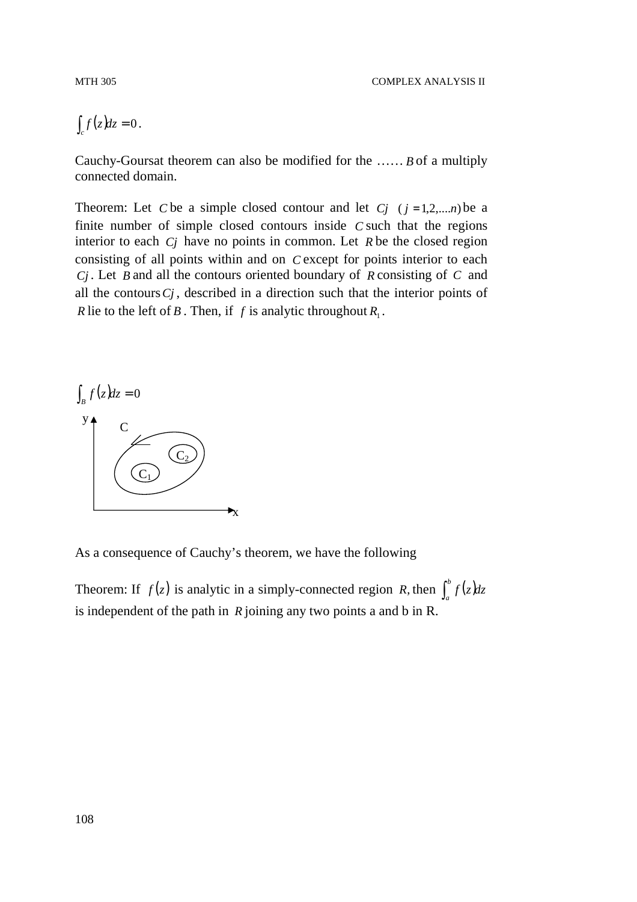$\int_c f(z)dz = 0$.

Cauchy-Goursat theorem can also be modified for the …… $B$ of a multiply connected domain.

Theorem: Let $C$ be a simple closed contour and let $Cj \quad (j = 1,2,....n)$ be a finite number of simple closed contours inside $C$ such that the regions interior to each $Cj$ have no points in common. Let $R$ be the closed region consisting of all points within and on $C$ except for points interior to each $Cj$. Let $B$ and all the contours oriented boundary of $R$ consisting of $C$ and all the contours $Cj$, described in a direction such that the interior points of $R$ lie to the left of $B$. Then, if $f$ is analytic throughout $R_1$.

$\int_B f(z)dz = 0$

As a consequence of Cauchy's theorem, we have the following

Theorem: If $f(z)$ is analytic in a simply-connected region $R$, then $\int_a^b f(z)dz$ is independent of the path in $R$ joining any two points a and b in R.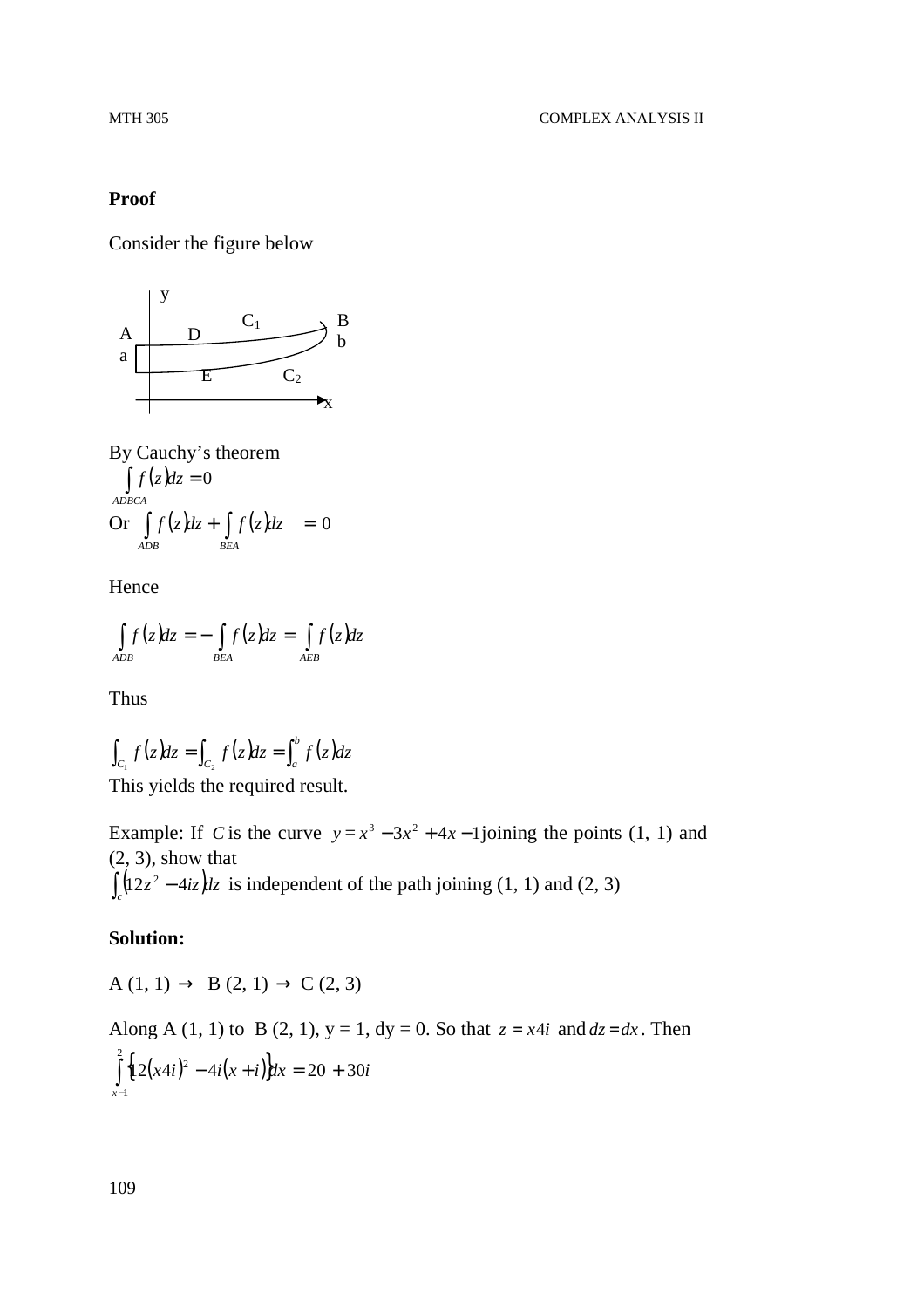**Proof**

Consider the figure below

y

A D C1 B
a b

E C2

x

By Cauchy's theorem

$$\int_{ADBCA} f(z)dz = 0$$

Or $\int_{ADB} f(z)dz + \int_{BEA} f(z)dz \quad = 0$

Hence

$$\int_{ADB} f(z)dz = -\int_{BEA} f(z)dz = \int_{AEB} f(z)dz$$

Thus

$$\int_{C_1} f(z)dz = \int_{C_2} f(z)dz = \int_a^b f(z)dz$$

This yields the required result.

Example: If $C$ is the curve $y = x^3 - 3x^2 + 4x - 1$ joining the points (1, 1) and (2, 3), show that

$\int_c (12z^2 - 4iz)dz$ is independent of the path joining (1, 1) and (2, 3)

**Solution:**

A (1, 1) $\rightarrow$ B (2, 1) $\rightarrow$ C (2, 3)

Along A (1, 1) to B (2, 1), y = 1, dy = 0. So that $z = x4i$ and $dz = dx$. Then

$$\int_{x=1}^{2} \{12(x4i)^2 - 4i(x+i)\}dx = 20 + 30i$$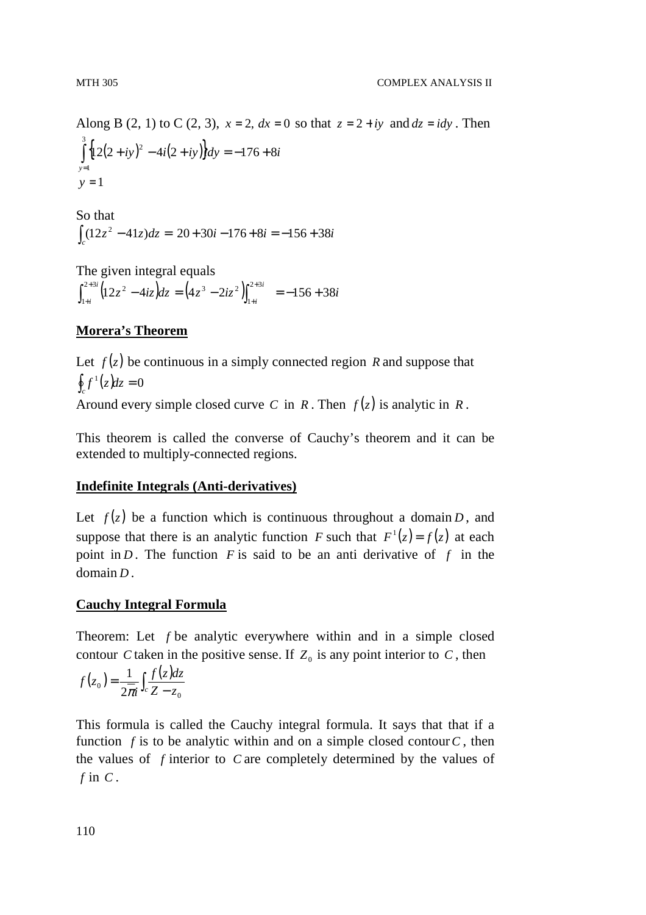Along B (2, 1) to C (2, 3), $x = 2,\ dx = 0$ so that $z = 2 + iy$ and $dz = idy$. Then

$$\int_{y=1}^{3} \left\{12(2+iy)^2 - 4i(2+iy)\right\} dy = -176 + 8i$$

$y = 1$

So that

$$\int_c (12z^2 - 41z)dz = 20 + 30i - 176 + 8i = -156 + 38i$$

The given integral equals

$$\int_{1+i}^{2+3i} \left(12z^2 - 4iz\right)dz = \left(4z^3 - 2iz^2\right)\Big|_{1+i}^{2+3i} = -156 + 38i$$

**Morera's Theorem**

Let $f(z)$ be continuous in a simply connected region $R$ and suppose that

$$\oint_c f^1(z)dz = 0$$

Around every simple closed curve $C$ in $R$. Then $f(z)$ is analytic in $R$.

This theorem is called the converse of Cauchy's theorem and it can be extended to multiply-connected regions.

**Indefinite Integrals (Anti-derivatives)**

Let $f(z)$ be a function which is continuous throughout a domain $D$, and suppose that there is an analytic function $F$ such that $F^1(z) = f(z)$ at each point in $D$. The function $F$ is said to be an anti derivative of $f$ in the domain $D$.

**Cauchy Integral Formula**

Theorem: Let $f$ be analytic everywhere within and in a simple closed contour $C$ taken in the positive sense. If $Z_0$ is any point interior to $C$, then

$$f(z_0) = \frac{1}{2\pi i}\int_c \frac{f(z)dz}{Z - z_0}$$

This formula is called the Cauchy integral formula. It says that that if a function $f$ is to be analytic within and on a simple closed contour $C$, then the values of $f$ interior to $C$ are completely determined by the values of $f$ in $C$.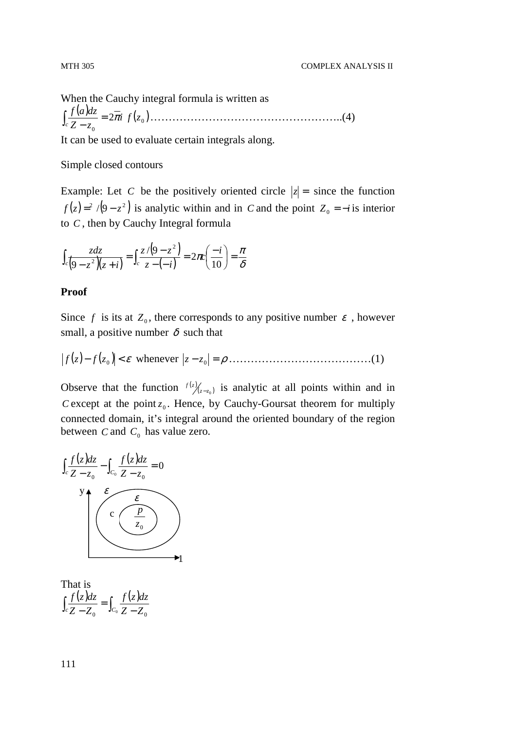When the Cauchy integral formula is written as

$$\int_c \frac{f(a)dz}{Z - z_0} = 2\pi i \; f(z_0) \text{……………………………………………..(4)}$$

It can be used to evaluate certain integrals along.

Simple closed contours

Example: Let $C$ be the positively oriented circle $|z| =$ since the function $f(z) = ^{2} /(9 - z^2)$ is analytic within and in $C$ and the point $Z_0 = -i$ is interior to $C$, then by Cauchy Integral formula

$$\int_c \frac{zdz}{(9 - z^2)(z + i)} = \int_c \frac{z/(9 - z^2)}{z - (-i)} = 2\pi c\left(\frac{-i}{10}\right) = \frac{\pi}{\delta}$$

**Proof**

Since $f$ is its at $Z_0$, there corresponds to any positive number $\varepsilon$, however small, a positive number $\delta$ such that

$$|f(z) - f(z_0)| < \varepsilon \text{ whenever } |z - z_0| = \rho \text{…………………………………(1)}$$

Observe that the function $f(z)/(z - z_0)$ is analytic at all points within and in $C$ except at the point $z_0$. Hence, by Cauchy-Goursat theorem for multiply connected domain, it's integral around the oriented boundary of the region between $C$ and $C_0$ has value zero.

$$\int_c \frac{f(z)dz}{Z - z_0} - \int_{C_0} \frac{f(z)dz}{Z - z_0} = 0$$

That is

$$\int_c \frac{f(z)dz}{Z - Z_0} = \int_{C_0} \frac{f(z)dz}{Z - Z_0}$$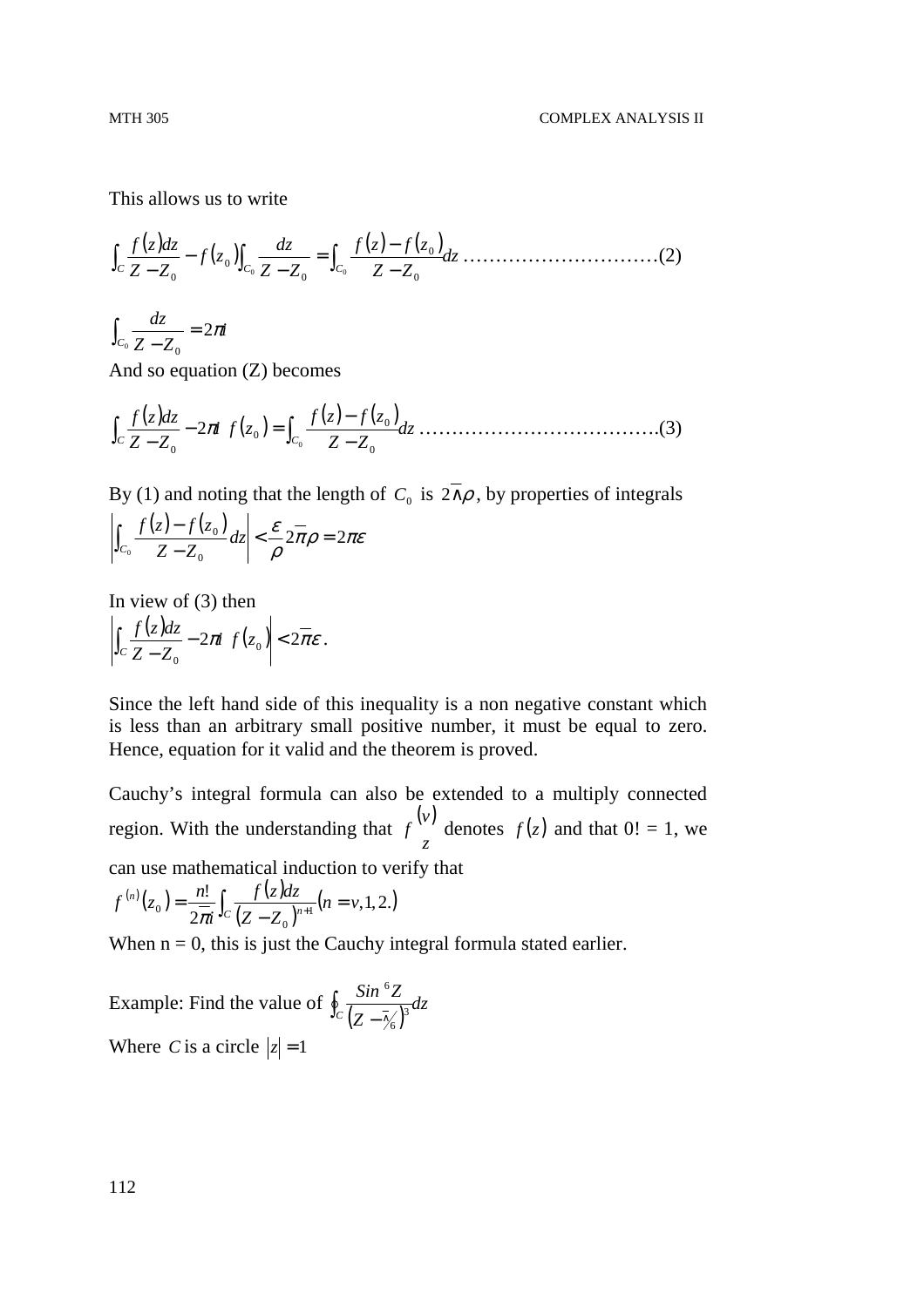This allows us to write

$$\int_C \frac{f(z)dz}{Z - Z_0} - f(z_0)\int_{C_0} \frac{dz}{Z - Z_0} = \int_{C_0} \frac{f(z) - f(z_0)}{Z - Z_0}dz \text{ ……………………………(2)}$$

$$\int_{C_0} \frac{dz}{Z - Z_0} = 2\pi i$$

And so equation (Z) becomes

$$\int_C \frac{f(z)dz}{Z - Z_0} - 2\pi i \ f(z_0) = \int_{C_0} \frac{f(z) - f(z_0)}{Z - Z_0}dz \text{ ……………………………….(3)}$$

By (1) and noting that the length of $C_0$ is $2\bar{\pi}\rho$, by properties of integrals

$$\left| \int_{C_0} \frac{f(z) - f(z_0)}{Z - Z_0} dz \right| < \frac{\varepsilon}{\rho} 2\bar{\pi}\rho = 2\pi\varepsilon$$

In view of (3) then

$$\left| \int_C \frac{f(z)dz}{Z - Z_0} - 2\pi i \ f(z_0) \right| < 2\bar{\pi}\varepsilon .$$

Since the left hand side of this inequality is a non negative constant which is less than an arbitrary small positive number, it must be equal to zero. Hence, equation for it valid and the theorem is proved.

Cauchy's integral formula can also be extended to a multiply connected region. With the understanding that $f^{(v)}_{z}$ denotes $f(z)$ and that 0! = 1, we can use mathematical induction to verify that

$$f^{(n)}(z_0) = \frac{n!}{2\bar{\pi} i} \int_C \frac{f(z)dz}{(Z - Z_0)^{n+1}} (n = v, 1, 2.)$$

When n = 0, this is just the Cauchy integral formula stated earlier.

Example: Find the value of $\oint_C \frac{Sin^6 Z}{(Z - \bar{\pi}/6)^3} dz$

Where $C$ is a circle $|z| = 1$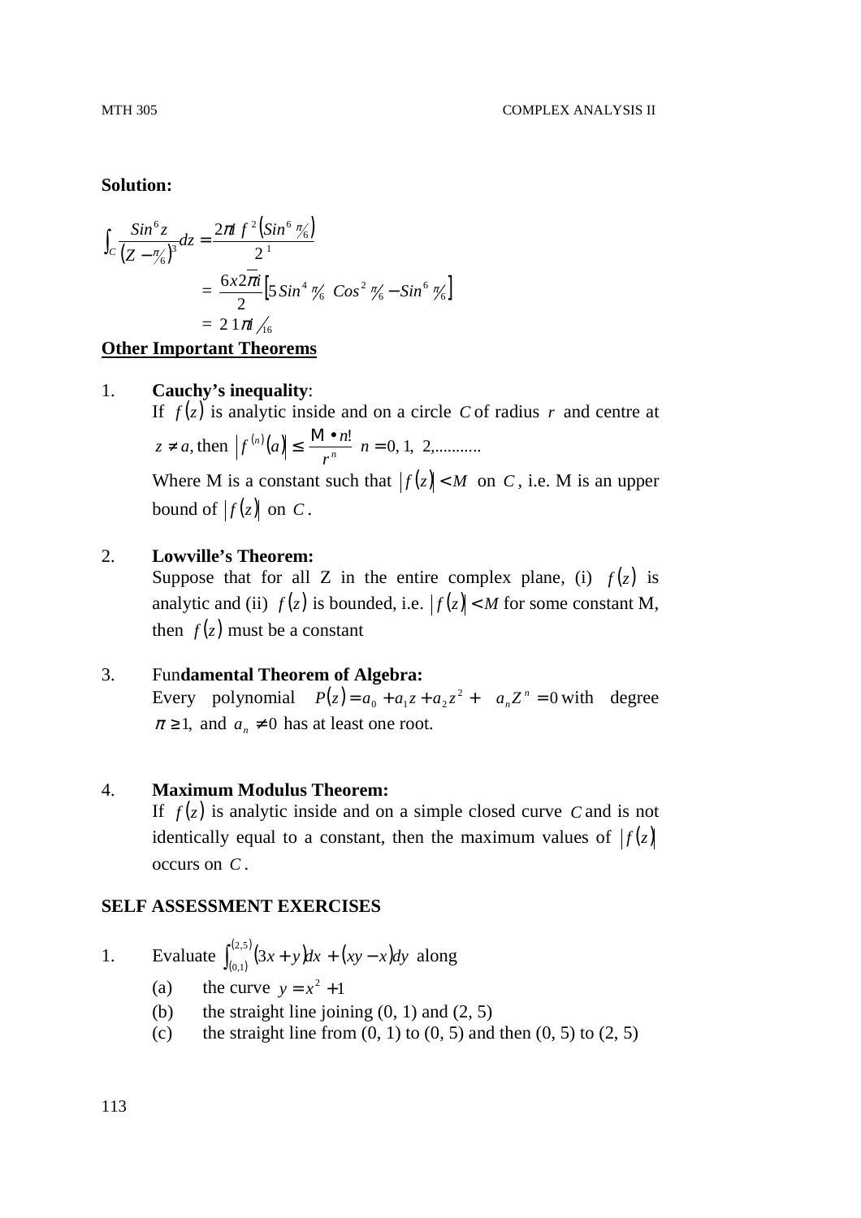**Solution:**

$$\int_C \frac{Sin^6 z}{(Z - \pi/6)^3} dz = \frac{2\pi i\, f^2 (Sin^6 \pi/6)}{2^1}$$

$$= \frac{6x2\overline{\pi}i}{2}\left[5 Sin^4 \pi/6\ Cos^2 \pi/6 - Sin^6 \pi/6\right]$$

$$= 2\ 1\pi i/16$$

**Other Important Theorems**

1. **Cauchy's inequality**:
   If $f(z)$ is analytic inside and on a circle $C$ of radius $r$ and centre at $z \neq a$, then $\left|f^{(n)}(a)\right| \leq \frac{M \bullet n!}{r^n}$ $n = 0, 1, 2,$...........
   Where M is a constant such that $|f(z)| < M$ on $C$, i.e. M is an upper bound of $|f(z)|$ on $C$.

2. **Lowville's Theorem:**
   Suppose that for all Z in the entire complex plane, (i) $f(z)$ is analytic and (ii) $f(z)$ is bounded, i.e. $|f(z)| < M$ for some constant M, then $f(z)$ must be a constant

3. Fun**damental Theorem of Algebra:**
   Every polynomial $P(z) = a_0 + a_1 z + a_2 z^2 + \quad a_n Z^n = 0$ with degree $\pi \geq 1$, and $a_n \neq 0$ has at least one root.

4. **Maximum Modulus Theorem:**
   If $f(z)$ is analytic inside and on a simple closed curve $C$ and is not identically equal to a constant, then the maximum values of $|f(z)|$ occurs on $C$.

**SELF ASSESSMENT EXERCISES**

1. Evaluate $\int_{(0,1)}^{(2,5)} (3x + y)dx + (xy - x)dy$ along
   (a) the curve $y = x^2 + 1$
   (b) the straight line joining (0, 1) and (2, 5)
   (c) the straight line from (0, 1) to (0, 5) and then (0, 5) to (2, 5)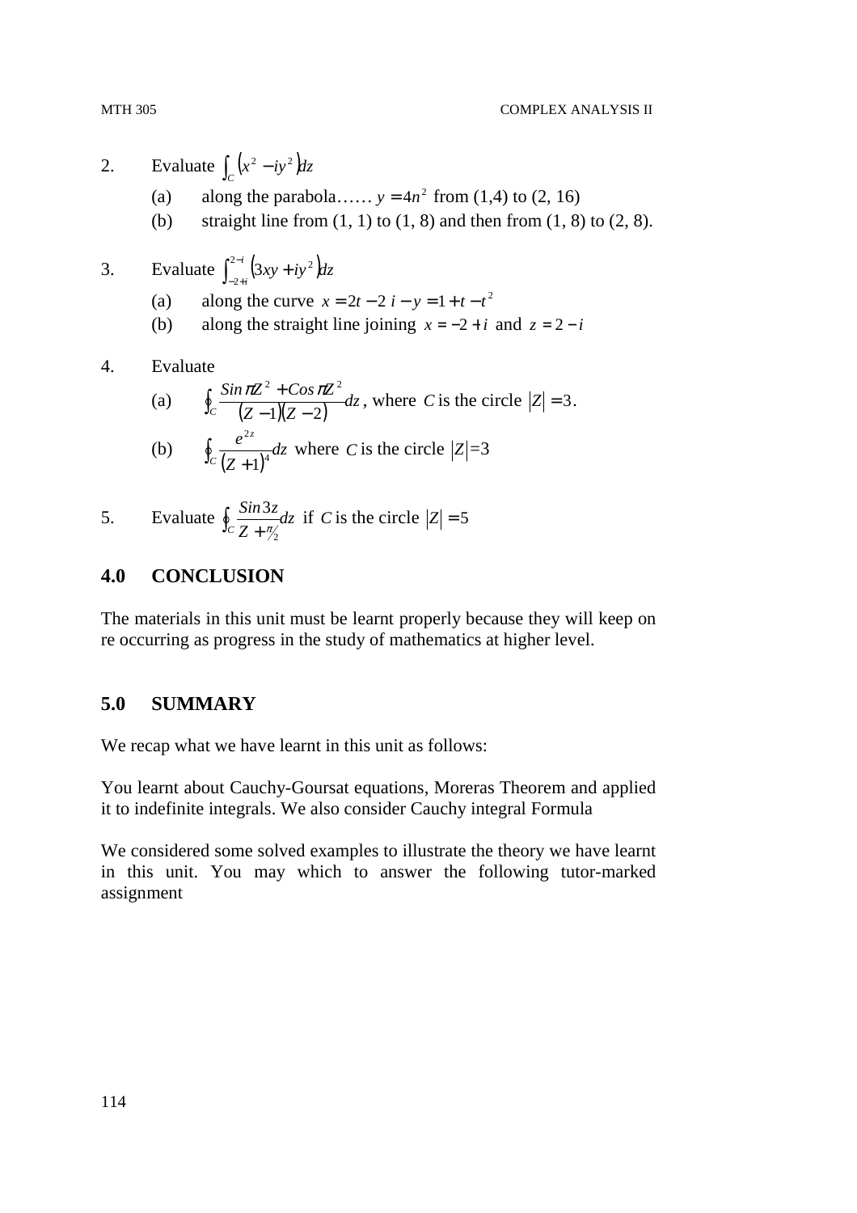2. Evaluate $\int_C \left(x^2 - iy^2\right)dz$

   (a) along the parabola…… $y = 4n^2$ from (1,4) to (2, 16)

   (b) straight line from (1, 1) to (1, 8) and then from (1, 8) to (2, 8).

3. Evaluate $\int_{-2+i}^{2-i} \left(3xy + iy^2\right)dz$

   (a) along the curve $x = 2t - 2\ i - y = 1 + t - t^2$

   (b) along the straight line joining $x = -2 + i$ and $z = 2 - i$

4. Evaluate

   (a) $\oint_C \frac{Sin\,\pi Z^2 + Cos\,\pi Z^2}{(Z-1)(Z-2)}dz$, where $C$ is the circle $|Z| = 3$.

   (b) $\oint_C \frac{e^{2z}}{(Z+1)^4}dz$ where $C$ is the circle $|Z|=3$

5. Evaluate $\oint_C \frac{Sin\,3z}{Z + \pi/2}dz$ if $C$ is the circle $|Z| = 5$

## 4.0 CONCLUSION

The materials in this unit must be learnt properly because they will keep on re occurring as progress in the study of mathematics at higher level.

## 5.0 SUMMARY

We recap what we have learnt in this unit as follows:

You learnt about Cauchy-Goursat equations, Moreras Theorem and applied it to indefinite integrals. We also consider Cauchy integral Formula

We considered some solved examples to illustrate the theory we have learnt in this unit. You may which to answer the following tutor-marked assignment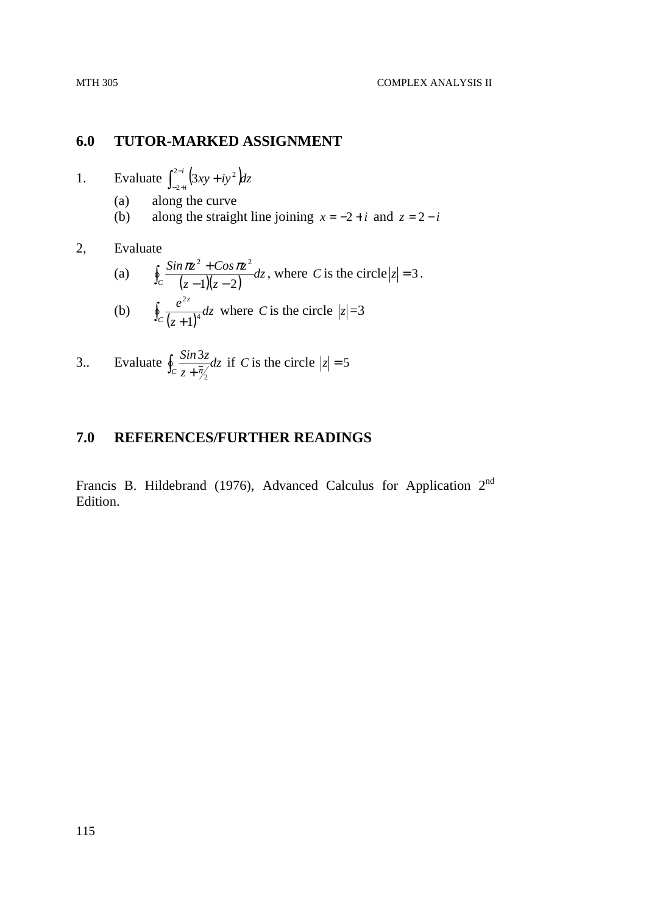## 6.0 TUTOR-MARKED ASSIGNMENT

1. Evaluate $\int_{-2+i}^{2-i} \left(3xy + iy^2\right) dz$

   (a) along the curve

   (b) along the straight line joining $x = -2 + i$ and $z = 2 - i$

2, Evaluate

   (a) $\oint_C \frac{Sin\,\pi z^2 + Cos\,\pi z^2}{(z-1)(z-2)} dz$, where $C$ is the circle $|z| = 3$.

   (b) $\oint_C \frac{e^{2z}}{(z+1)^4} dz$ where $C$ is the circle $|z|=3$

3.. Evaluate $\oint_C \frac{Sin\,3z}{z + \frac{\pi}{2}} dz$ if $C$ is the circle $|z| = 5$

## 7.0 REFERENCES/FURTHER READINGS

Francis B. Hildebrand (1976), Advanced Calculus for Application 2nd Edition.